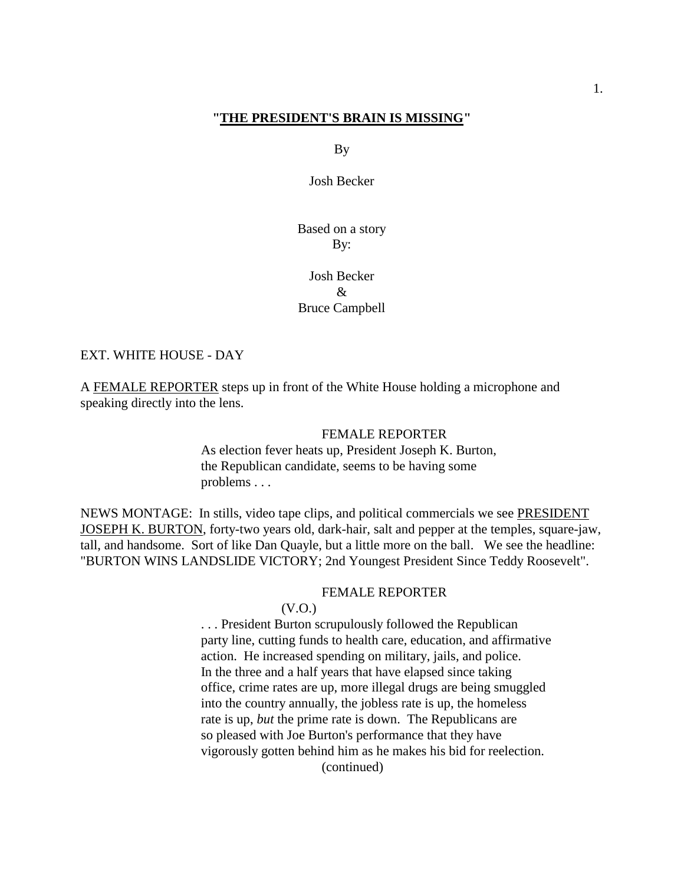# "THE PRESIDENT'S BRAIN IS MISSING"

By

Josh Becker

Based on a story
By:

Josh Becker
&
Bruce Campbell

EXT. WHITE HOUSE - DAY

A FEMALE REPORTER steps up in front of the White House holding a microphone and speaking directly into the lens.

FEMALE REPORTER
As election fever heats up, President Joseph K. Burton, the Republican candidate, seems to be having some problems . . .

NEWS MONTAGE: In stills, video tape clips, and political commercials we see PRESIDENT JOSEPH K. BURTON, forty-two years old, dark-hair, salt and pepper at the temples, square-jaw, tall, and handsome. Sort of like Dan Quayle, but a little more on the ball. We see the headline: "BURTON WINS LANDSLIDE VICTORY; 2nd Youngest President Since Teddy Roosevelt".

FEMALE REPORTER
(V.O.)
. . . President Burton scrupulously followed the Republican party line, cutting funds to health care, education, and affirmative action. He increased spending on military, jails, and police. In the three and a half years that have elapsed since taking office, crime rates are up, more illegal drugs are being smuggled into the country annually, the jobless rate is up, the homeless rate is up, *but* the prime rate is down. The Republicans are so pleased with Joe Burton's performance that they have vigorously gotten behind him as he makes his bid for reelection.
(continued)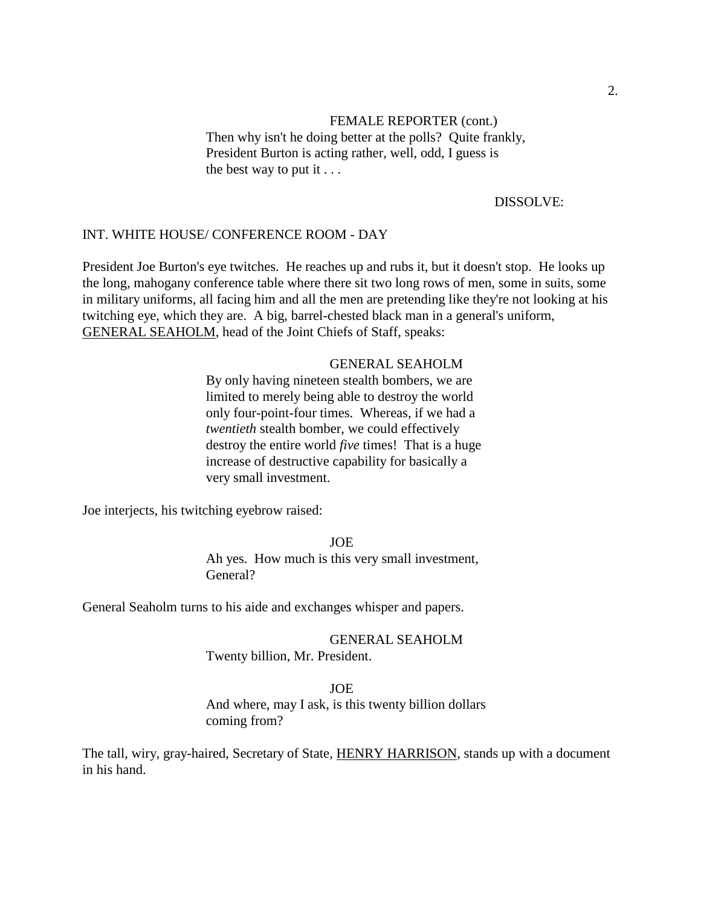FEMALE REPORTER (cont.)
Then why isn't he doing better at the polls? Quite frankly, President Burton is acting rather, well, odd, I guess is the best way to put it . . .

DISSOLVE:

INT. WHITE HOUSE/ CONFERENCE ROOM - DAY

President Joe Burton's eye twitches. He reaches up and rubs it, but it doesn't stop. He looks up the long, mahogany conference table where there sit two long rows of men, some in suits, some in military uniforms, all facing him and all the men are pretending like they're not looking at his twitching eye, which they are. A big, barrel-chested black man in a general's uniform, <u>GENERAL SEAHOLM</u>, head of the Joint Chiefs of Staff, speaks:

GENERAL SEAHOLM
By only having nineteen stealth bombers, we are limited to merely being able to destroy the world only four-point-four times. Whereas, if we had a *twentieth* stealth bomber, we could effectively destroy the entire world *five* times! That is a huge increase of destructive capability for basically a very small investment.

Joe interjects, his twitching eyebrow raised:

JOE
Ah yes. How much is this very small investment, General?

General Seaholm turns to his aide and exchanges whisper and papers.

GENERAL SEAHOLM
Twenty billion, Mr. President.

JOE
And where, may I ask, is this twenty billion dollars coming from?

The tall, wiry, gray-haired, Secretary of State, <u>HENRY HARRISON</u>, stands up with a document in his hand.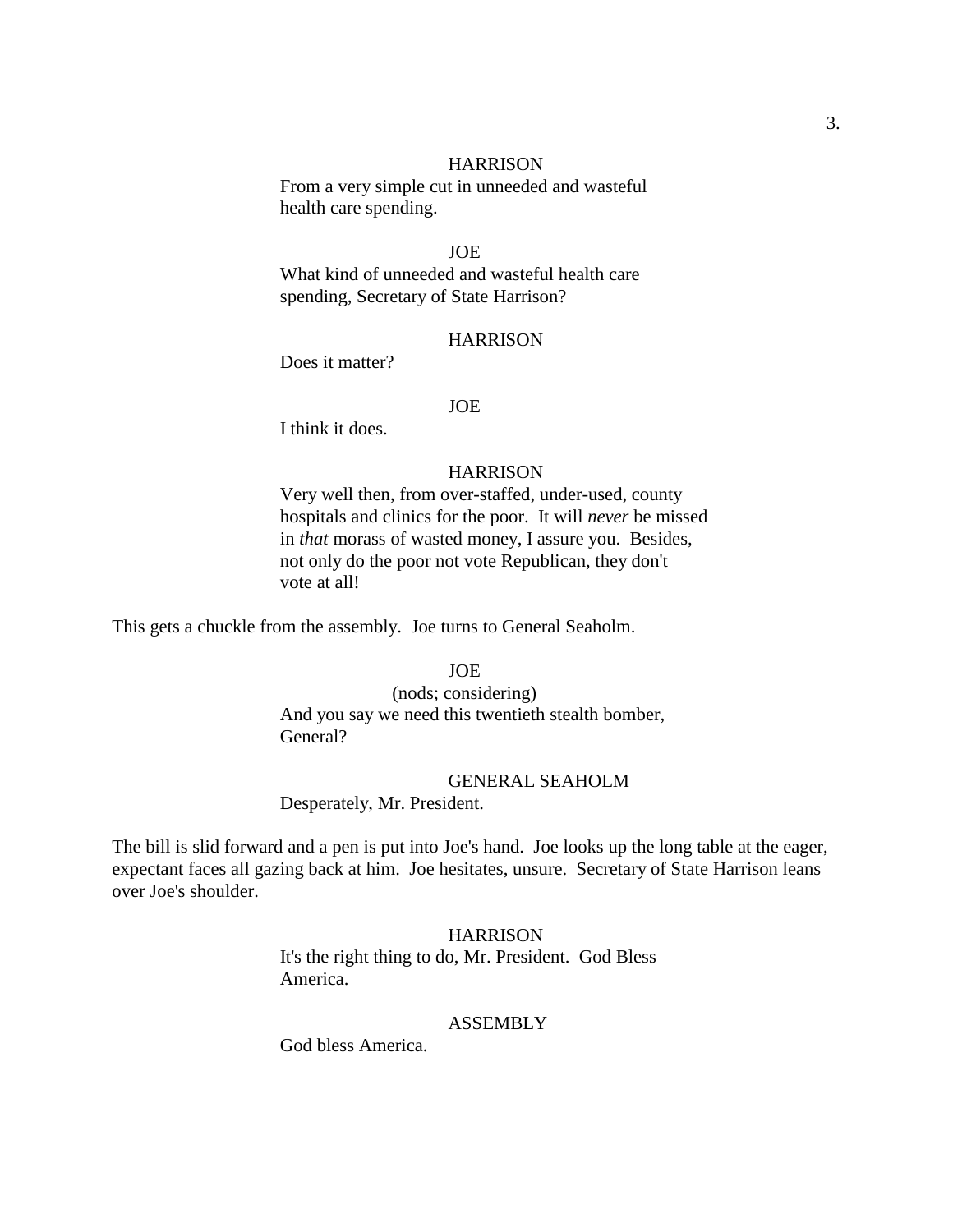HARRISON

From a very simple cut in unneeded and wasteful health care spending.

JOE

What kind of unneeded and wasteful health care spending, Secretary of State Harrison?

HARRISON

Does it matter?

JOE

I think it does.

HARRISON

Very well then, from over-staffed, under-used, county hospitals and clinics for the poor. It will *never* be missed in *that* morass of wasted money, I assure you. Besides, not only do the poor not vote Republican, they don't vote at all!

This gets a chuckle from the assembly. Joe turns to General Seaholm.

JOE

(nods; considering)

And you say we need this twentieth stealth bomber, General?

GENERAL SEAHOLM

Desperately, Mr. President.

The bill is slid forward and a pen is put into Joe's hand. Joe looks up the long table at the eager, expectant faces all gazing back at him. Joe hesitates, unsure. Secretary of State Harrison leans over Joe's shoulder.

HARRISON

It's the right thing to do, Mr. President. God Bless America.

ASSEMBLY

God bless America.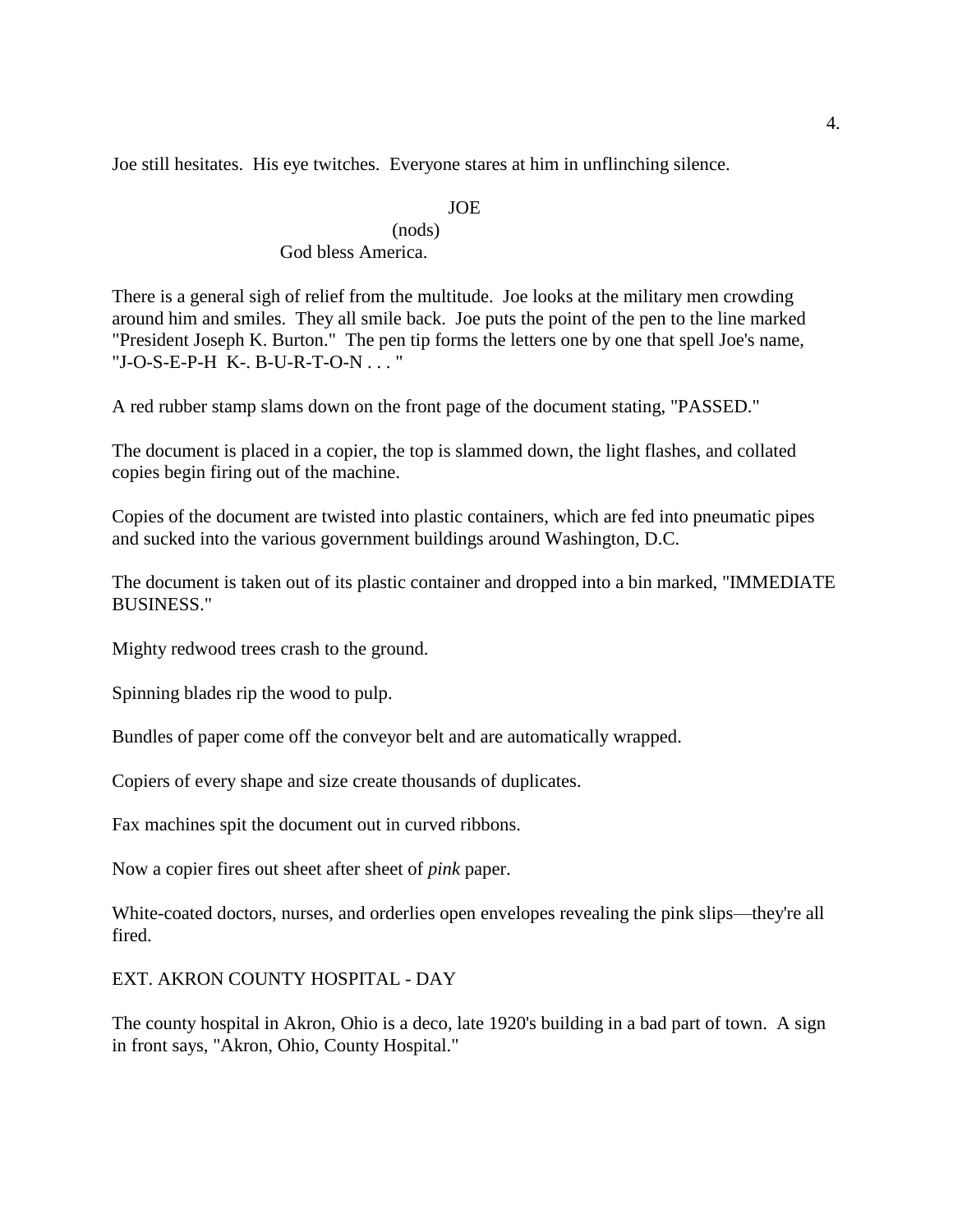Joe still hesitates.  His eye twitches.  Everyone stares at him in unflinching silence.

JOE
(nods)
God bless America.

There is a general sigh of relief from the multitude.  Joe looks at the military men crowding around him and smiles.  They all smile back.  Joe puts the point of the pen to the line marked "President Joseph K. Burton."  The pen tip forms the letters one by one that spell Joe's name, "J-O-S-E-P-H  K-. B-U-R-T-O-N . . . "

A red rubber stamp slams down on the front page of the document stating, "PASSED."

The document is placed in a copier, the top is slammed down, the light flashes, and collated copies begin firing out of the machine.

Copies of the document are twisted into plastic containers, which are fed into pneumatic pipes and sucked into the various government buildings around Washington, D.C.

The document is taken out of its plastic container and dropped into a bin marked, "IMMEDIATE BUSINESS."

Mighty redwood trees crash to the ground.

Spinning blades rip the wood to pulp.

Bundles of paper come off the conveyor belt and are automatically wrapped.

Copiers of every shape and size create thousands of duplicates.

Fax machines spit the document out in curved ribbons.

Now a copier fires out sheet after sheet of *pink* paper.

White-coated doctors, nurses, and orderlies open envelopes revealing the pink slips—they're all fired.

EXT. AKRON COUNTY HOSPITAL - DAY

The county hospital in Akron, Ohio is a deco, late 1920's building in a bad part of town.  A sign in front says, "Akron, Ohio, County Hospital."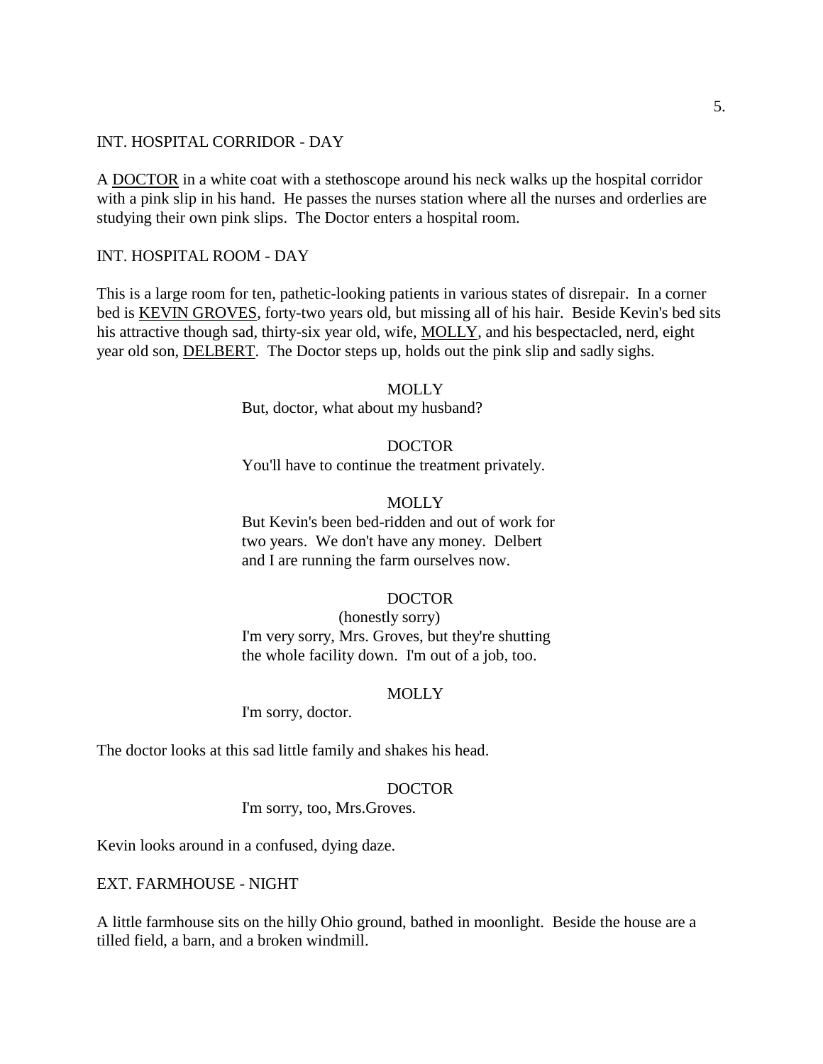INT. HOSPITAL CORRIDOR - DAY

A DOCTOR in a white coat with a stethoscope around his neck walks up the hospital corridor with a pink slip in his hand. He passes the nurses station where all the nurses and orderlies are studying their own pink slips. The Doctor enters a hospital room.

INT. HOSPITAL ROOM - DAY

This is a large room for ten, pathetic-looking patients in various states of disrepair. In a corner bed is KEVIN GROVES, forty-two years old, but missing all of his hair. Beside Kevin's bed sits his attractive though sad, thirty-six year old, wife, MOLLY, and his bespectacled, nerd, eight year old son, DELBERT. The Doctor steps up, holds out the pink slip and sadly sighs.

MOLLY
But, doctor, what about my husband?

DOCTOR
You'll have to continue the treatment privately.

MOLLY
But Kevin's been bed-ridden and out of work for two years. We don't have any money. Delbert and I are running the farm ourselves now.

DOCTOR
(honestly sorry)
I'm very sorry, Mrs. Groves, but they're shutting the whole facility down. I'm out of a job, too.

MOLLY
I'm sorry, doctor.

The doctor looks at this sad little family and shakes his head.

DOCTOR
I'm sorry, too, Mrs.Groves.

Kevin looks around in a confused, dying daze.

EXT. FARMHOUSE - NIGHT

A little farmhouse sits on the hilly Ohio ground, bathed in moonlight. Beside the house are a tilled field, a barn, and a broken windmill.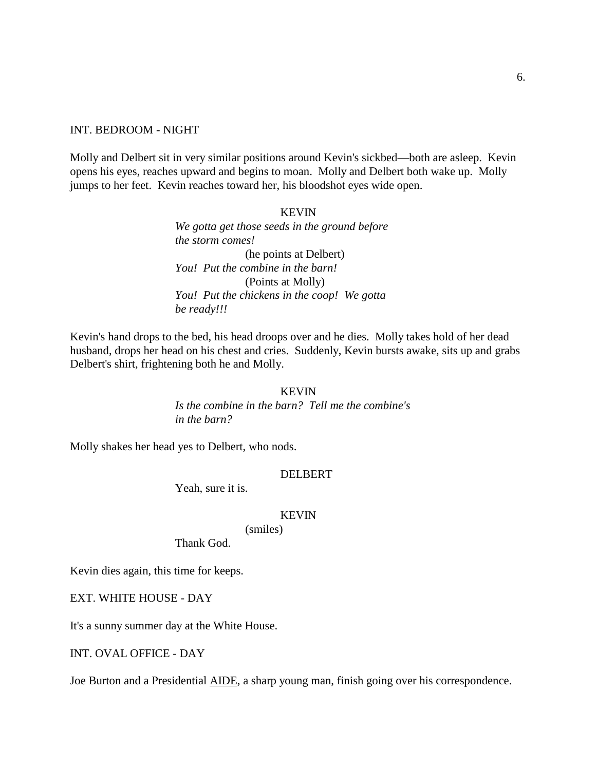INT. BEDROOM - NIGHT

Molly and Delbert sit in very similar positions around Kevin's sickbed—both are asleep. Kevin opens his eyes, reaches upward and begins to moan. Molly and Delbert both wake up. Molly jumps to her feet. Kevin reaches toward her, his bloodshot eyes wide open.

KEVIN

*We gotta get those seeds in the ground before the storm comes!*

(he points at Delbert)

*You! Put the combine in the barn!*

(Points at Molly)

*You! Put the chickens in the coop! We gotta be ready!!!*

Kevin's hand drops to the bed, his head droops over and he dies. Molly takes hold of her dead husband, drops her head on his chest and cries. Suddenly, Kevin bursts awake, sits up and grabs Delbert's shirt, frightening both he and Molly.

KEVIN

*Is the combine in the barn? Tell me the combine's in the barn?*

Molly shakes her head yes to Delbert, who nods.

DELBERT

Yeah, sure it is.

KEVIN

(smiles)

Thank God.

Kevin dies again, this time for keeps.

EXT. WHITE HOUSE - DAY

It's a sunny summer day at the White House.

INT. OVAL OFFICE - DAY

Joe Burton and a Presidential AIDE, a sharp young man, finish going over his correspondence.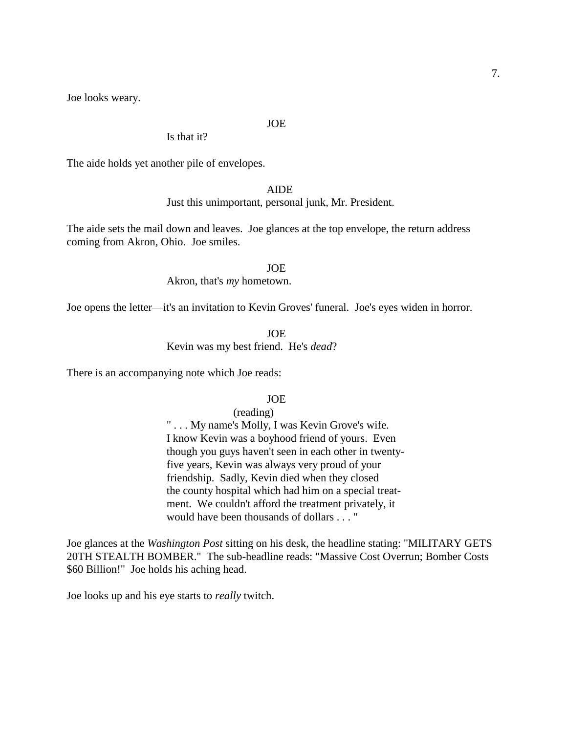Joe looks weary.

JOE

Is that it?

The aide holds yet another pile of envelopes.

AIDE

Just this unimportant, personal junk, Mr. President.

The aide sets the mail down and leaves. Joe glances at the top envelope, the return address coming from Akron, Ohio. Joe smiles.

JOE

Akron, that's *my* hometown.

Joe opens the letter—it's an invitation to Kevin Groves' funeral. Joe's eyes widen in horror.

JOE

Kevin was my best friend. He's *dead*?

There is an accompanying note which Joe reads:

JOE

(reading)

" . . . My name's Molly, I was Kevin Grove's wife. I know Kevin was a boyhood friend of yours. Even though you guys haven't seen in each other in twenty-five years, Kevin was always very proud of your friendship. Sadly, Kevin died when they closed the county hospital which had him on a special treatment. We couldn't afford the treatment privately, it would have been thousands of dollars . . . "

Joe glances at the *Washington Post* sitting on his desk, the headline stating: "MILITARY GETS 20TH STEALTH BOMBER." The sub-headline reads: "Massive Cost Overrun; Bomber Costs $60 Billion!" Joe holds his aching head.

Joe looks up and his eye starts to *really* twitch.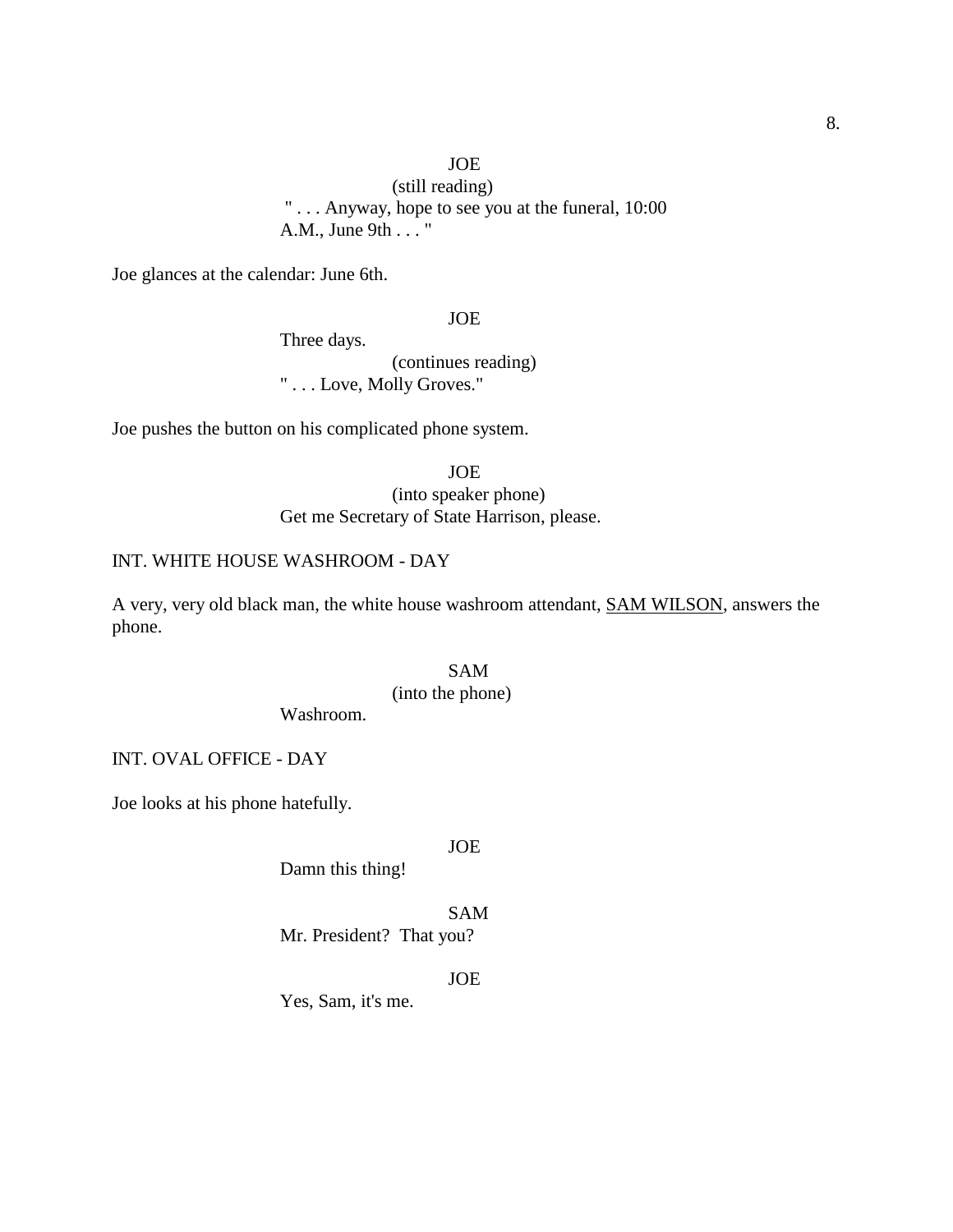JOE

(still reading)

" . . . Anyway, hope to see you at the funeral, 10:00 A.M., June 9th . . . "

Joe glances at the calendar: June 6th.

JOE

Three days.

(continues reading)

" . . . Love, Molly Groves."

Joe pushes the button on his complicated phone system.

JOE

(into speaker phone)

Get me Secretary of State Harrison, please.

INT. WHITE HOUSE WASHROOM - DAY

A very, very old black man, the white house washroom attendant, <u>SAM WILSON</u>, answers the phone.

SAM

(into the phone)

Washroom.

INT. OVAL OFFICE - DAY

Joe looks at his phone hatefully.

JOE

Damn this thing!

SAM

Mr. President? That you?

JOE

Yes, Sam, it's me.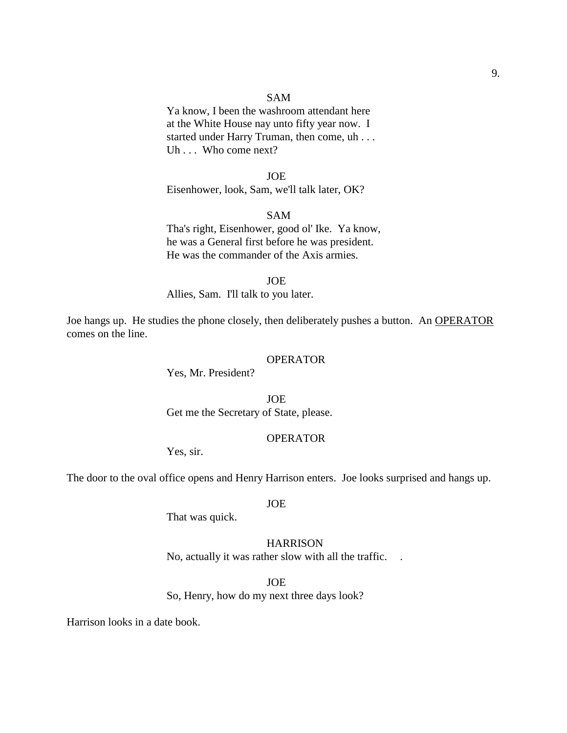SAM

Ya know, I been the washroom attendant here at the White House nay unto fifty year now. I started under Harry Truman, then come, uh . . . Uh . . . Who come next?

JOE

Eisenhower, look, Sam, we'll talk later, OK?

SAM

Tha's right, Eisenhower, good ol' Ike. Ya know, he was a General first before he was president. He was the commander of the Axis armies.

JOE

Allies, Sam. I'll talk to you later.

Joe hangs up. He studies the phone closely, then deliberately pushes a button. An OPERATOR comes on the line.

OPERATOR

Yes, Mr. President?

JOE

Get me the Secretary of State, please.

OPERATOR

Yes, sir.

The door to the oval office opens and Henry Harrison enters. Joe looks surprised and hangs up.

JOE

That was quick.

HARRISON

No, actually it was rather slow with all the traffic. .

JOE

So, Henry, how do my next three days look?

Harrison looks in a date book.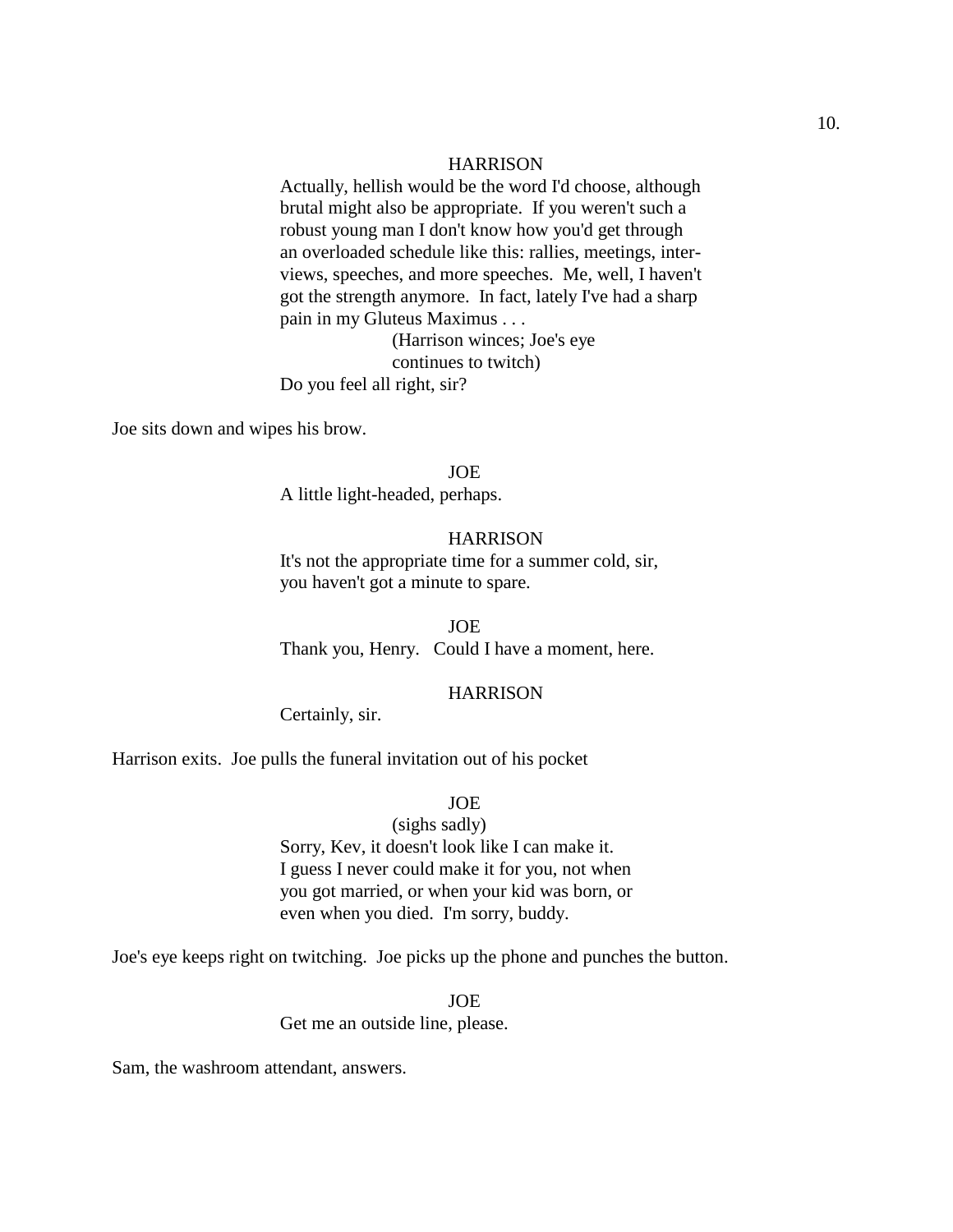HARRISON

Actually, hellish would be the word I'd choose, although brutal might also be appropriate. If you weren't such a robust young man I don't know how you'd get through an overloaded schedule like this: rallies, meetings, interviews, speeches, and more speeches. Me, well, I haven't got the strength anymore. In fact, lately I've had a sharp pain in my Gluteus Maximus . . .

(Harrison winces; Joe's eye continues to twitch)

Do you feel all right, sir?

Joe sits down and wipes his brow.

JOE

A little light-headed, perhaps.

HARRISON

It's not the appropriate time for a summer cold, sir, you haven't got a minute to spare.

JOE

Thank you, Henry. Could I have a moment, here.

HARRISON

Certainly, sir.

Harrison exits. Joe pulls the funeral invitation out of his pocket

JOE

(sighs sadly)

Sorry, Kev, it doesn't look like I can make it. I guess I never could make it for you, not when you got married, or when your kid was born, or even when you died. I'm sorry, buddy.

Joe's eye keeps right on twitching. Joe picks up the phone and punches the button.

JOE

Get me an outside line, please.

Sam, the washroom attendant, answers.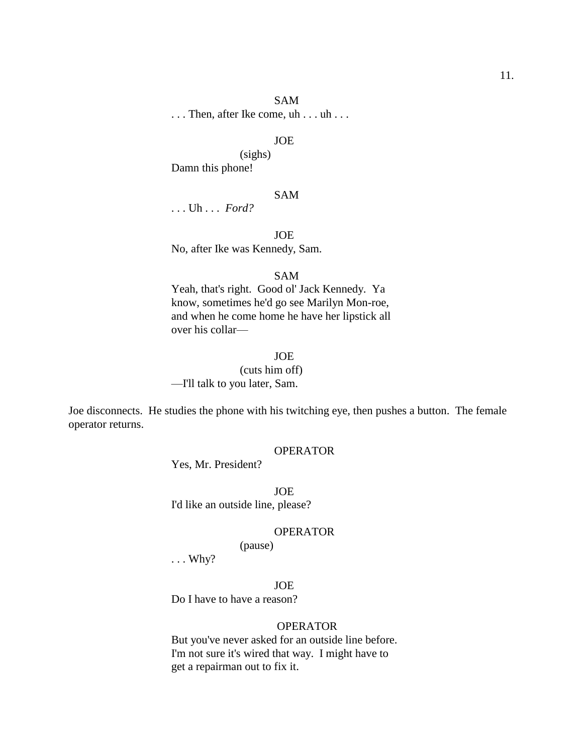SAM

. . . Then, after Ike come, uh . . . uh . . .

JOE

(sighs)

Damn this phone!

SAM

. . . Uh . . . *Ford?*

JOE

No, after Ike was Kennedy, Sam.

SAM

Yeah, that's right. Good ol' Jack Kennedy. Ya know, sometimes he'd go see Marilyn Mon-roe, and when he come home he have her lipstick all over his collar—

JOE

(cuts him off)

—I'll talk to you later, Sam.

Joe disconnects. He studies the phone with his twitching eye, then pushes a button. The female operator returns.

OPERATOR

Yes, Mr. President?

JOE

I'd like an outside line, please?

OPERATOR

(pause)

. . . Why?

JOE

Do I have to have a reason?

OPERATOR

But you've never asked for an outside line before. I'm not sure it's wired that way. I might have to get a repairman out to fix it.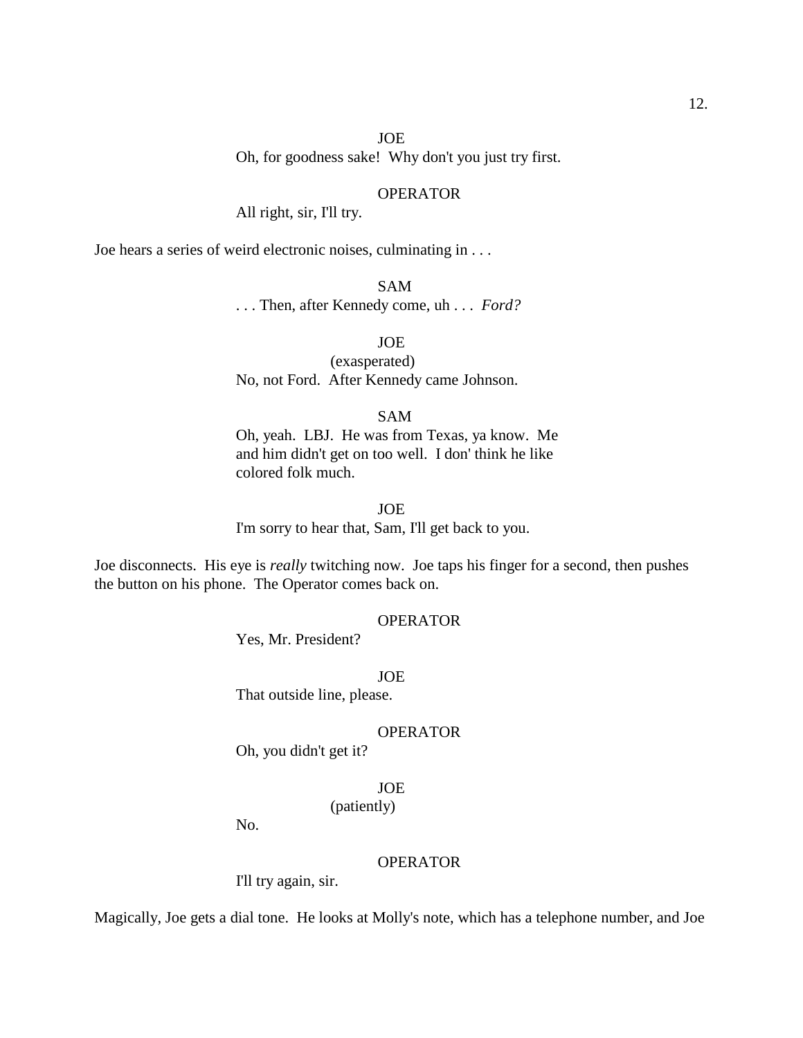JOE

Oh, for goodness sake! Why don't you just try first.

OPERATOR

All right, sir, I'll try.

Joe hears a series of weird electronic noises, culminating in . . .

SAM

. . . Then, after Kennedy come, uh . . . *Ford?*

JOE

(exasperated)

No, not Ford. After Kennedy came Johnson.

SAM

Oh, yeah. LBJ. He was from Texas, ya know. Me and him didn't get on too well. I don' think he like colored folk much.

JOE

I'm sorry to hear that, Sam, I'll get back to you.

Joe disconnects. His eye is *really* twitching now. Joe taps his finger for a second, then pushes the button on his phone. The Operator comes back on.

OPERATOR

Yes, Mr. President?

JOE

That outside line, please.

OPERATOR

Oh, you didn't get it?

JOE

(patiently)

No.

OPERATOR

I'll try again, sir.

Magically, Joe gets a dial tone. He looks at Molly's note, which has a telephone number, and Joe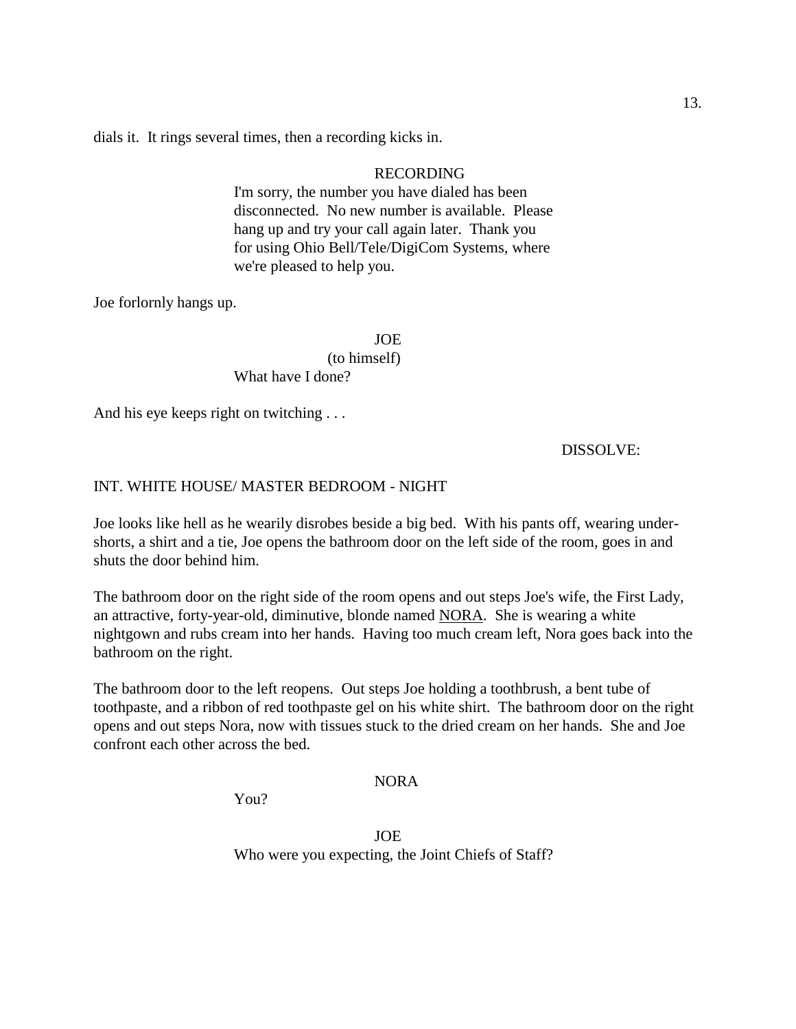dials it. It rings several times, then a recording kicks in.

RECORDING
I'm sorry, the number you have dialed has been disconnected. No new number is available. Please hang up and try your call again later. Thank you for using Ohio Bell/Tele/DigiCom Systems, where we're pleased to help you.

Joe forlornly hangs up.

JOE
(to himself)
What have I done?

And his eye keeps right on twitching . . .

DISSOLVE:

INT. WHITE HOUSE/ MASTER BEDROOM - NIGHT

Joe looks like hell as he wearily disrobes beside a big bed. With his pants off, wearing undershorts, a shirt and a tie, Joe opens the bathroom door on the left side of the room, goes in and shuts the door behind him.

The bathroom door on the right side of the room opens and out steps Joe's wife, the First Lady, an attractive, forty-year-old, diminutive, blonde named NORA. She is wearing a white nightgown and rubs cream into her hands. Having too much cream left, Nora goes back into the bathroom on the right.

The bathroom door to the left reopens. Out steps Joe holding a toothbrush, a bent tube of toothpaste, and a ribbon of red toothpaste gel on his white shirt. The bathroom door on the right opens and out steps Nora, now with tissues stuck to the dried cream on her hands. She and Joe confront each other across the bed.

NORA
You?

JOE
Who were you expecting, the Joint Chiefs of Staff?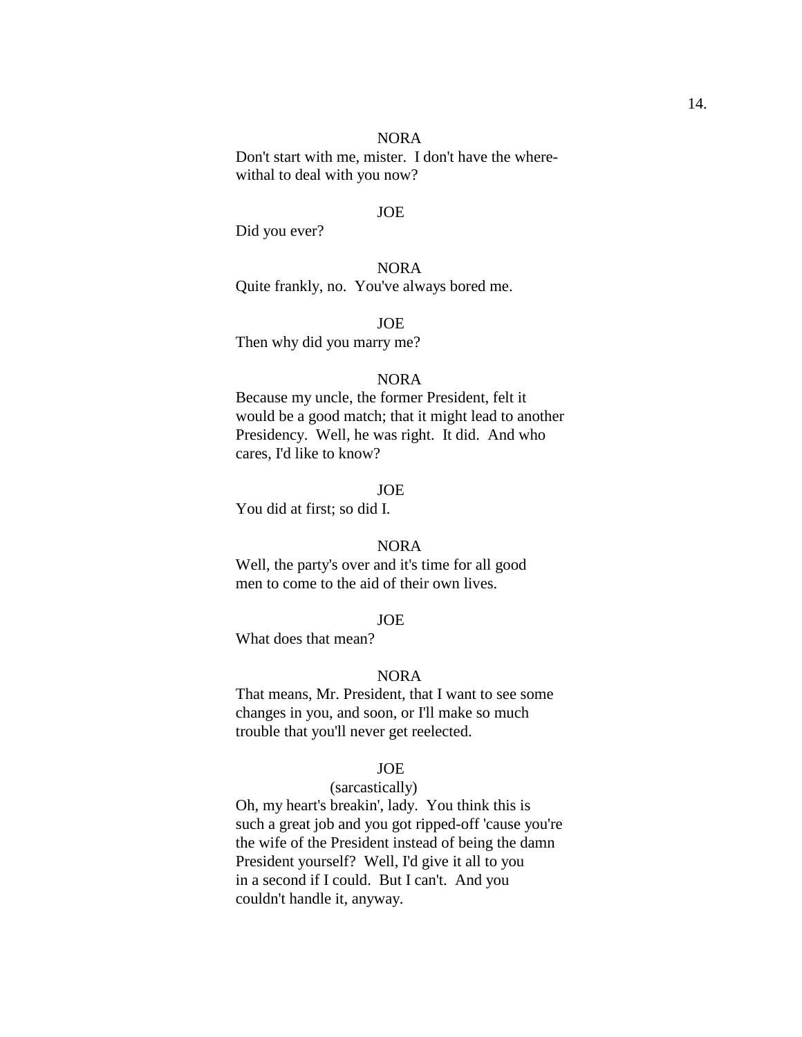NORA

Don't start with me, mister. I don't have the where-
withal to deal with you now?

JOE

Did you ever?

NORA

Quite frankly, no. You've always bored me.

JOE

Then why did you marry me?

NORA

Because my uncle, the former President, felt it
would be a good match; that it might lead to another
Presidency. Well, he was right. It did. And who
cares, I'd like to know?

JOE

You did at first; so did I.

NORA

Well, the party's over and it's time for all good
men to come to the aid of their own lives.

JOE

What does that mean?

NORA

That means, Mr. President, that I want to see some
changes in you, and soon, or I'll make so much
trouble that you'll never get reelected.

JOE

(sarcastically)

Oh, my heart's breakin', lady. You think this is
such a great job and you got ripped-off 'cause you're
the wife of the President instead of being the damn
President yourself? Well, I'd give it all to you
in a second if I could. But I can't. And you
couldn't handle it, anyway.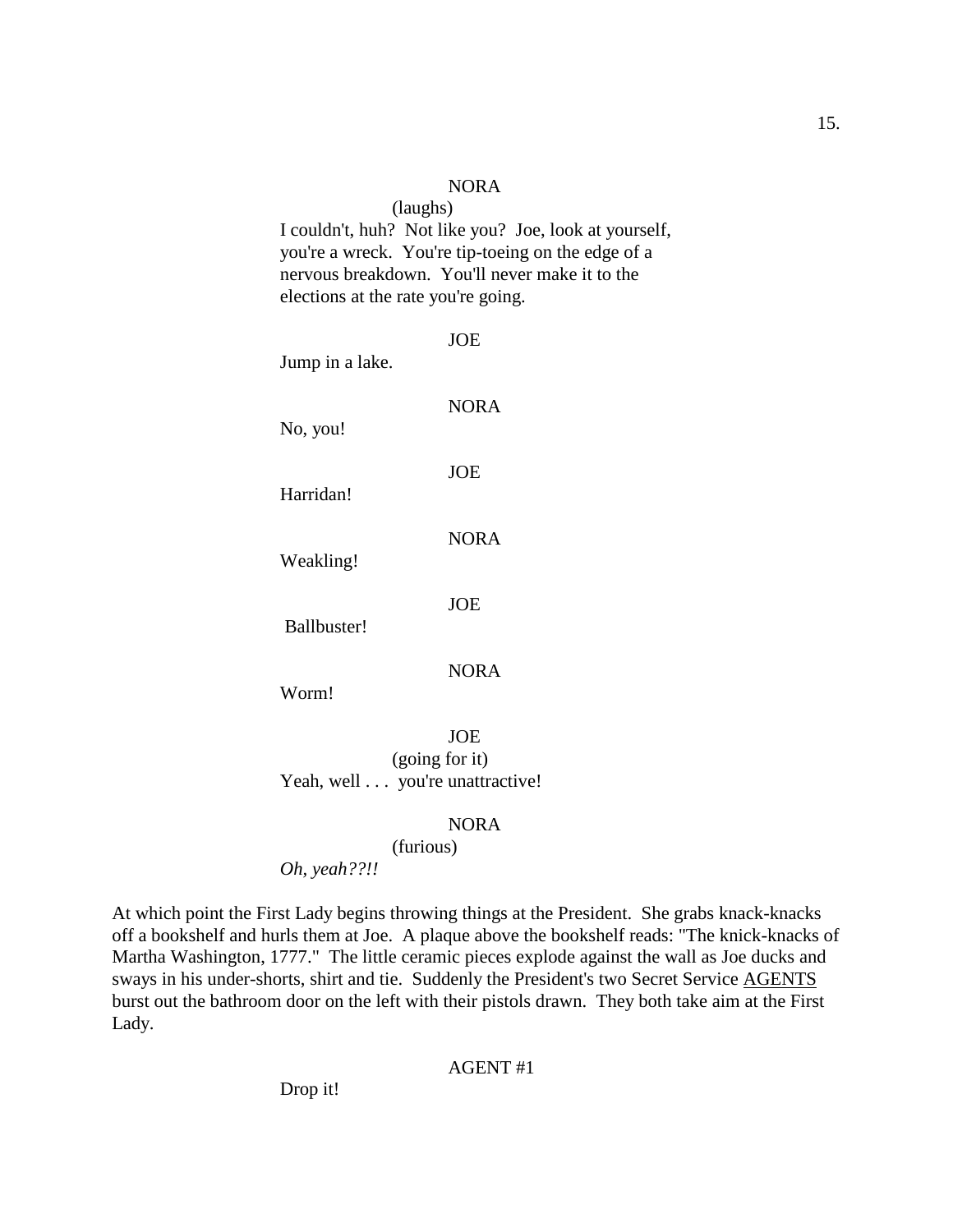NORA
(laughs)
I couldn't, huh? Not like you? Joe, look at yourself, you're a wreck. You're tip-toeing on the edge of a nervous breakdown. You'll never make it to the elections at the rate you're going.

JOE
Jump in a lake.

NORA
No, you!

JOE
Harridan!

NORA
Weakling!

JOE
Ballbuster!

NORA
Worm!

JOE
(going for it)
Yeah, well . . . you're unattractive!

NORA
(furious)
*Oh, yeah??!!*

At which point the First Lady begins throwing things at the President. She grabs knack-knacks off a bookshelf and hurls them at Joe. A plaque above the bookshelf reads: "The knick-knacks of Martha Washington, 1777." The little ceramic pieces explode against the wall as Joe ducks and sways in his under-shorts, shirt and tie. Suddenly the President's two Secret Service <u>AGENTS</u> burst out the bathroom door on the left with their pistols drawn. They both take aim at the First Lady.

AGENT #1
Drop it!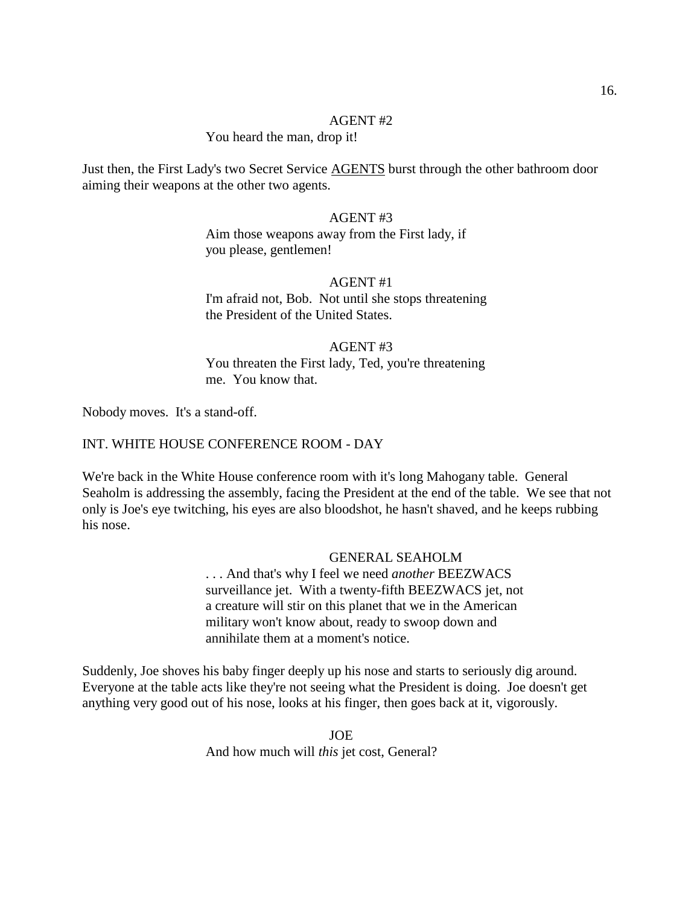AGENT #2

You heard the man, drop it!

Just then, the First Lady's two Secret Service AGENTS burst through the other bathroom door aiming their weapons at the other two agents.

AGENT #3

Aim those weapons away from the First lady, if you please, gentlemen!

AGENT #1

I'm afraid not, Bob. Not until she stops threatening the President of the United States.

AGENT #3

You threaten the First lady, Ted, you're threatening me. You know that.

Nobody moves. It's a stand-off.

INT. WHITE HOUSE CONFERENCE ROOM - DAY

We're back in the White House conference room with it's long Mahogany table. General Seaholm is addressing the assembly, facing the President at the end of the table. We see that not only is Joe's eye twitching, his eyes are also bloodshot, he hasn't shaved, and he keeps rubbing his nose.

GENERAL SEAHOLM

. . . And that's why I feel we need *another* BEEZWACS surveillance jet. With a twenty-fifth BEEZWACS jet, not a creature will stir on this planet that we in the American military won't know about, ready to swoop down and annihilate them at a moment's notice.

Suddenly, Joe shoves his baby finger deeply up his nose and starts to seriously dig around. Everyone at the table acts like they're not seeing what the President is doing. Joe doesn't get anything very good out of his nose, looks at his finger, then goes back at it, vigorously.

JOE

And how much will *this* jet cost, General?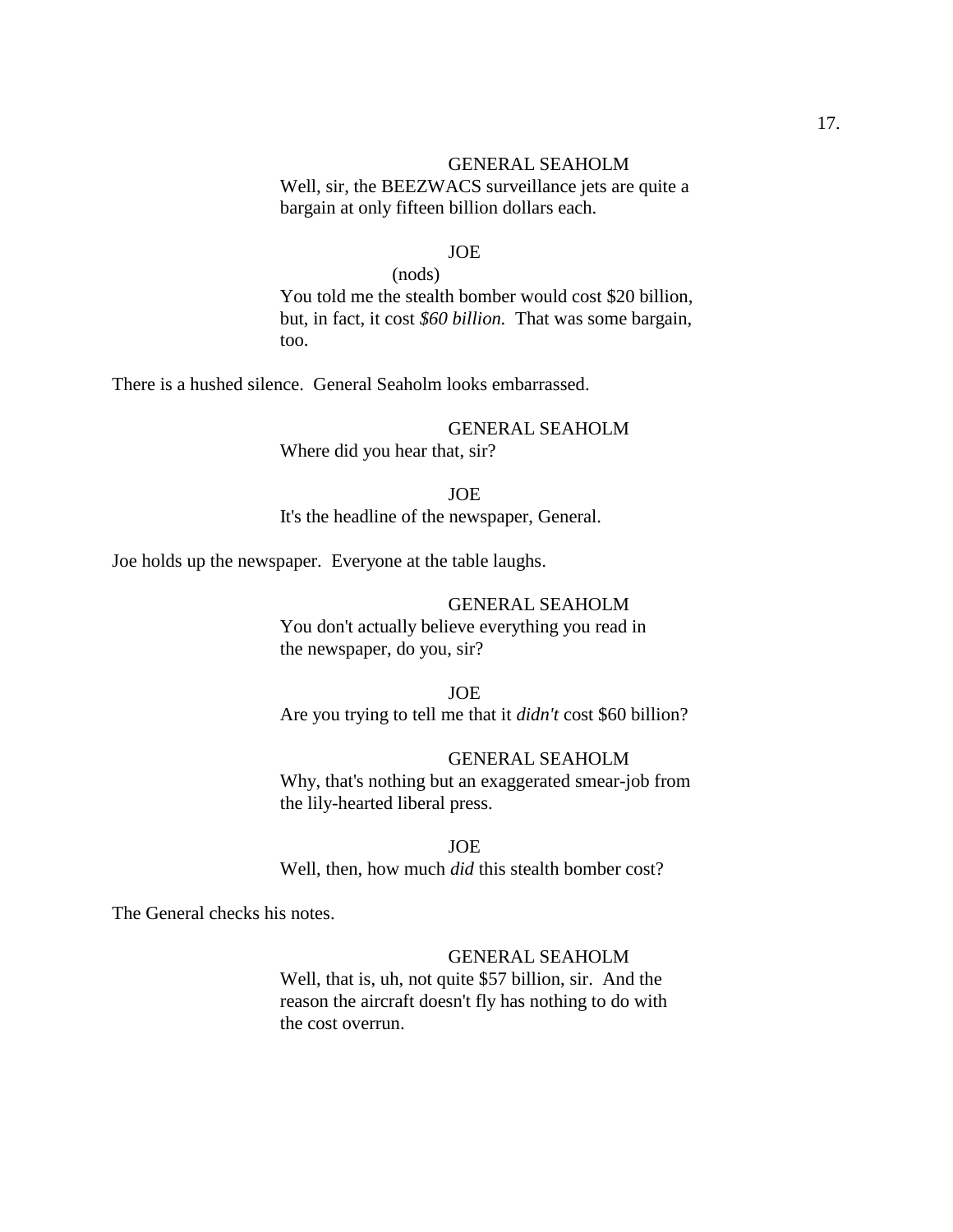GENERAL SEAHOLM

Well, sir, the BEEZWACS surveillance jets are quite a bargain at only fifteen billion dollars each.

JOE

(nods)

You told me the stealth bomber would cost $20 billion, but, in fact, it cost *$60 billion.* That was some bargain, too.

There is a hushed silence. General Seaholm looks embarrassed.

GENERAL SEAHOLM

Where did you hear that, sir?

JOE

It's the headline of the newspaper, General.

Joe holds up the newspaper. Everyone at the table laughs.

GENERAL SEAHOLM

You don't actually believe everything you read in the newspaper, do you, sir?

JOE

Are you trying to tell me that it *didn't* cost $60 billion?

GENERAL SEAHOLM

Why, that's nothing but an exaggerated smear-job from the lily-hearted liberal press.

JOE

Well, then, how much *did* this stealth bomber cost?

The General checks his notes.

GENERAL SEAHOLM

Well, that is, uh, not quite $57 billion, sir. And the reason the aircraft doesn't fly has nothing to do with the cost overrun.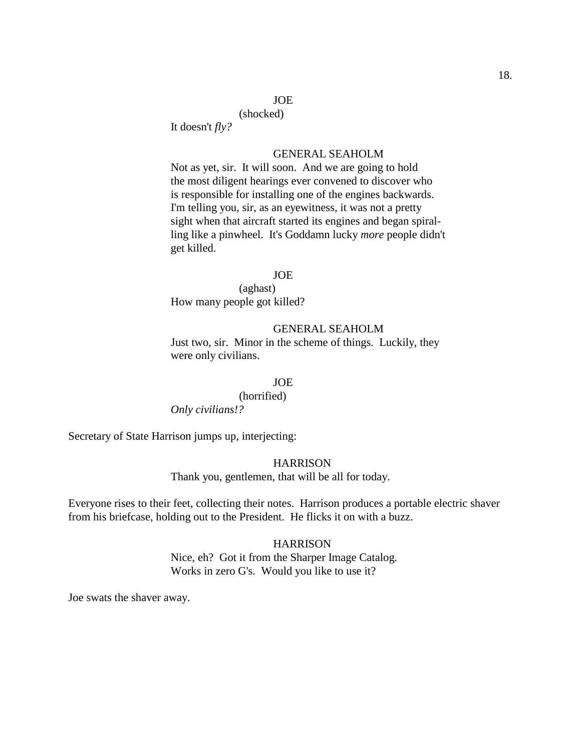JOE
(shocked)
It doesn't *fly?*

GENERAL SEAHOLM
Not as yet, sir. It will soon. And we are going to hold the most diligent hearings ever convened to discover who is responsible for installing one of the engines backwards. I'm telling you, sir, as an eyewitness, it was not a pretty sight when that aircraft started its engines and began spiral-ling like a pinwheel. It's Goddamn lucky *more* people didn't get killed.

JOE
(aghast)
How many people got killed?

GENERAL SEAHOLM
Just two, sir. Minor in the scheme of things. Luckily, they were only civilians.

JOE
(horrified)
*Only civilians!?*

Secretary of State Harrison jumps up, interjecting:

HARRISON
Thank you, gentlemen, that will be all for today.

Everyone rises to their feet, collecting their notes. Harrison produces a portable electric shaver from his briefcase, holding out to the President. He flicks it on with a buzz.

HARRISON
Nice, eh? Got it from the Sharper Image Catalog. Works in zero G's. Would you like to use it?

Joe swats the shaver away.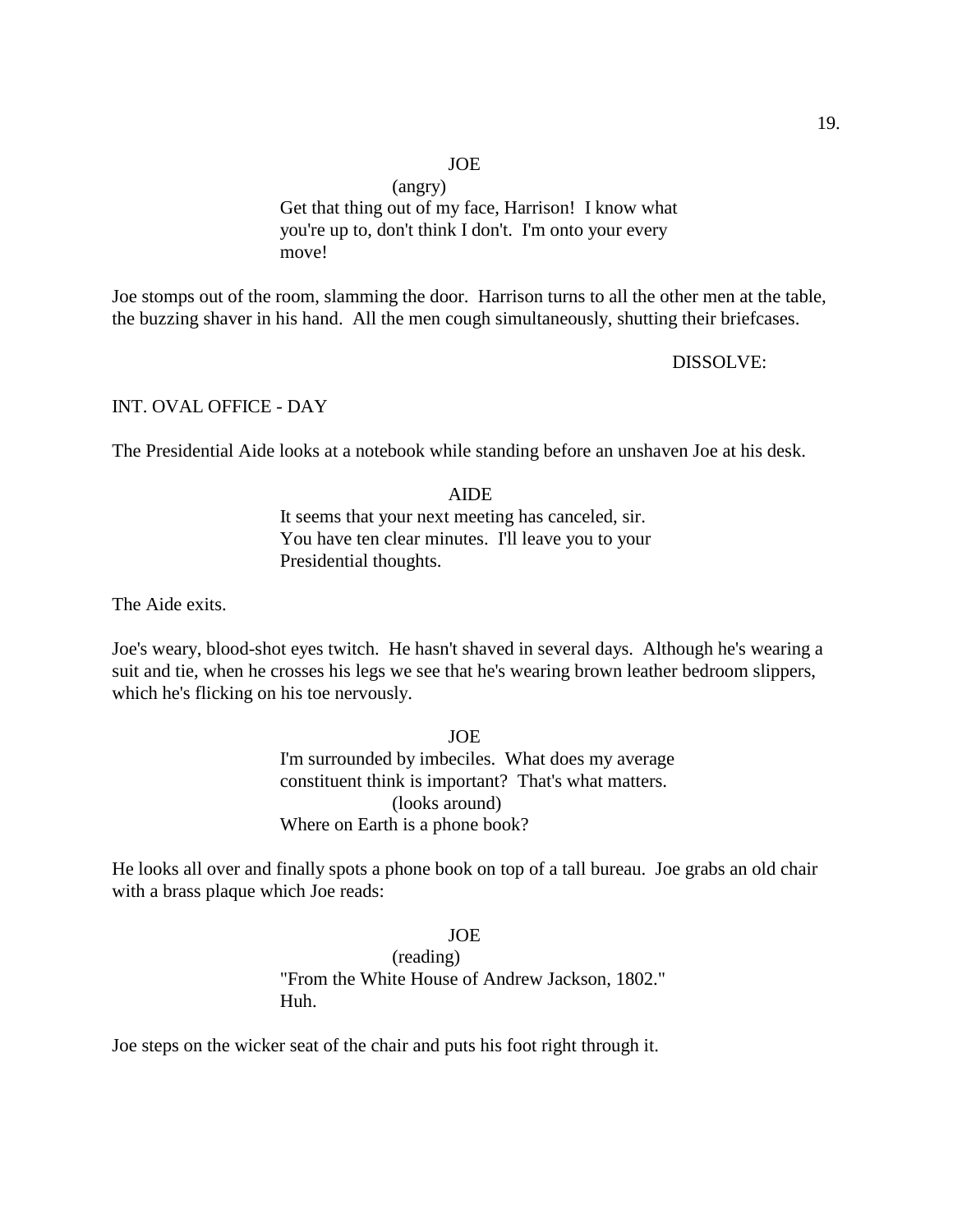JOE

(angry)

Get that thing out of my face, Harrison! I know what you're up to, don't think I don't. I'm onto your every move!

Joe stomps out of the room, slamming the door. Harrison turns to all the other men at the table, the buzzing shaver in his hand. All the men cough simultaneously, shutting their briefcases.

DISSOLVE:

INT. OVAL OFFICE - DAY

The Presidential Aide looks at a notebook while standing before an unshaven Joe at his desk.

AIDE

It seems that your next meeting has canceled, sir. You have ten clear minutes. I'll leave you to your Presidential thoughts.

The Aide exits.

Joe's weary, blood-shot eyes twitch. He hasn't shaved in several days. Although he's wearing a suit and tie, when he crosses his legs we see that he's wearing brown leather bedroom slippers, which he's flicking on his toe nervously.

JOE

I'm surrounded by imbeciles. What does my average constituent think is important? That's what matters.

(looks around)

Where on Earth is a phone book?

He looks all over and finally spots a phone book on top of a tall bureau. Joe grabs an old chair with a brass plaque which Joe reads:

JOE

(reading)

"From the White House of Andrew Jackson, 1802." Huh.

Joe steps on the wicker seat of the chair and puts his foot right through it.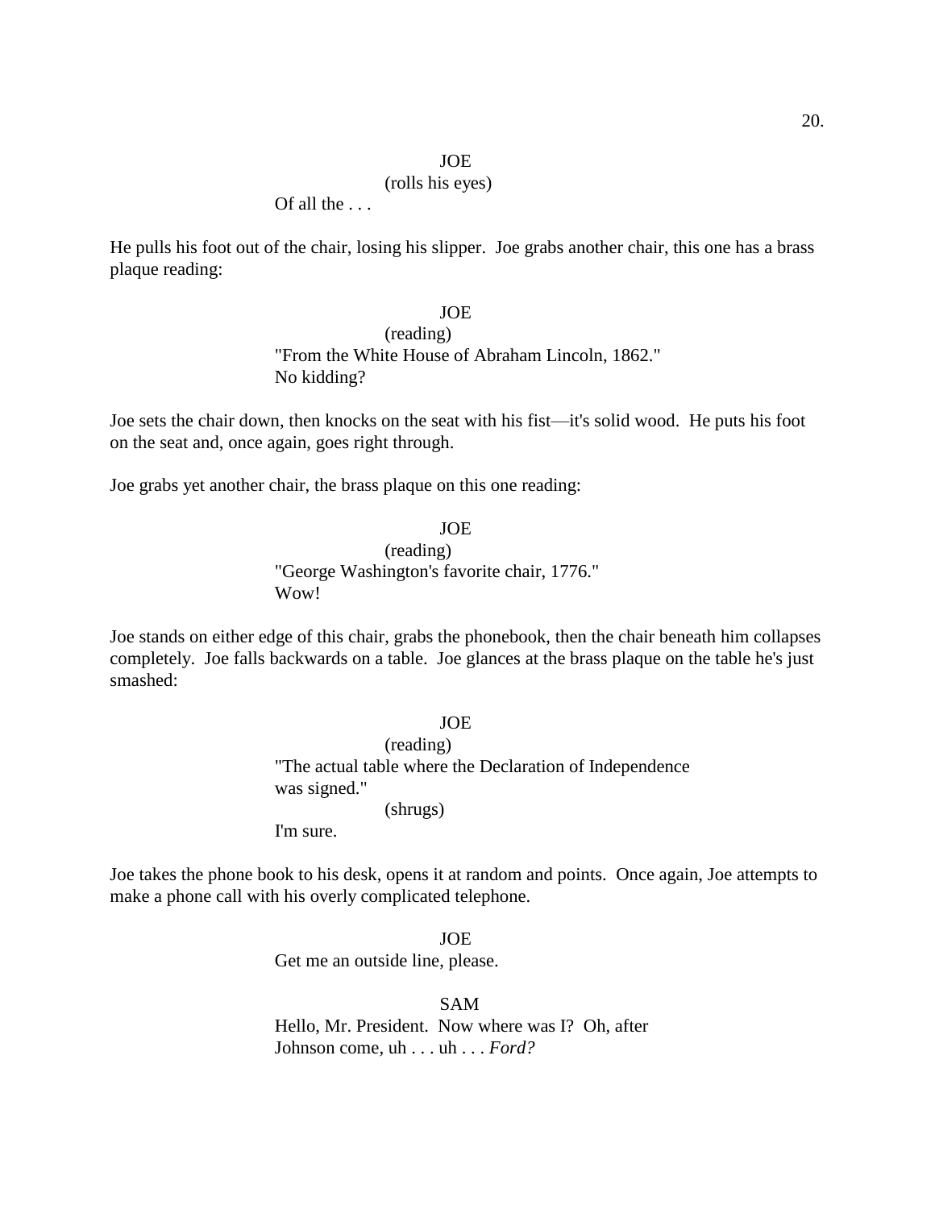JOE
(rolls his eyes)
Of all the . . .

He pulls his foot out of the chair, losing his slipper. Joe grabs another chair, this one has a brass plaque reading:

JOE
(reading)
"From the White House of Abraham Lincoln, 1862."
No kidding?

Joe sets the chair down, then knocks on the seat with his fist—it's solid wood. He puts his foot on the seat and, once again, goes right through.

Joe grabs yet another chair, the brass plaque on this one reading:

JOE
(reading)
"George Washington's favorite chair, 1776."
Wow!

Joe stands on either edge of this chair, grabs the phonebook, then the chair beneath him collapses completely. Joe falls backwards on a table. Joe glances at the brass plaque on the table he's just smashed:

JOE
(reading)
"The actual table where the Declaration of Independence was signed."
(shrugs)
I'm sure.

Joe takes the phone book to his desk, opens it at random and points. Once again, Joe attempts to make a phone call with his overly complicated telephone.

JOE
Get me an outside line, please.

SAM
Hello, Mr. President. Now where was I? Oh, after Johnson come, uh . . . uh . . . *Ford?*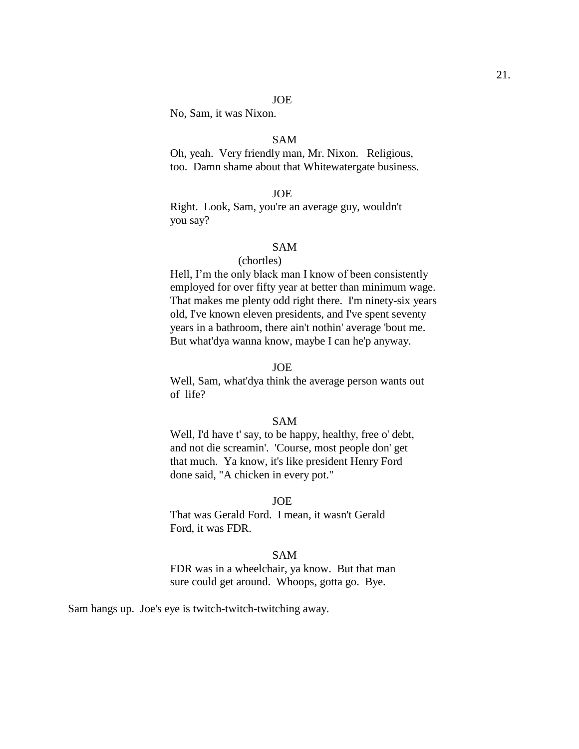JOE

No, Sam, it was Nixon.

SAM

Oh, yeah. Very friendly man, Mr. Nixon. Religious, too. Damn shame about that Whitewatergate business.

JOE

Right. Look, Sam, you're an average guy, wouldn't you say?

SAM

(chortles)

Hell, I'm the only black man I know of been consistently employed for over fifty year at better than minimum wage. That makes me plenty odd right there. I'm ninety-six years old, I've known eleven presidents, and I've spent seventy years in a bathroom, there ain't nothin' average 'bout me. But what'dya wanna know, maybe I can he'p anyway.

JOE

Well, Sam, what'dya think the average person wants out of life?

SAM

Well, I'd have t' say, to be happy, healthy, free o' debt, and not die screamin'. 'Course, most people don' get that much. Ya know, it's like president Henry Ford done said, "A chicken in every pot."

JOE

That was Gerald Ford. I mean, it wasn't Gerald Ford, it was FDR.

SAM

FDR was in a wheelchair, ya know. But that man sure could get around. Whoops, gotta go. Bye.

Sam hangs up. Joe's eye is twitch-twitch-twitching away.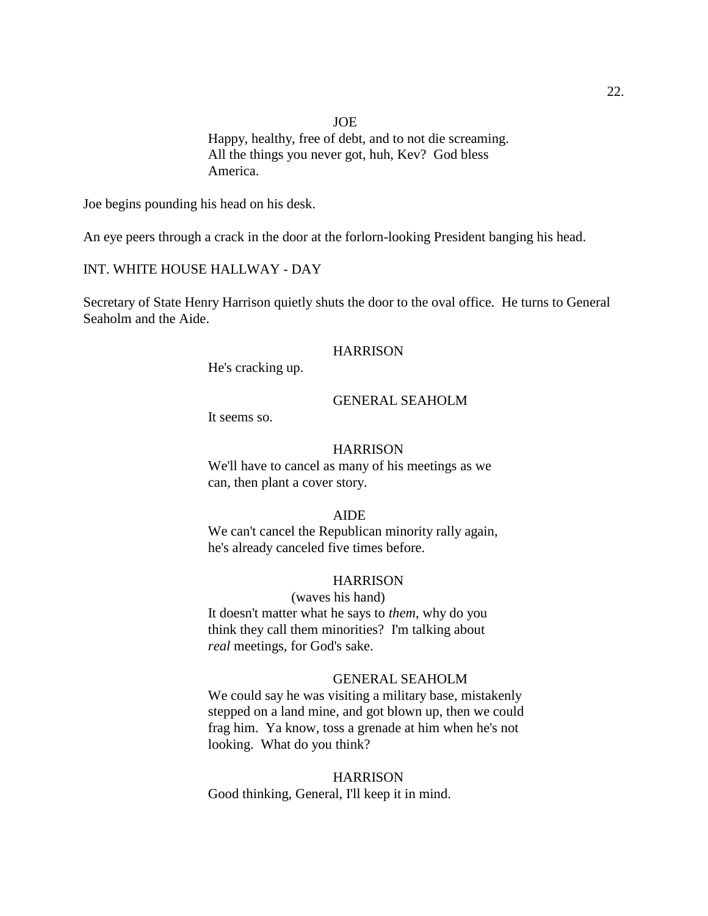JOE

Happy, healthy, free of debt, and to not die screaming. All the things you never got, huh, Kev? God bless America.

Joe begins pounding his head on his desk.

An eye peers through a crack in the door at the forlorn-looking President banging his head.

INT. WHITE HOUSE HALLWAY - DAY

Secretary of State Henry Harrison quietly shuts the door to the oval office. He turns to General Seaholm and the Aide.

HARRISON

He's cracking up.

GENERAL SEAHOLM

It seems so.

HARRISON

We'll have to cancel as many of his meetings as we can, then plant a cover story.

AIDE

We can't cancel the Republican minority rally again, he's already canceled five times before.

HARRISON

(waves his hand)

It doesn't matter what he says to *them*, why do you think they call them minorities? I'm talking about *real* meetings, for God's sake.

GENERAL SEAHOLM

We could say he was visiting a military base, mistakenly stepped on a land mine, and got blown up, then we could frag him. Ya know, toss a grenade at him when he's not looking. What do you think?

HARRISON

Good thinking, General, I'll keep it in mind.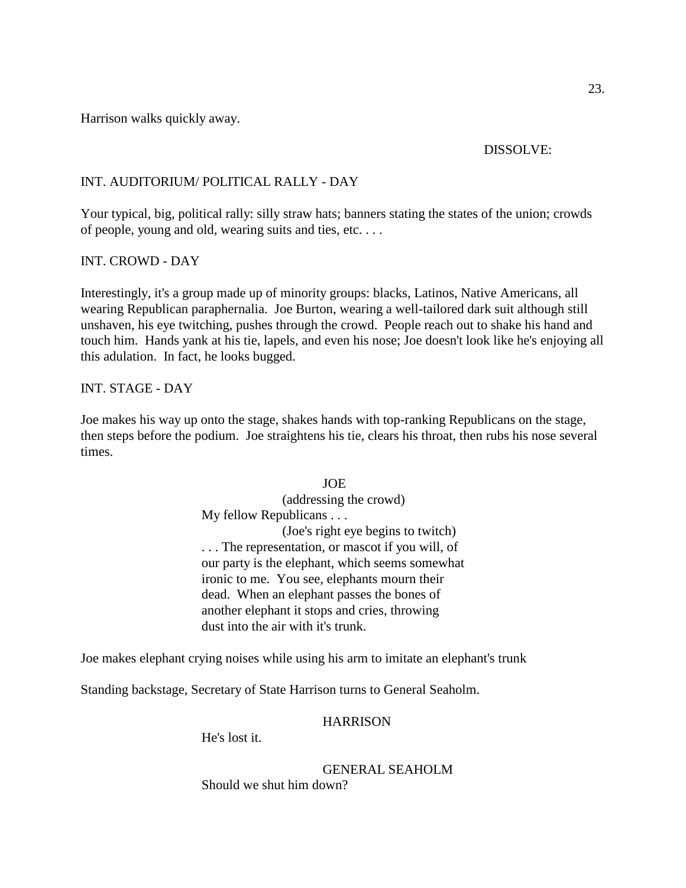Harrison walks quickly away.

DISSOLVE:

INT. AUDITORIUM/ POLITICAL RALLY - DAY

Your typical, big, political rally: silly straw hats; banners stating the states of the union; crowds of people, young and old, wearing suits and ties, etc. . . .

INT. CROWD - DAY

Interestingly, it's a group made up of minority groups: blacks, Latinos, Native Americans, all wearing Republican paraphernalia. Joe Burton, wearing a well-tailored dark suit although still unshaven, his eye twitching, pushes through the crowd. People reach out to shake his hand and touch him. Hands yank at his tie, lapels, and even his nose; Joe doesn't look like he's enjoying all this adulation. In fact, he looks bugged.

INT. STAGE - DAY

Joe makes his way up onto the stage, shakes hands with top-ranking Republicans on the stage, then steps before the podium. Joe straightens his tie, clears his throat, then rubs his nose several times.

JOE
(addressing the crowd)
My fellow Republicans . . .
(Joe's right eye begins to twitch)
. . . The representation, or mascot if you will, of our party is the elephant, which seems somewhat ironic to me. You see, elephants mourn their dead. When an elephant passes the bones of another elephant it stops and cries, throwing dust into the air with it's trunk.

Joe makes elephant crying noises while using his arm to imitate an elephant's trunk

Standing backstage, Secretary of State Harrison turns to General Seaholm.

HARRISON
He's lost it.

GENERAL SEAHOLM
Should we shut him down?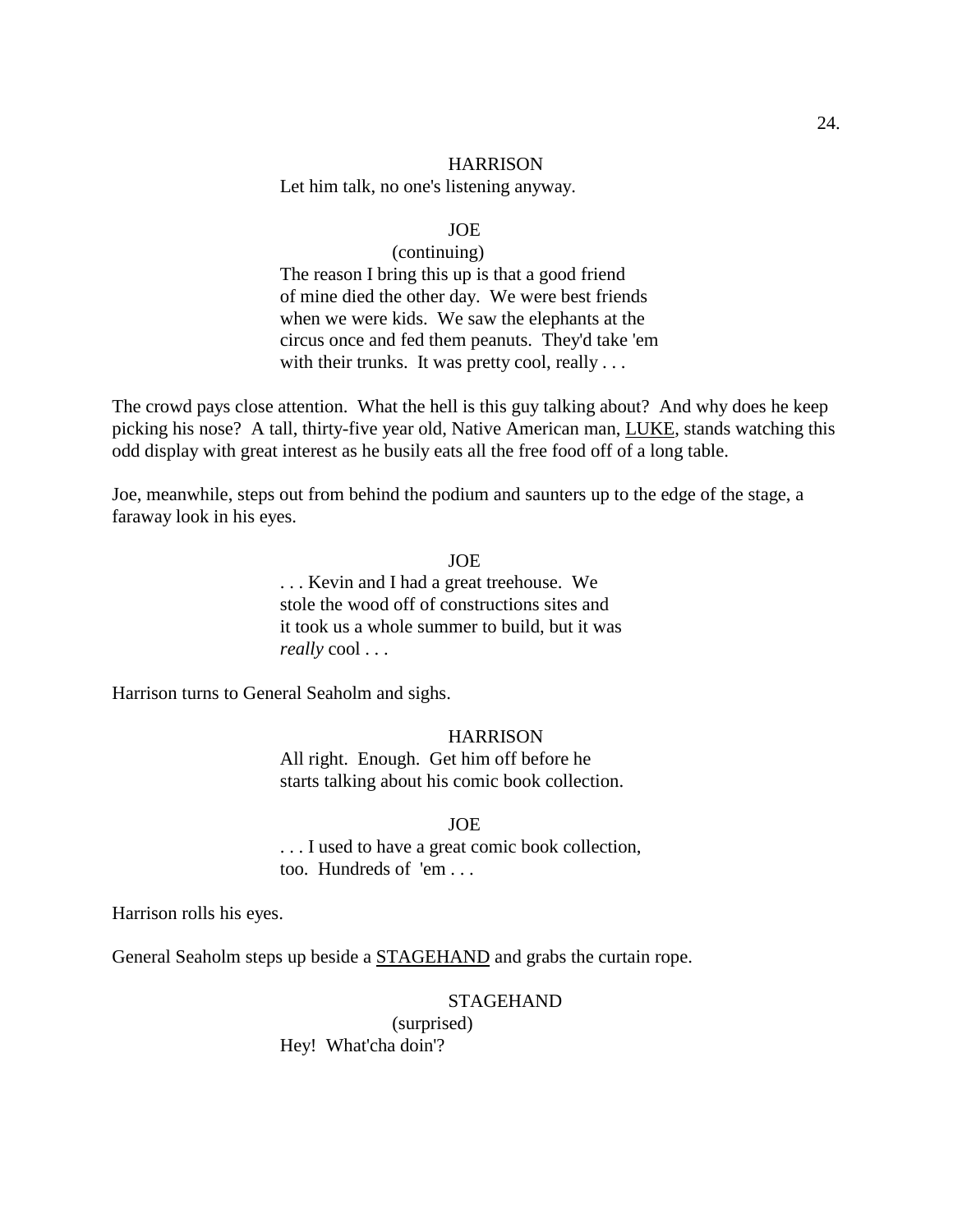HARRISON

Let him talk, no one's listening anyway.

JOE

(continuing)

The reason I bring this up is that a good friend of mine died the other day. We were best friends when we were kids. We saw the elephants at the circus once and fed them peanuts. They'd take 'em with their trunks. It was pretty cool, really . . .

The crowd pays close attention. What the hell is this guy talking about? And why does he keep picking his nose? A tall, thirty-five year old, Native American man, LUKE, stands watching this odd display with great interest as he busily eats all the free food off of a long table.

Joe, meanwhile, steps out from behind the podium and saunters up to the edge of the stage, a faraway look in his eyes.

JOE

. . . Kevin and I had a great treehouse. We stole the wood off of constructions sites and it took us a whole summer to build, but it was *really* cool . . .

Harrison turns to General Seaholm and sighs.

HARRISON

All right. Enough. Get him off before he starts talking about his comic book collection.

JOE

. . . I used to have a great comic book collection, too. Hundreds of 'em . . .

Harrison rolls his eyes.

General Seaholm steps up beside a STAGEHAND and grabs the curtain rope.

STAGEHAND

(surprised)

Hey! What'cha doin'?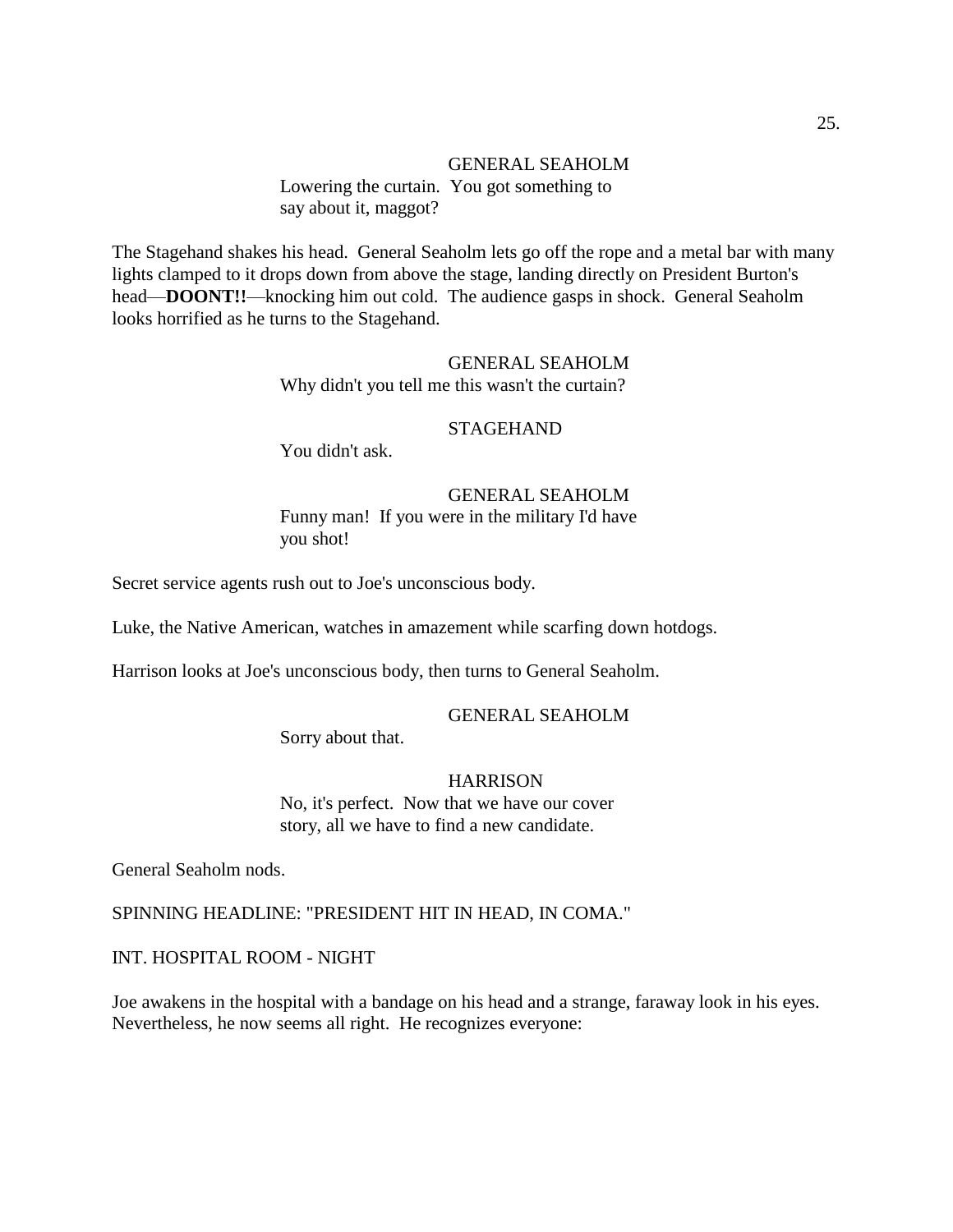GENERAL SEAHOLM

Lowering the curtain. You got something to say about it, maggot?

The Stagehand shakes his head. General Seaholm lets go off the rope and a metal bar with many lights clamped to it drops down from above the stage, landing directly on President Burton's head—**DOONT!!**—knocking him out cold. The audience gasps in shock. General Seaholm looks horrified as he turns to the Stagehand.

GENERAL SEAHOLM

Why didn't you tell me this wasn't the curtain?

STAGEHAND

You didn't ask.

GENERAL SEAHOLM

Funny man! If you were in the military I'd have you shot!

Secret service agents rush out to Joe's unconscious body.

Luke, the Native American, watches in amazement while scarfing down hotdogs.

Harrison looks at Joe's unconscious body, then turns to General Seaholm.

GENERAL SEAHOLM

Sorry about that.

HARRISON

No, it's perfect. Now that we have our cover story, all we have to find a new candidate.

General Seaholm nods.

SPINNING HEADLINE: "PRESIDENT HIT IN HEAD, IN COMA."

INT. HOSPITAL ROOM - NIGHT

Joe awakens in the hospital with a bandage on his head and a strange, faraway look in his eyes. Nevertheless, he now seems all right. He recognizes everyone: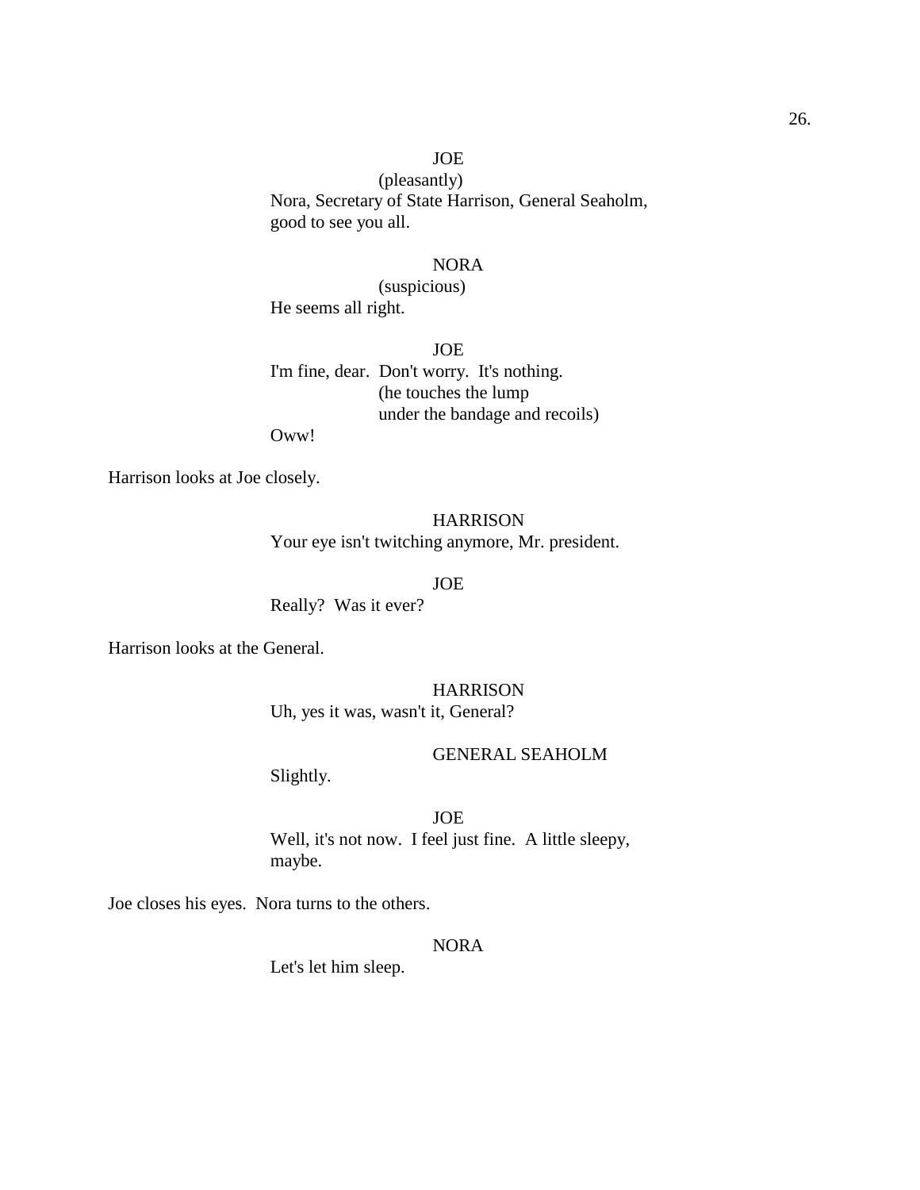JOE

(pleasantly)

Nora, Secretary of State Harrison, General Seaholm, good to see you all.

NORA

(suspicious)

He seems all right.

JOE

I'm fine, dear. Don't worry. It's nothing.

(he touches the lump under the bandage and recoils)

Oww!

Harrison looks at Joe closely.

HARRISON

Your eye isn't twitching anymore, Mr. president.

JOE

Really? Was it ever?

Harrison looks at the General.

HARRISON

Uh, yes it was, wasn't it, General?

GENERAL SEAHOLM

Slightly.

JOE

Well, it's not now. I feel just fine. A little sleepy, maybe.

Joe closes his eyes. Nora turns to the others.

NORA

Let's let him sleep.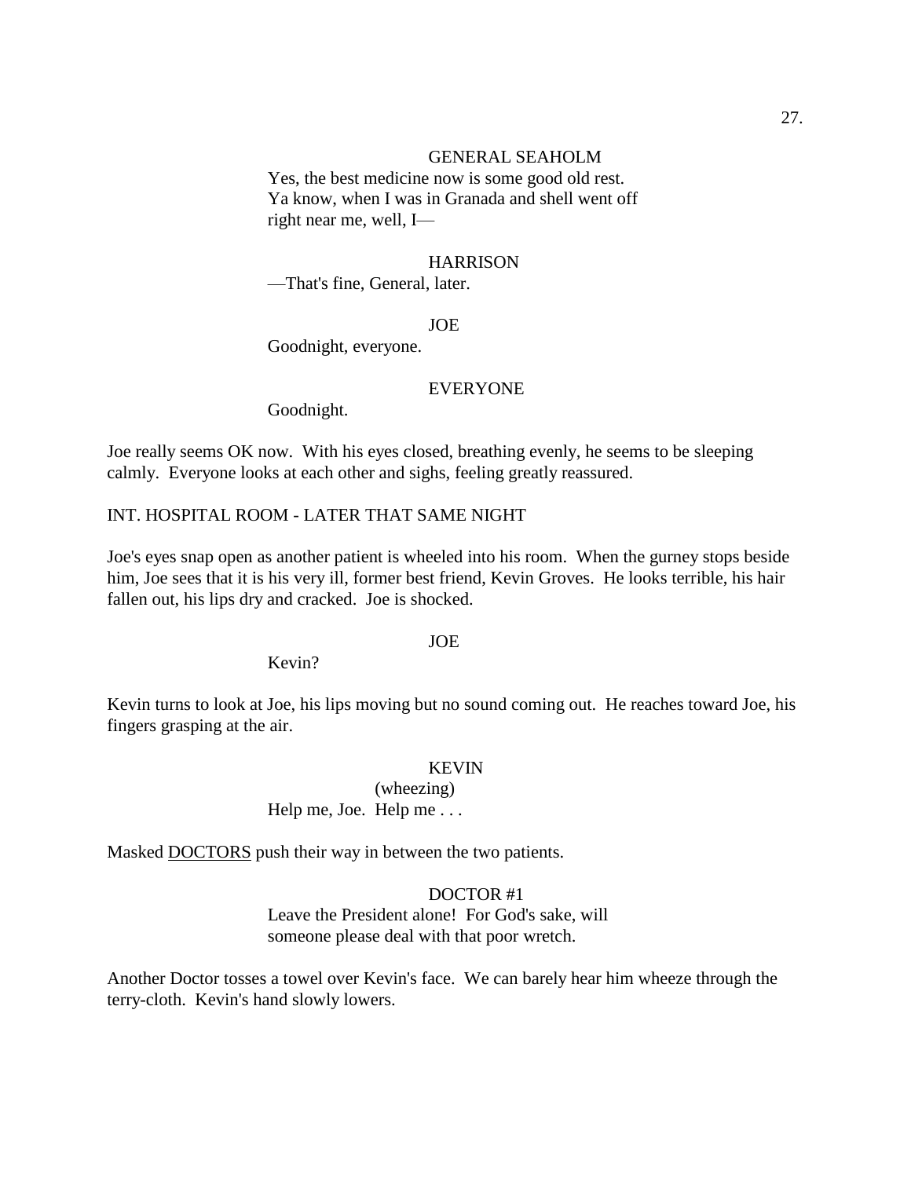GENERAL SEAHOLM

Yes, the best medicine now is some good old rest. Ya know, when I was in Granada and shell went off right near me, well, I—

HARRISON

—That's fine, General, later.

JOE

Goodnight, everyone.

EVERYONE

Goodnight.

Joe really seems OK now. With his eyes closed, breathing evenly, he seems to be sleeping calmly. Everyone looks at each other and sighs, feeling greatly reassured.

INT. HOSPITAL ROOM - LATER THAT SAME NIGHT

Joe's eyes snap open as another patient is wheeled into his room. When the gurney stops beside him, Joe sees that it is his very ill, former best friend, Kevin Groves. He looks terrible, his hair fallen out, his lips dry and cracked. Joe is shocked.

JOE

Kevin?

Kevin turns to look at Joe, his lips moving but no sound coming out. He reaches toward Joe, his fingers grasping at the air.

KEVIN

(wheezing)

Help me, Joe. Help me . . .

Masked DOCTORS push their way in between the two patients.

DOCTOR #1

Leave the President alone! For God's sake, will someone please deal with that poor wretch.

Another Doctor tosses a towel over Kevin's face. We can barely hear him wheeze through the terry-cloth. Kevin's hand slowly lowers.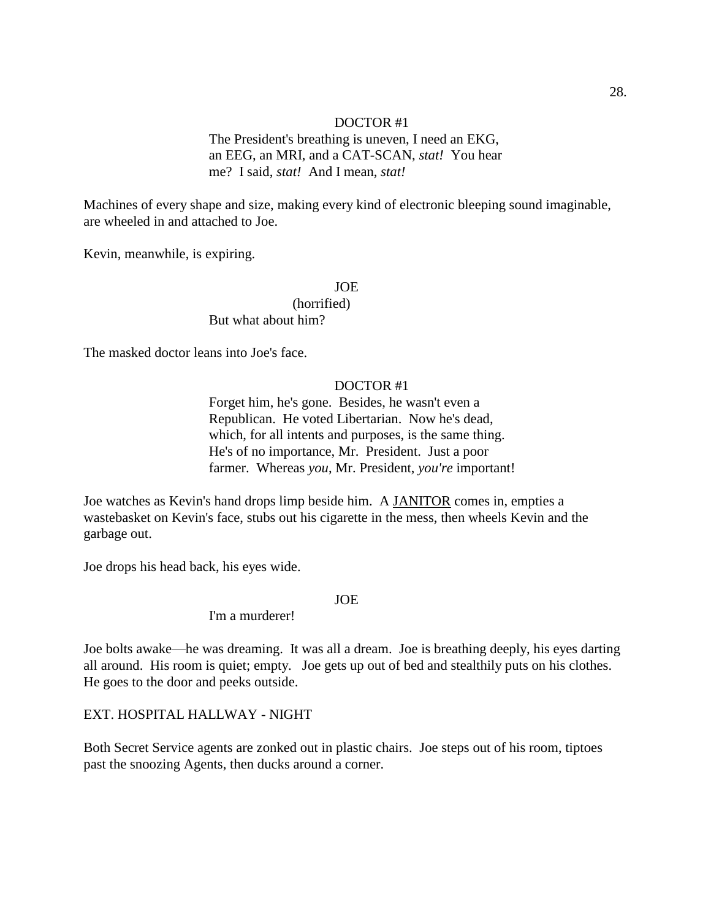DOCTOR #1

The President's breathing is uneven, I need an EKG, an EEG, an MRI, and a CAT-SCAN, *stat!* You hear me? I said, *stat!* And I mean, *stat!*

Machines of every shape and size, making every kind of electronic bleeping sound imaginable, are wheeled in and attached to Joe.

Kevin, meanwhile, is expiring.

JOE

(horrified)

But what about him?

The masked doctor leans into Joe's face.

DOCTOR #1

Forget him, he's gone. Besides, he wasn't even a Republican. He voted Libertarian. Now he's dead, which, for all intents and purposes, is the same thing. He's of no importance, Mr. President. Just a poor farmer. Whereas *you*, Mr. President, *you're* important!

Joe watches as Kevin's hand drops limp beside him. A <u>JANITOR</u> comes in, empties a wastebasket on Kevin's face, stubs out his cigarette in the mess, then wheels Kevin and the garbage out.

Joe drops his head back, his eyes wide.

JOE

I'm a murderer!

Joe bolts awake—he was dreaming. It was all a dream. Joe is breathing deeply, his eyes darting all around. His room is quiet; empty. Joe gets up out of bed and stealthily puts on his clothes. He goes to the door and peeks outside.

EXT. HOSPITAL HALLWAY - NIGHT

Both Secret Service agents are zonked out in plastic chairs. Joe steps out of his room, tiptoes past the snoozing Agents, then ducks around a corner.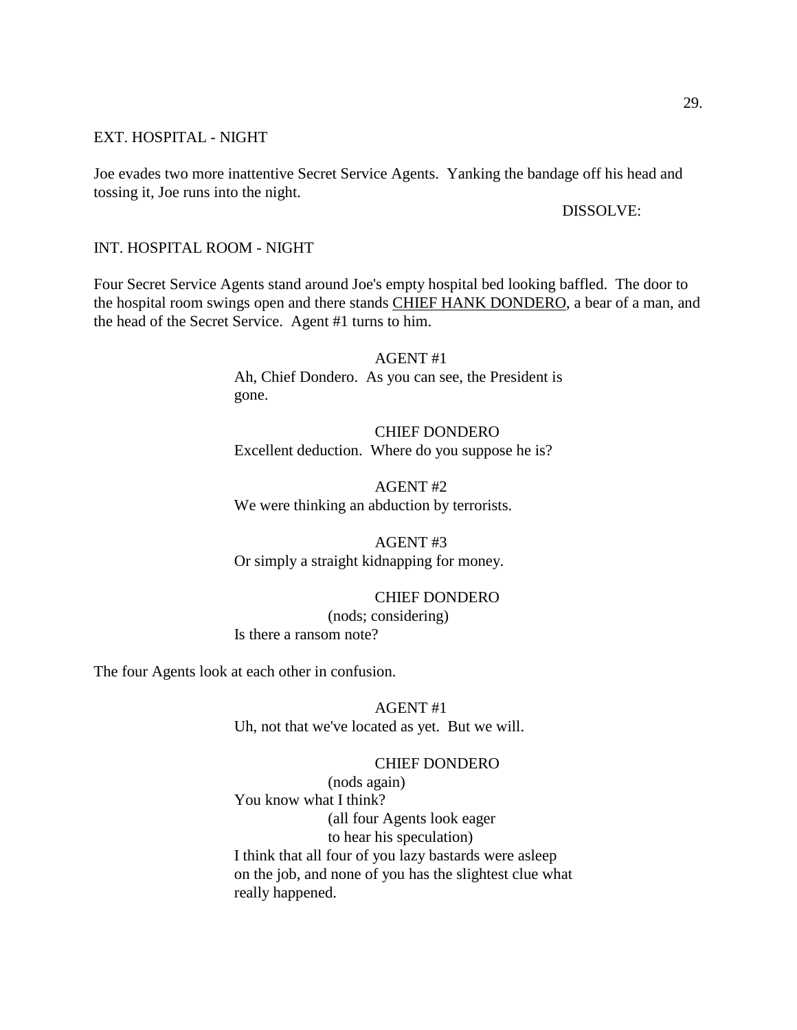EXT. HOSPITAL - NIGHT

Joe evades two more inattentive Secret Service Agents. Yanking the bandage off his head and tossing it, Joe runs into the night.

DISSOLVE:

INT. HOSPITAL ROOM - NIGHT

Four Secret Service Agents stand around Joe's empty hospital bed looking baffled. The door to the hospital room swings open and there stands <u>CHIEF HANK DONDERO</u>, a bear of a man, and the head of the Secret Service. Agent #1 turns to him.

AGENT #1
Ah, Chief Dondero. As you can see, the President is gone.

CHIEF DONDERO
Excellent deduction. Where do you suppose he is?

AGENT #2
We were thinking an abduction by terrorists.

AGENT #3
Or simply a straight kidnapping for money.

CHIEF DONDERO
(nods; considering)
Is there a ransom note?

The four Agents look at each other in confusion.

AGENT #1
Uh, not that we've located as yet. But we will.

CHIEF DONDERO
(nods again)
You know what I think?
(all four Agents look eager to hear his speculation)
I think that all four of you lazy bastards were asleep on the job, and none of you has the slightest clue what really happened.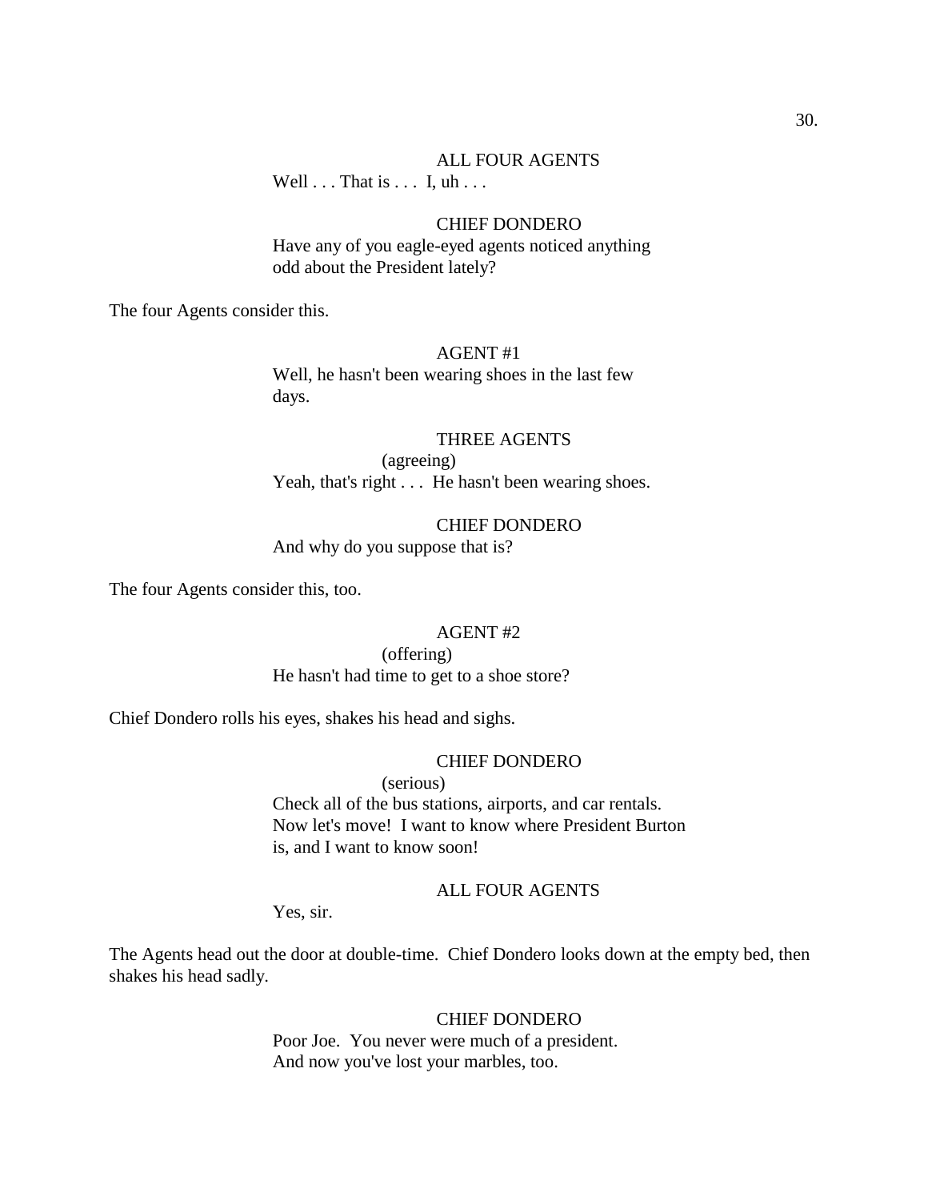ALL FOUR AGENTS

Well . . . That is . . . I, uh . . .

CHIEF DONDERO

Have any of you eagle-eyed agents noticed anything odd about the President lately?

The four Agents consider this.

AGENT #1

Well, he hasn't been wearing shoes in the last few days.

THREE AGENTS

(agreeing)

Yeah, that's right . . . He hasn't been wearing shoes.

CHIEF DONDERO

And why do you suppose that is?

The four Agents consider this, too.

AGENT #2

(offering)

He hasn't had time to get to a shoe store?

Chief Dondero rolls his eyes, shakes his head and sighs.

CHIEF DONDERO

(serious)

Check all of the bus stations, airports, and car rentals. Now let's move! I want to know where President Burton is, and I want to know soon!

ALL FOUR AGENTS

Yes, sir.

The Agents head out the door at double-time. Chief Dondero looks down at the empty bed, then shakes his head sadly.

CHIEF DONDERO

Poor Joe. You never were much of a president. And now you've lost your marbles, too.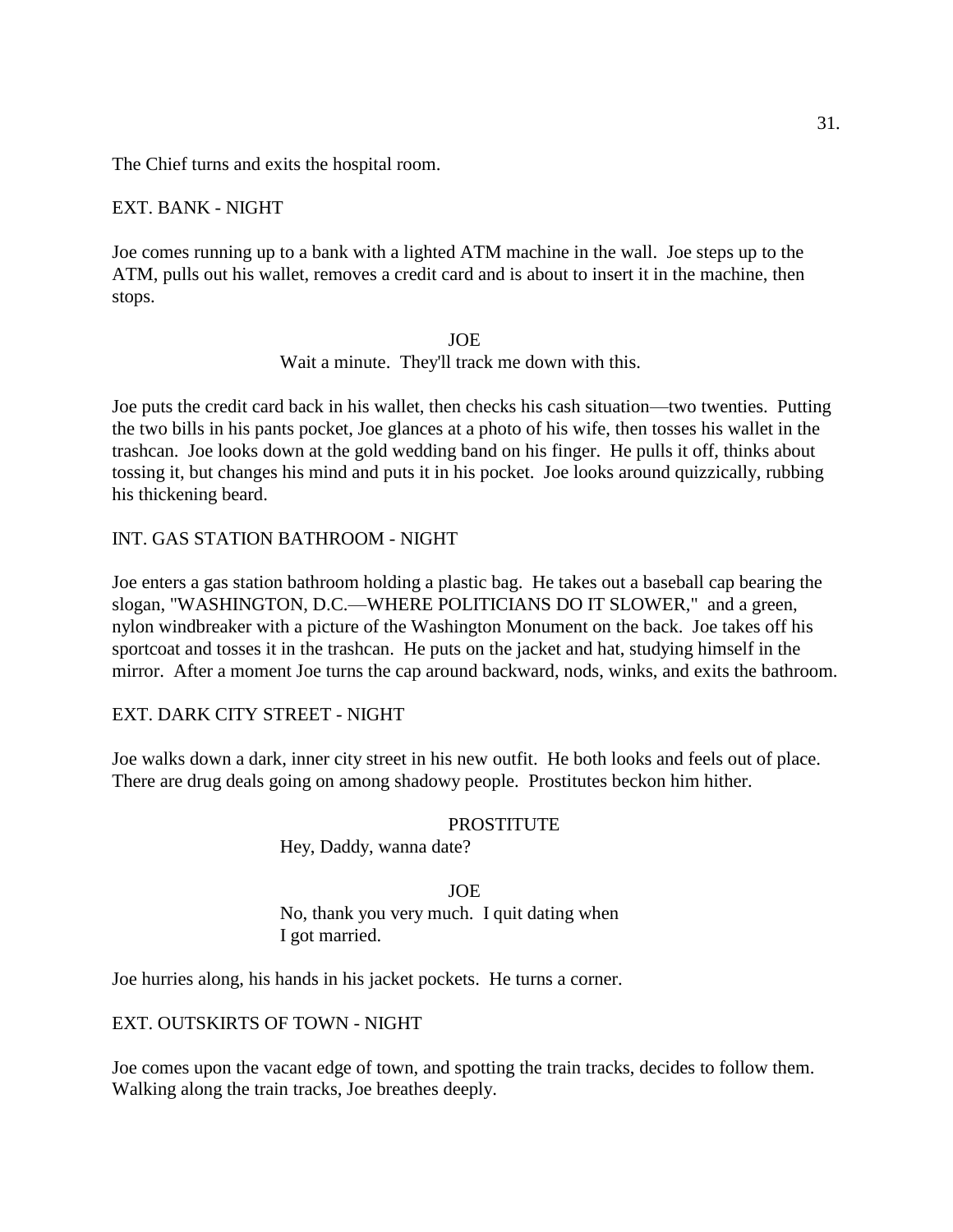The Chief turns and exits the hospital room.

EXT. BANK - NIGHT

Joe comes running up to a bank with a lighted ATM machine in the wall. Joe steps up to the ATM, pulls out his wallet, removes a credit card and is about to insert it in the machine, then stops.

JOE
Wait a minute. They'll track me down with this.

Joe puts the credit card back in his wallet, then checks his cash situation—two twenties. Putting the two bills in his pants pocket, Joe glances at a photo of his wife, then tosses his wallet in the trashcan. Joe looks down at the gold wedding band on his finger. He pulls it off, thinks about tossing it, but changes his mind and puts it in his pocket. Joe looks around quizzically, rubbing his thickening beard.

INT. GAS STATION BATHROOM - NIGHT

Joe enters a gas station bathroom holding a plastic bag. He takes out a baseball cap bearing the slogan, "WASHINGTON, D.C.—WHERE POLITICIANS DO IT SLOWER," and a green, nylon windbreaker with a picture of the Washington Monument on the back. Joe takes off his sportcoat and tosses it in the trashcan. He puts on the jacket and hat, studying himself in the mirror. After a moment Joe turns the cap around backward, nods, winks, and exits the bathroom.

EXT. DARK CITY STREET - NIGHT

Joe walks down a dark, inner city street in his new outfit. He both looks and feels out of place. There are drug deals going on among shadowy people. Prostitutes beckon him hither.

PROSTITUTE
Hey, Daddy, wanna date?

JOE
No, thank you very much. I quit dating when I got married.

Joe hurries along, his hands in his jacket pockets. He turns a corner.

EXT. OUTSKIRTS OF TOWN - NIGHT

Joe comes upon the vacant edge of town, and spotting the train tracks, decides to follow them. Walking along the train tracks, Joe breathes deeply.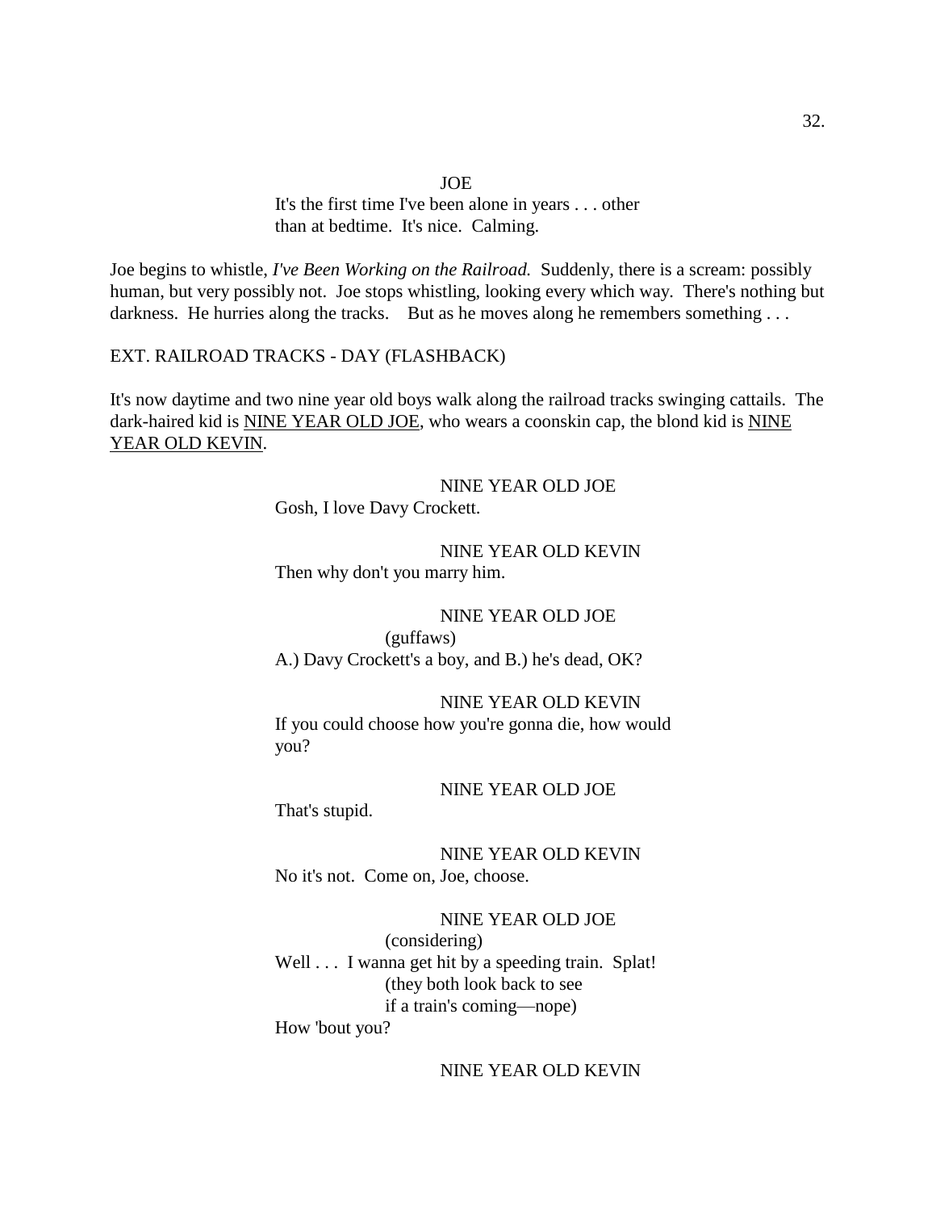JOE

It's the first time I've been alone in years . . . other than at bedtime. It's nice. Calming.

Joe begins to whistle, *I've Been Working on the Railroad.* Suddenly, there is a scream: possibly human, but very possibly not. Joe stops whistling, looking every which way. There's nothing but darkness. He hurries along the tracks. But as he moves along he remembers something . . .

EXT. RAILROAD TRACKS - DAY (FLASHBACK)

It's now daytime and two nine year old boys walk along the railroad tracks swinging cattails. The dark-haired kid is <u>NINE YEAR OLD JOE</u>, who wears a coonskin cap, the blond kid is <u>NINE YEAR OLD KEVIN</u>.

NINE YEAR OLD JOE

Gosh, I love Davy Crockett.

NINE YEAR OLD KEVIN

Then why don't you marry him.

NINE YEAR OLD JOE

(guffaws)

A.) Davy Crockett's a boy, and B.) he's dead, OK?

NINE YEAR OLD KEVIN

If you could choose how you're gonna die, how would you?

NINE YEAR OLD JOE

That's stupid.

NINE YEAR OLD KEVIN

No it's not. Come on, Joe, choose.

NINE YEAR OLD JOE

(considering)

Well . . . I wanna get hit by a speeding train. Splat!

(they both look back to see if a train's coming—nope)

How 'bout you?

NINE YEAR OLD KEVIN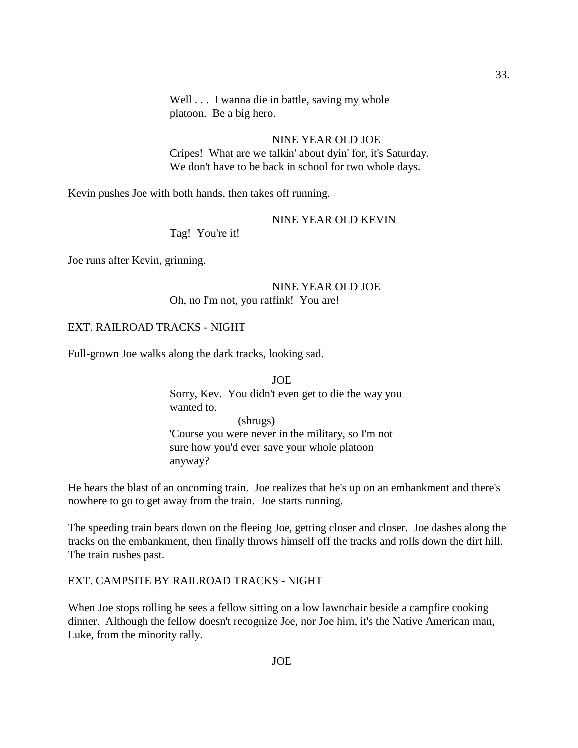Well . . . I wanna die in battle, saving my whole platoon. Be a big hero.

NINE YEAR OLD JOE

Cripes! What are we talkin' about dyin' for, it's Saturday. We don't have to be back in school for two whole days.

Kevin pushes Joe with both hands, then takes off running.

NINE YEAR OLD KEVIN

Tag! You're it!

Joe runs after Kevin, grinning.

NINE YEAR OLD JOE

Oh, no I'm not, you ratfink! You are!

EXT. RAILROAD TRACKS - NIGHT

Full-grown Joe walks along the dark tracks, looking sad.

JOE

Sorry, Kev. You didn't even get to die the way you wanted to.

(shrugs)

'Course you were never in the military, so I'm not sure how you'd ever save your whole platoon anyway?

He hears the blast of an oncoming train. Joe realizes that he's up on an embankment and there's nowhere to go to get away from the train. Joe starts running.

The speeding train bears down on the fleeing Joe, getting closer and closer. Joe dashes along the tracks on the embankment, then finally throws himself off the tracks and rolls down the dirt hill. The train rushes past.

EXT. CAMPSITE BY RAILROAD TRACKS - NIGHT

When Joe stops rolling he sees a fellow sitting on a low lawnchair beside a campfire cooking dinner. Although the fellow doesn't recognize Joe, nor Joe him, it's the Native American man, Luke, from the minority rally.

JOE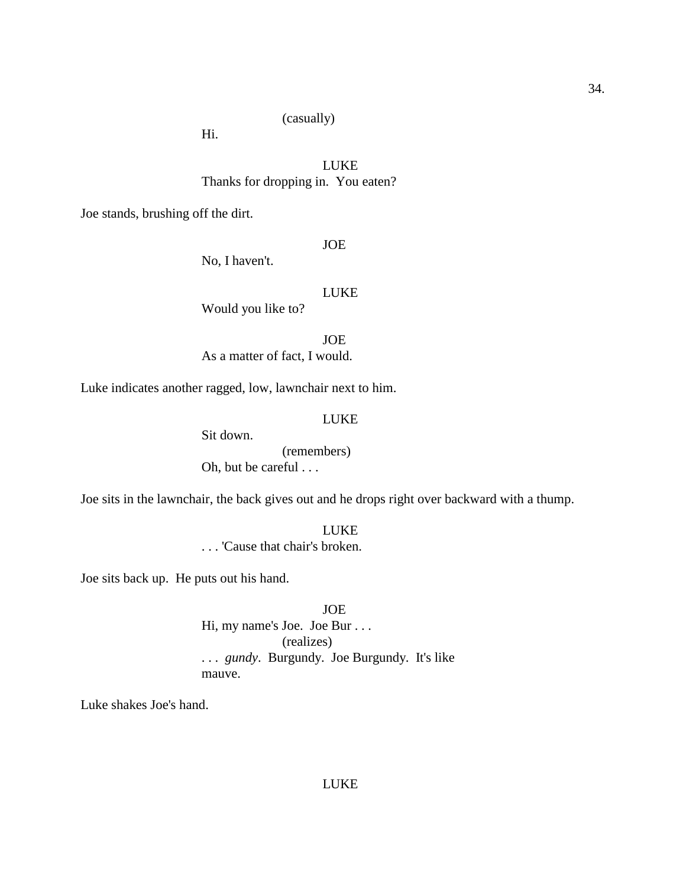(casually)

Hi.

LUKE

Thanks for dropping in.  You eaten?

Joe stands, brushing off the dirt.

JOE

No, I haven't.

LUKE

Would you like to?

JOE

As a matter of fact, I would.

Luke indicates another ragged, low, lawnchair next to him.

LUKE

Sit down.

(remembers)

Oh, but be careful . . .

Joe sits in the lawnchair, the back gives out and he drops right over backward with a thump.

LUKE

. . . 'Cause that chair's broken.

Joe sits back up.  He puts out his hand.

JOE

Hi, my name's Joe.  Joe Bur . . .

(realizes)

. . .  *gundy*.  Burgundy.  Joe Burgundy.  It's like mauve.

Luke shakes Joe's hand.

LUKE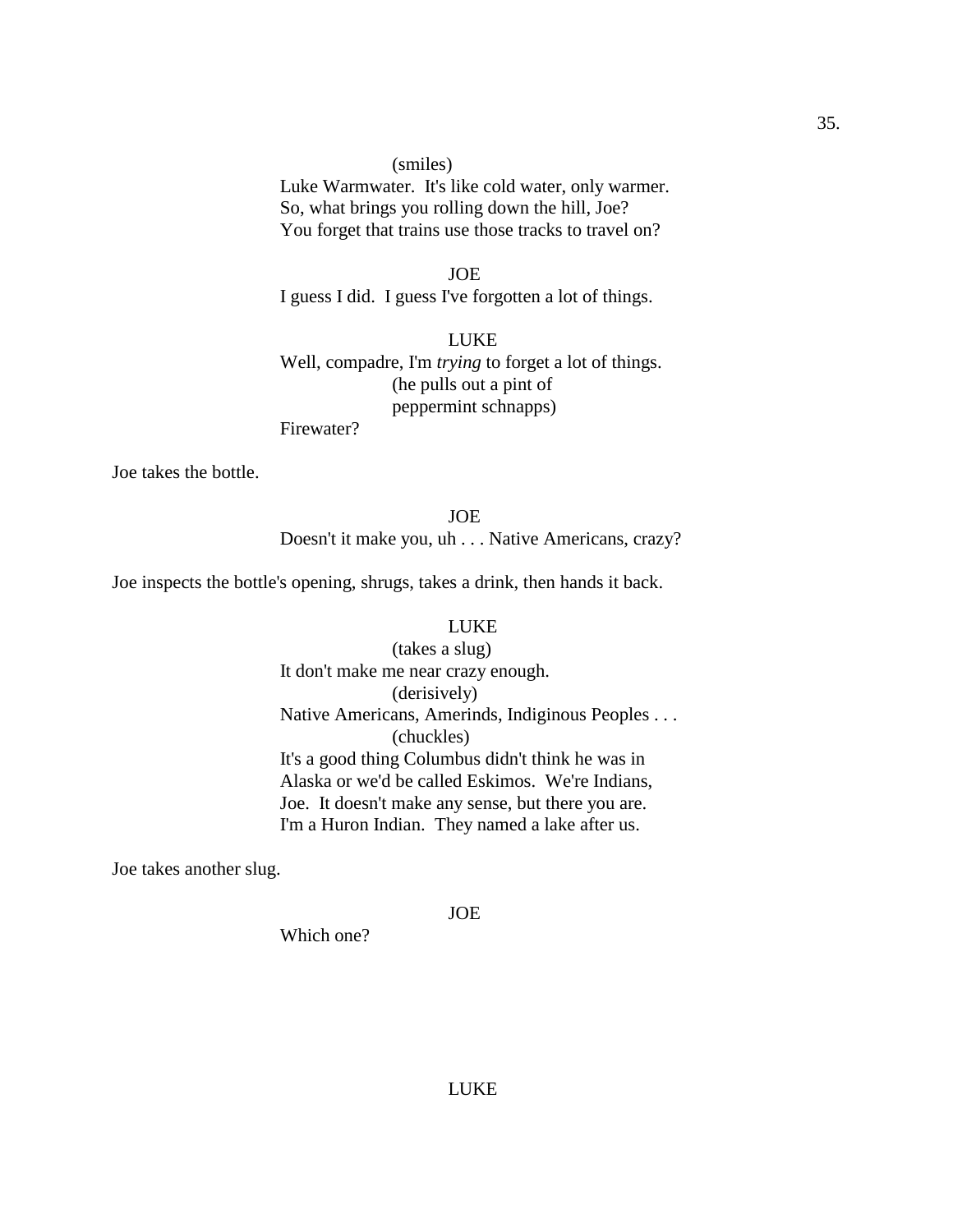(smiles)
Luke Warmwater. It's like cold water, only warmer.
So, what brings you rolling down the hill, Joe?
You forget that trains use those tracks to travel on?

JOE
I guess I did. I guess I've forgotten a lot of things.

LUKE
Well, compadre, I'm *trying* to forget a lot of things.
(he pulls out a pint of
peppermint schnapps)
Firewater?

Joe takes the bottle.

JOE
Doesn't it make you, uh . . . Native Americans, crazy?

Joe inspects the bottle's opening, shrugs, takes a drink, then hands it back.

LUKE
(takes a slug)
It don't make me near crazy enough.
(derisively)
Native Americans, Amerinds, Indiginous Peoples . . .
(chuckles)
It's a good thing Columbus didn't think he was in
Alaska or we'd be called Eskimos. We're Indians,
Joe. It doesn't make any sense, but there you are.
I'm a Huron Indian. They named a lake after us.

Joe takes another slug.

JOE
Which one?

LUKE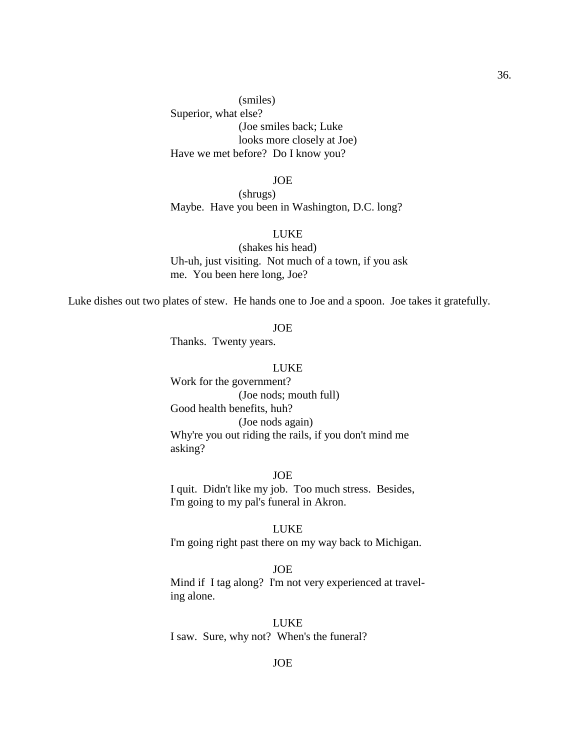(smiles)
Superior, what else?
(Joe smiles back; Luke looks more closely at Joe)
Have we met before? Do I know you?

JOE
(shrugs)
Maybe. Have you been in Washington, D.C. long?

LUKE
(shakes his head)
Uh-uh, just visiting. Not much of a town, if you ask me. You been here long, Joe?

Luke dishes out two plates of stew. He hands one to Joe and a spoon. Joe takes it gratefully.

JOE
Thanks. Twenty years.

LUKE
Work for the government?
(Joe nods; mouth full)
Good health benefits, huh?
(Joe nods again)
Why're you out riding the rails, if you don't mind me asking?

JOE
I quit. Didn't like my job. Too much stress. Besides, I'm going to my pal's funeral in Akron.

LUKE
I'm going right past there on my way back to Michigan.

JOE
Mind if I tag along? I'm not very experienced at traveling alone.

LUKE
I saw. Sure, why not? When's the funeral?

JOE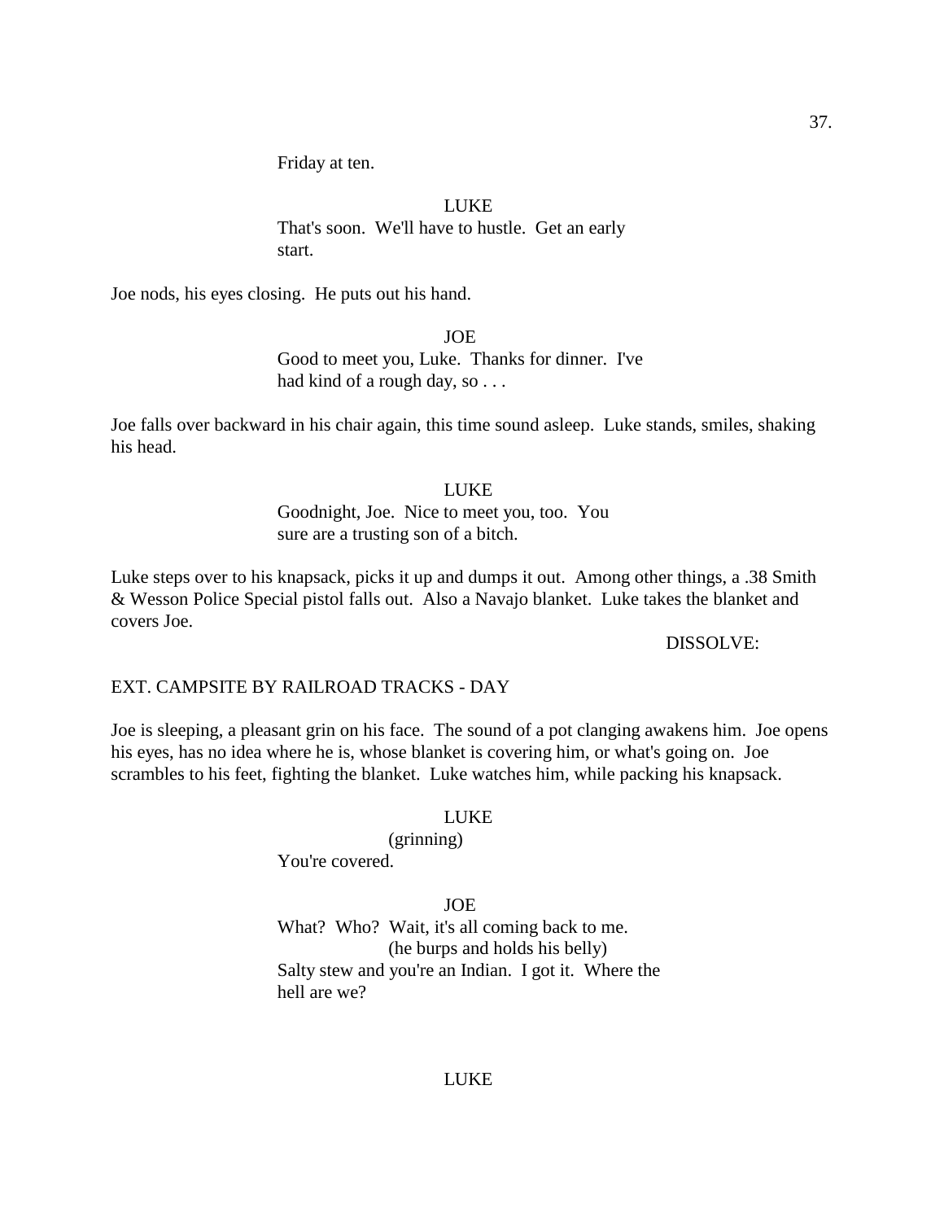Friday at ten.

LUKE

That's soon. We'll have to hustle. Get an early start.

Joe nods, his eyes closing. He puts out his hand.

JOE

Good to meet you, Luke. Thanks for dinner. I've had kind of a rough day, so . . .

Joe falls over backward in his chair again, this time sound asleep. Luke stands, smiles, shaking his head.

LUKE

Goodnight, Joe. Nice to meet you, too. You sure are a trusting son of a bitch.

Luke steps over to his knapsack, picks it up and dumps it out. Among other things, a .38 Smith & Wesson Police Special pistol falls out. Also a Navajo blanket. Luke takes the blanket and covers Joe.

DISSOLVE:

EXT. CAMPSITE BY RAILROAD TRACKS - DAY

Joe is sleeping, a pleasant grin on his face. The sound of a pot clanging awakens him. Joe opens his eyes, has no idea where he is, whose blanket is covering him, or what's going on. Joe scrambles to his feet, fighting the blanket. Luke watches him, while packing his knapsack.

LUKE

(grinning)

You're covered.

JOE

What? Who? Wait, it's all coming back to me.

(he burps and holds his belly)

Salty stew and you're an Indian. I got it. Where the hell are we?

LUKE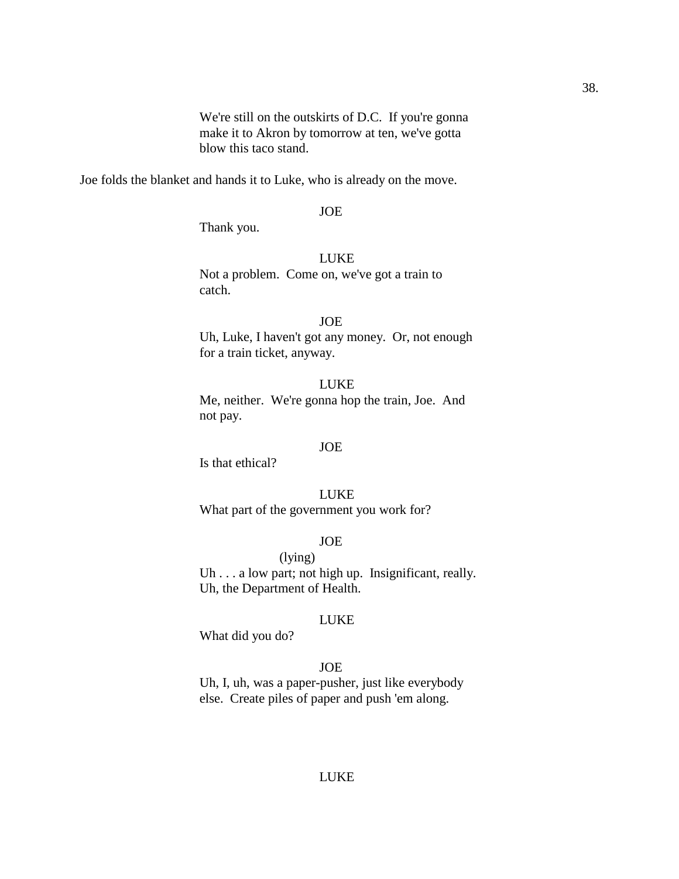We're still on the outskirts of D.C. If you're gonna make it to Akron by tomorrow at ten, we've gotta blow this taco stand.

Joe folds the blanket and hands it to Luke, who is already on the move.

JOE

Thank you.

LUKE

Not a problem. Come on, we've got a train to catch.

JOE

Uh, Luke, I haven't got any money. Or, not enough for a train ticket, anyway.

LUKE

Me, neither. We're gonna hop the train, Joe. And not pay.

JOE

Is that ethical?

LUKE

What part of the government you work for?

JOE

(lying)

Uh . . . a low part; not high up. Insignificant, really. Uh, the Department of Health.

LUKE

What did you do?

JOE

Uh, I, uh, was a paper-pusher, just like everybody else. Create piles of paper and push 'em along.

LUKE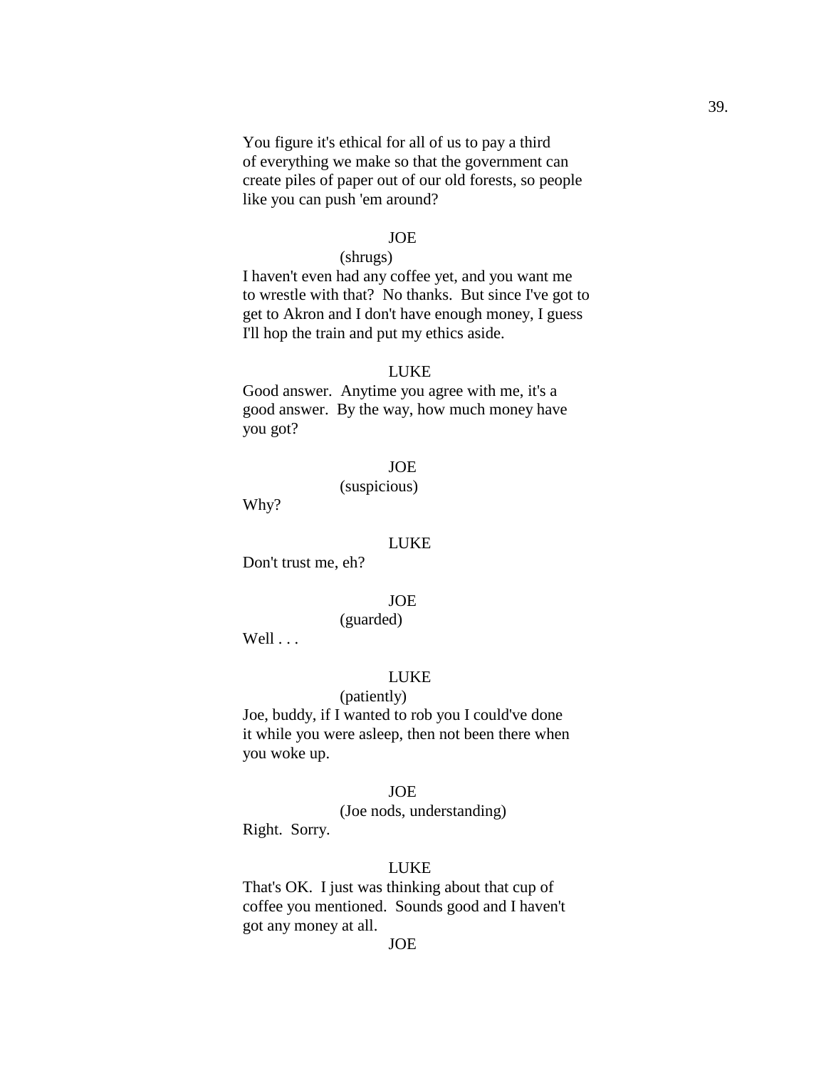You figure it's ethical for all of us to pay a third of everything we make so that the government can create piles of paper out of our old forests, so people like you can push 'em around?

JOE
(shrugs)
I haven't even had any coffee yet, and you want me to wrestle with that? No thanks. But since I've got to get to Akron and I don't have enough money, I guess I'll hop the train and put my ethics aside.

LUKE
Good answer. Anytime you agree with me, it's a good answer. By the way, how much money have you got?

JOE
(suspicious)
Why?

LUKE
Don't trust me, eh?

JOE
(guarded)
Well . . .

LUKE
(patiently)
Joe, buddy, if I wanted to rob you I could've done it while you were asleep, then not been there when you woke up.

JOE
(Joe nods, understanding)
Right. Sorry.

LUKE
That's OK. I just was thinking about that cup of coffee you mentioned. Sounds good and I haven't got any money at all.

JOE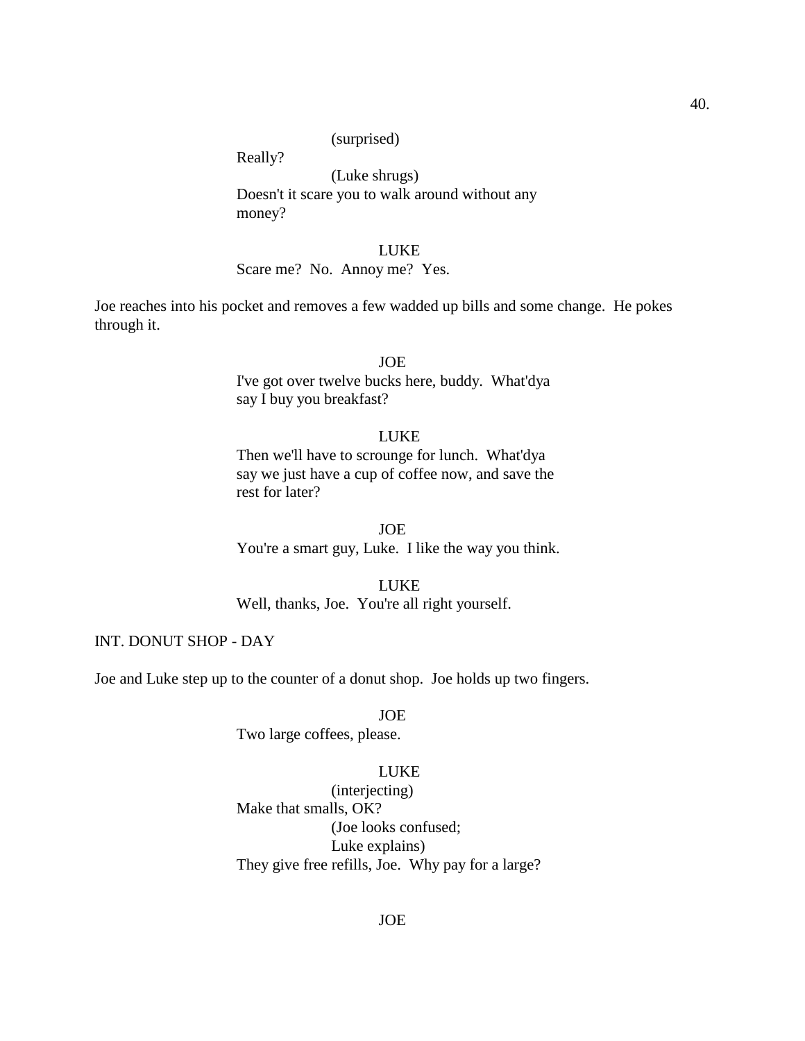(surprised)

Really?

(Luke shrugs)

Doesn't it scare you to walk around without any money?

LUKE

Scare me? No. Annoy me? Yes.

Joe reaches into his pocket and removes a few wadded up bills and some change. He pokes through it.

JOE

I've got over twelve bucks here, buddy. What'dya say I buy you breakfast?

LUKE

Then we'll have to scrounge for lunch. What'dya say we just have a cup of coffee now, and save the rest for later?

JOE

You're a smart guy, Luke. I like the way you think.

LUKE

Well, thanks, Joe. You're all right yourself.

INT. DONUT SHOP - DAY

Joe and Luke step up to the counter of a donut shop. Joe holds up two fingers.

JOE

Two large coffees, please.

LUKE

(interjecting)

Make that smalls, OK?

(Joe looks confused;
Luke explains)

They give free refills, Joe. Why pay for a large?

JOE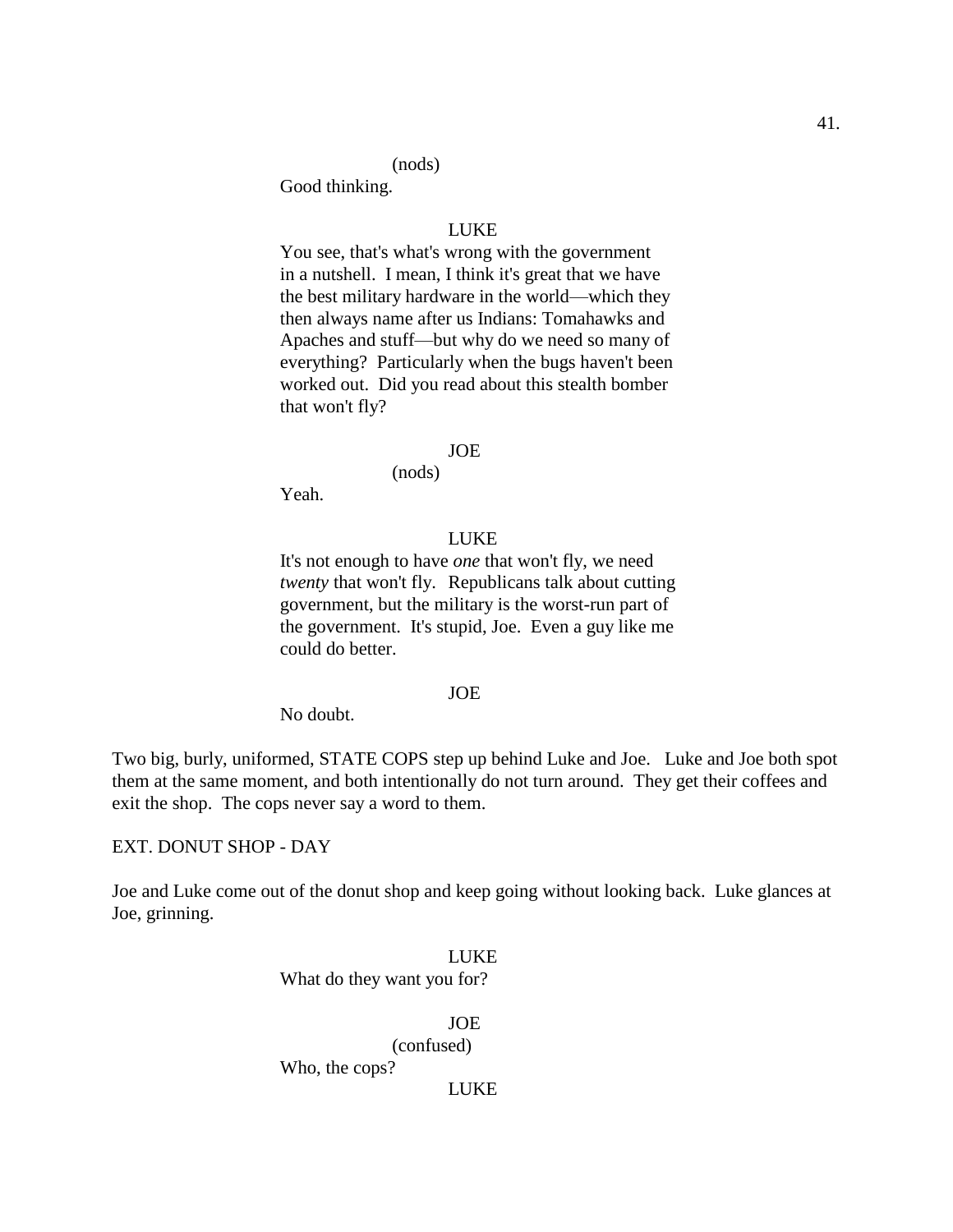(nods)
Good thinking.

LUKE
You see, that's what's wrong with the government in a nutshell. I mean, I think it's great that we have the best military hardware in the world—which they then always name after us Indians: Tomahawks and Apaches and stuff—but why do we need so many of everything? Particularly when the bugs haven't been worked out. Did you read about this stealth bomber that won't fly?

JOE
(nods)
Yeah.

LUKE
It's not enough to have *one* that won't fly, we need *twenty* that won't fly. Republicans talk about cutting government, but the military is the worst-run part of the government. It's stupid, Joe. Even a guy like me could do better.

JOE
No doubt.

Two big, burly, uniformed, STATE COPS step up behind Luke and Joe. Luke and Joe both spot them at the same moment, and both intentionally do not turn around. They get their coffees and exit the shop. The cops never say a word to them.

EXT. DONUT SHOP - DAY

Joe and Luke come out of the donut shop and keep going without looking back. Luke glances at Joe, grinning.

LUKE
What do they want you for?

JOE
(confused)
Who, the cops?

LUKE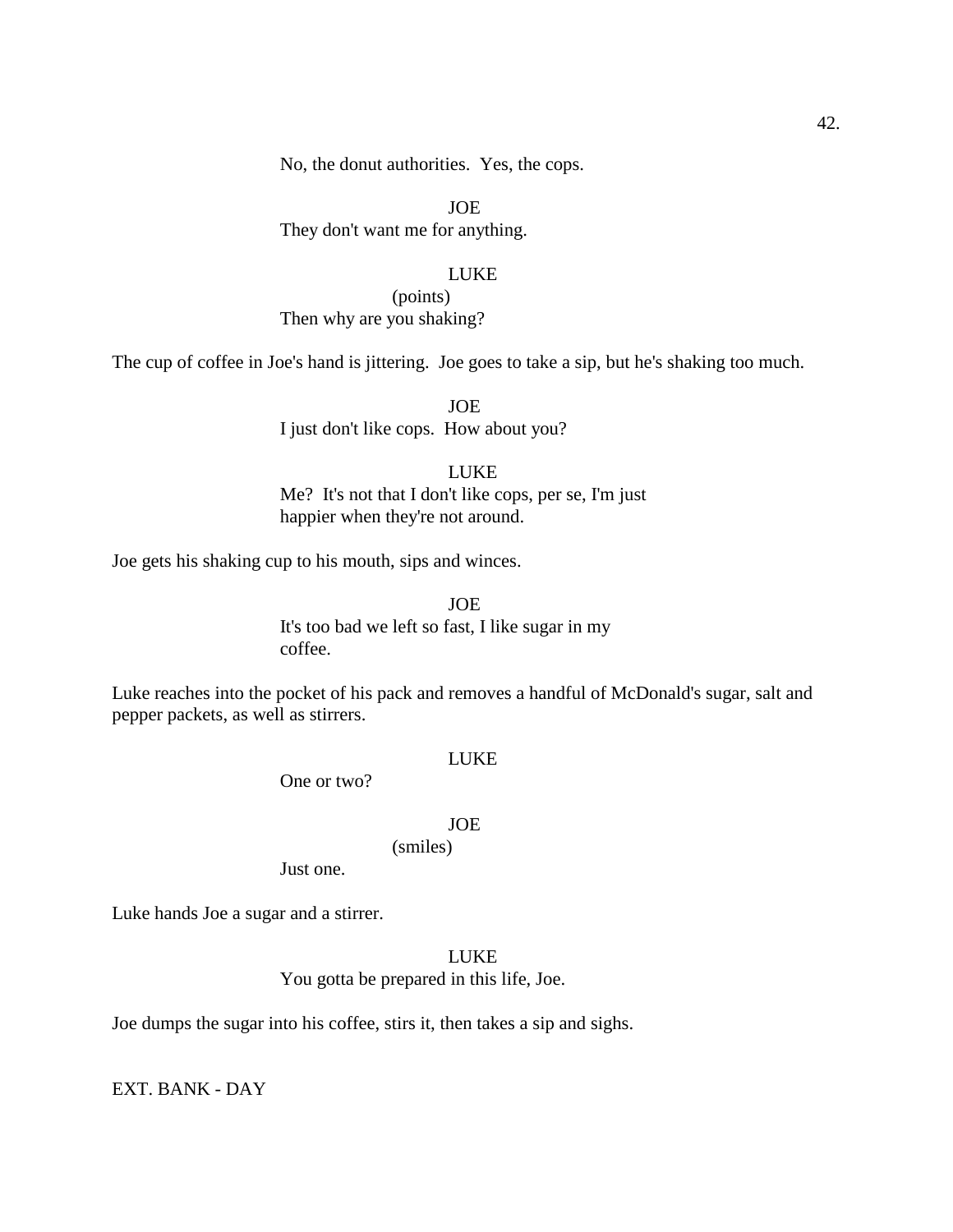No, the donut authorities.  Yes, the cops.

JOE

They don't want me for anything.

LUKE

(points)

Then why are you shaking?

The cup of coffee in Joe's hand is jittering.  Joe goes to take a sip, but he's shaking too much.

JOE

I just don't like cops.  How about you?

LUKE

Me?  It's not that I don't like cops, per se, I'm just happier when they're not around.

Joe gets his shaking cup to his mouth, sips and winces.

JOE

It's too bad we left so fast, I like sugar in my coffee.

Luke reaches into the pocket of his pack and removes a handful of McDonald's sugar, salt and pepper packets, as well as stirrers.

LUKE

One or two?

JOE

(smiles)

Just one.

Luke hands Joe a sugar and a stirrer.

LUKE

You gotta be prepared in this life, Joe.

Joe dumps the sugar into his coffee, stirs it, then takes a sip and sighs.

EXT. BANK - DAY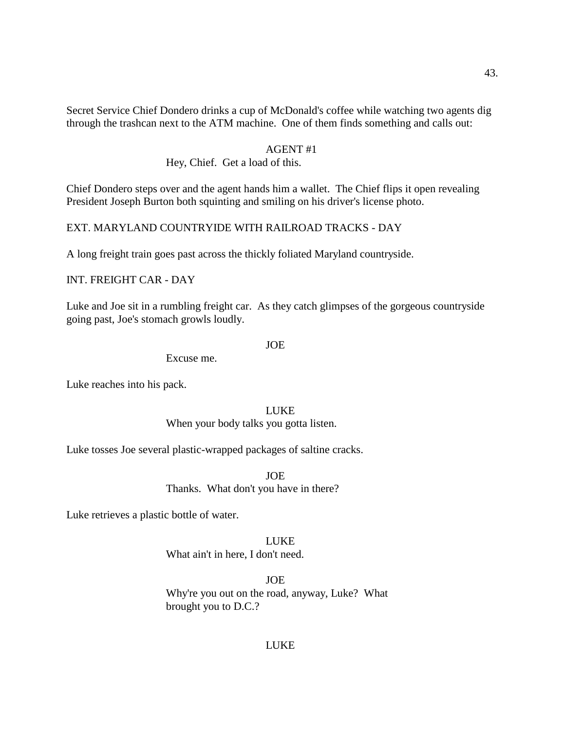Secret Service Chief Dondero drinks a cup of McDonald's coffee while watching two agents dig through the trashcan next to the ATM machine. One of them finds something and calls out:

AGENT #1
Hey, Chief. Get a load of this.

Chief Dondero steps over and the agent hands him a wallet. The Chief flips it open revealing President Joseph Burton both squinting and smiling on his driver's license photo.

EXT. MARYLAND COUNTRYIDE WITH RAILROAD TRACKS - DAY

A long freight train goes past across the thickly foliated Maryland countryside.

INT. FREIGHT CAR - DAY

Luke and Joe sit in a rumbling freight car. As they catch glimpses of the gorgeous countryside going past, Joe's stomach growls loudly.

JOE
Excuse me.

Luke reaches into his pack.

LUKE
When your body talks you gotta listen.

Luke tosses Joe several plastic-wrapped packages of saltine cracks.

JOE
Thanks. What don't you have in there?

Luke retrieves a plastic bottle of water.

LUKE
What ain't in here, I don't need.

JOE
Why're you out on the road, anyway, Luke? What brought you to D.C.?

LUKE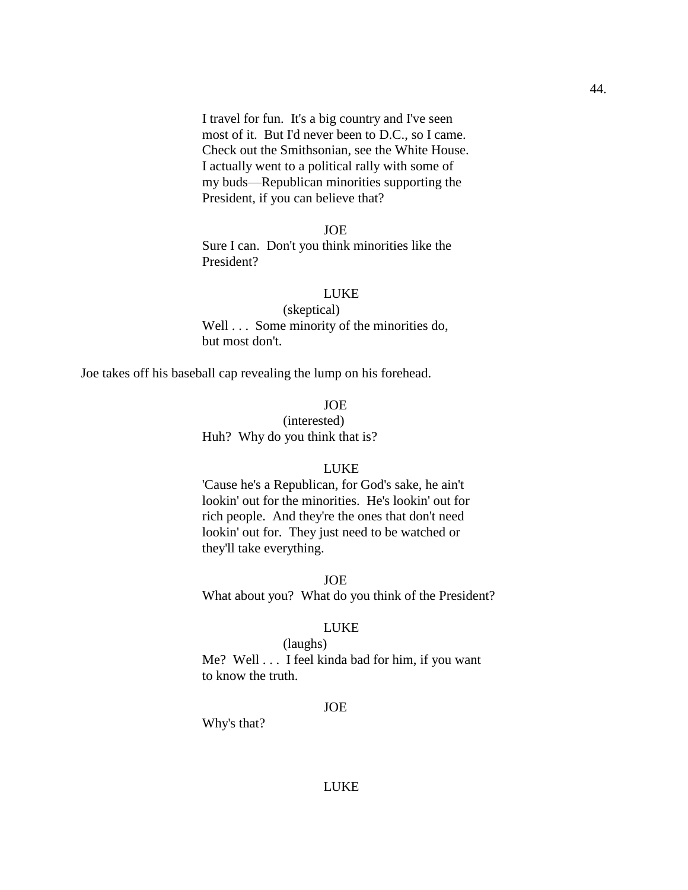I travel for fun. It's a big country and I've seen most of it. But I'd never been to D.C., so I came. Check out the Smithsonian, see the White House. I actually went to a political rally with some of my buds—Republican minorities supporting the President, if you can believe that?

JOE

Sure I can. Don't you think minorities like the President?

LUKE

(skeptical)

Well . . . Some minority of the minorities do, but most don't.

Joe takes off his baseball cap revealing the lump on his forehead.

JOE

(interested)

Huh? Why do you think that is?

LUKE

'Cause he's a Republican, for God's sake, he ain't lookin' out for the minorities. He's lookin' out for rich people. And they're the ones that don't need lookin' out for. They just need to be watched or they'll take everything.

JOE

What about you? What do you think of the President?

LUKE

(laughs)

Me? Well . . . I feel kinda bad for him, if you want to know the truth.

JOE

Why's that?

LUKE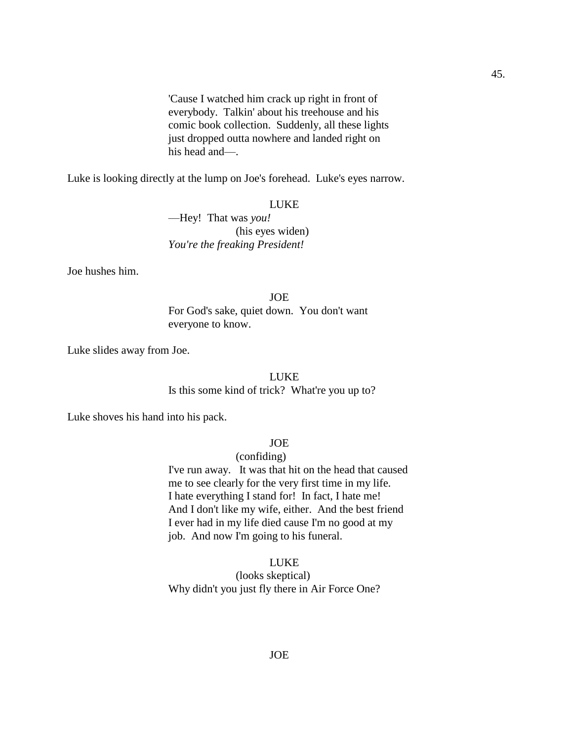'Cause I watched him crack up right in front of everybody. Talkin' about his treehouse and his comic book collection. Suddenly, all these lights just dropped outta nowhere and landed right on his head and—.

Luke is looking directly at the lump on Joe's forehead. Luke's eyes narrow.

LUKE

—Hey! That was *you!*

(his eyes widen)

*You're the freaking President!*

Joe hushes him.

JOE

For God's sake, quiet down. You don't want everyone to know.

Luke slides away from Joe.

LUKE

Is this some kind of trick? What're you up to?

Luke shoves his hand into his pack.

JOE

(confiding)

I've run away. It was that hit on the head that caused me to see clearly for the very first time in my life. I hate everything I stand for! In fact, I hate me! And I don't like my wife, either. And the best friend I ever had in my life died cause I'm no good at my job. And now I'm going to his funeral.

LUKE

(looks skeptical)

Why didn't you just fly there in Air Force One?

JOE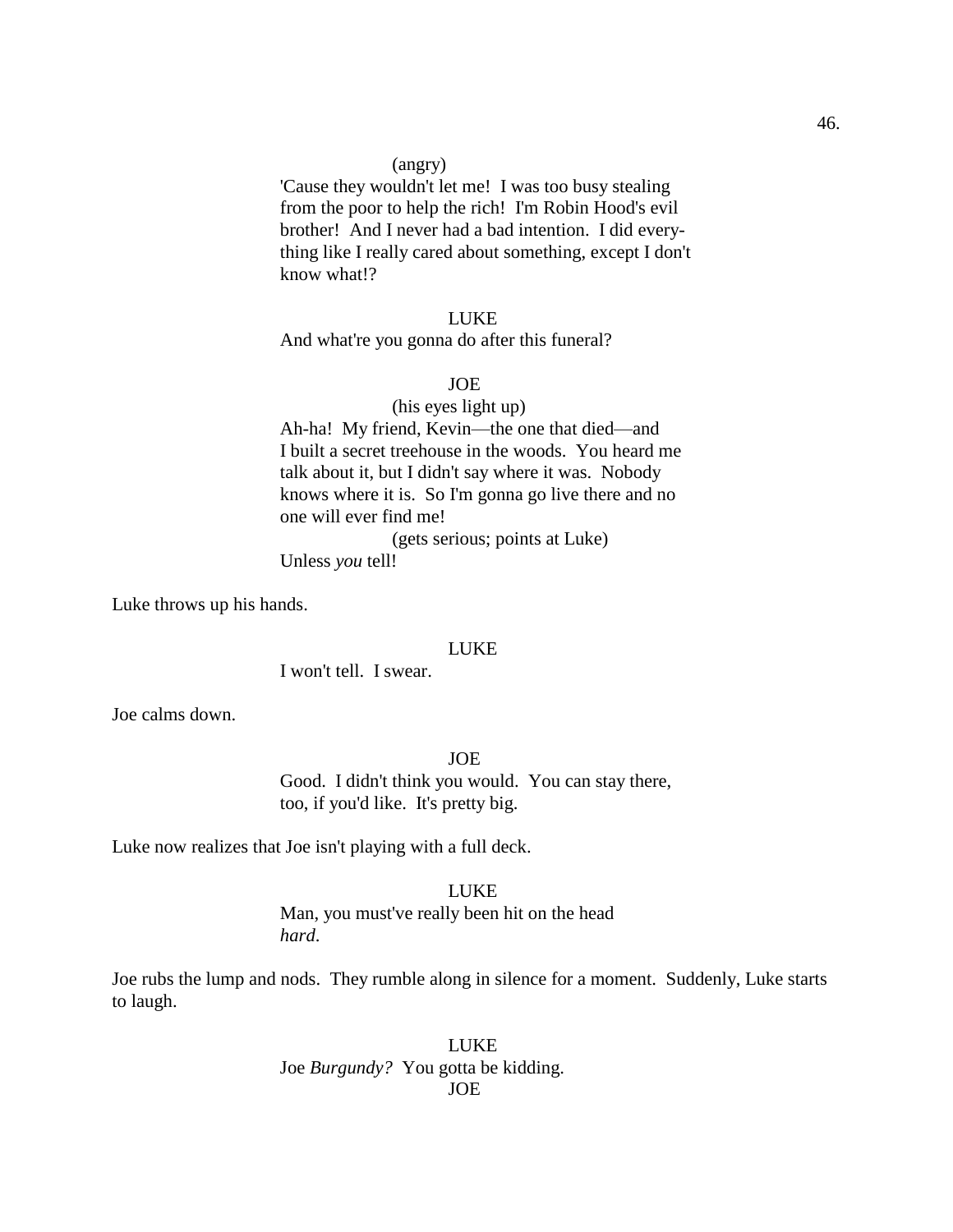(angry)

'Cause they wouldn't let me! I was too busy stealing from the poor to help the rich! I'm Robin Hood's evil brother! And I never had a bad intention. I did every-thing like I really cared about something, except I don't know what!?

LUKE

And what're you gonna do after this funeral?

JOE

(his eyes light up)

Ah-ha! My friend, Kevin—the one that died—and I built a secret treehouse in the woods. You heard me talk about it, but I didn't say where it was. Nobody knows where it is. So I'm gonna go live there and no one will ever find me!

(gets serious; points at Luke)

Unless *you* tell!

Luke throws up his hands.

LUKE

I won't tell. I swear.

Joe calms down.

JOE

Good. I didn't think you would. You can stay there, too, if you'd like. It's pretty big.

Luke now realizes that Joe isn't playing with a full deck.

LUKE

Man, you must've really been hit on the head *hard*.

Joe rubs the lump and nods. They rumble along in silence for a moment. Suddenly, Luke starts to laugh.

LUKE

Joe *Burgundy?* You gotta be kidding.

JOE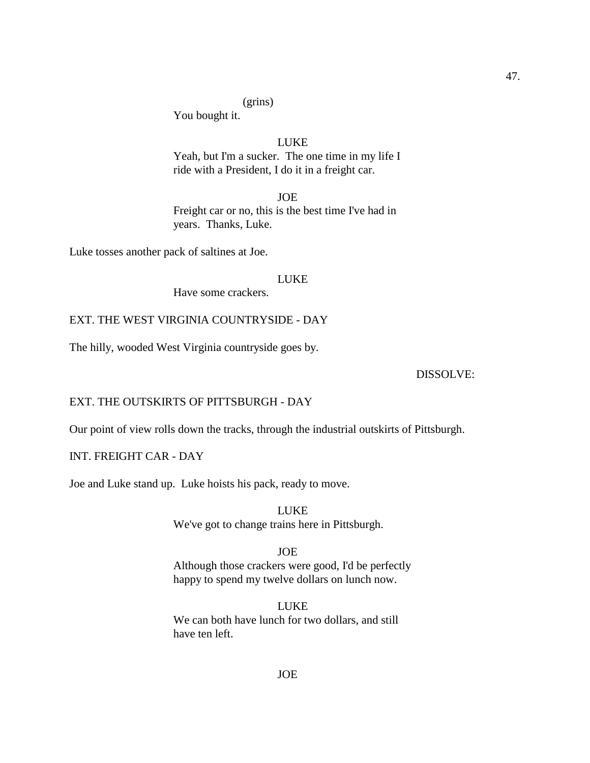(grins)
You bought it.

LUKE
Yeah, but I'm a sucker. The one time in my life I ride with a President, I do it in a freight car.

JOE
Freight car or no, this is the best time I've had in years. Thanks, Luke.

Luke tosses another pack of saltines at Joe.

LUKE
Have some crackers.

EXT. THE WEST VIRGINIA COUNTRYSIDE - DAY

The hilly, wooded West Virginia countryside goes by.

DISSOLVE:

EXT. THE OUTSKIRTS OF PITTSBURGH - DAY

Our point of view rolls down the tracks, through the industrial outskirts of Pittsburgh.

INT. FREIGHT CAR - DAY

Joe and Luke stand up. Luke hoists his pack, ready to move.

LUKE
We've got to change trains here in Pittsburgh.

JOE
Although those crackers were good, I'd be perfectly happy to spend my twelve dollars on lunch now.

LUKE
We can both have lunch for two dollars, and still have ten left.

JOE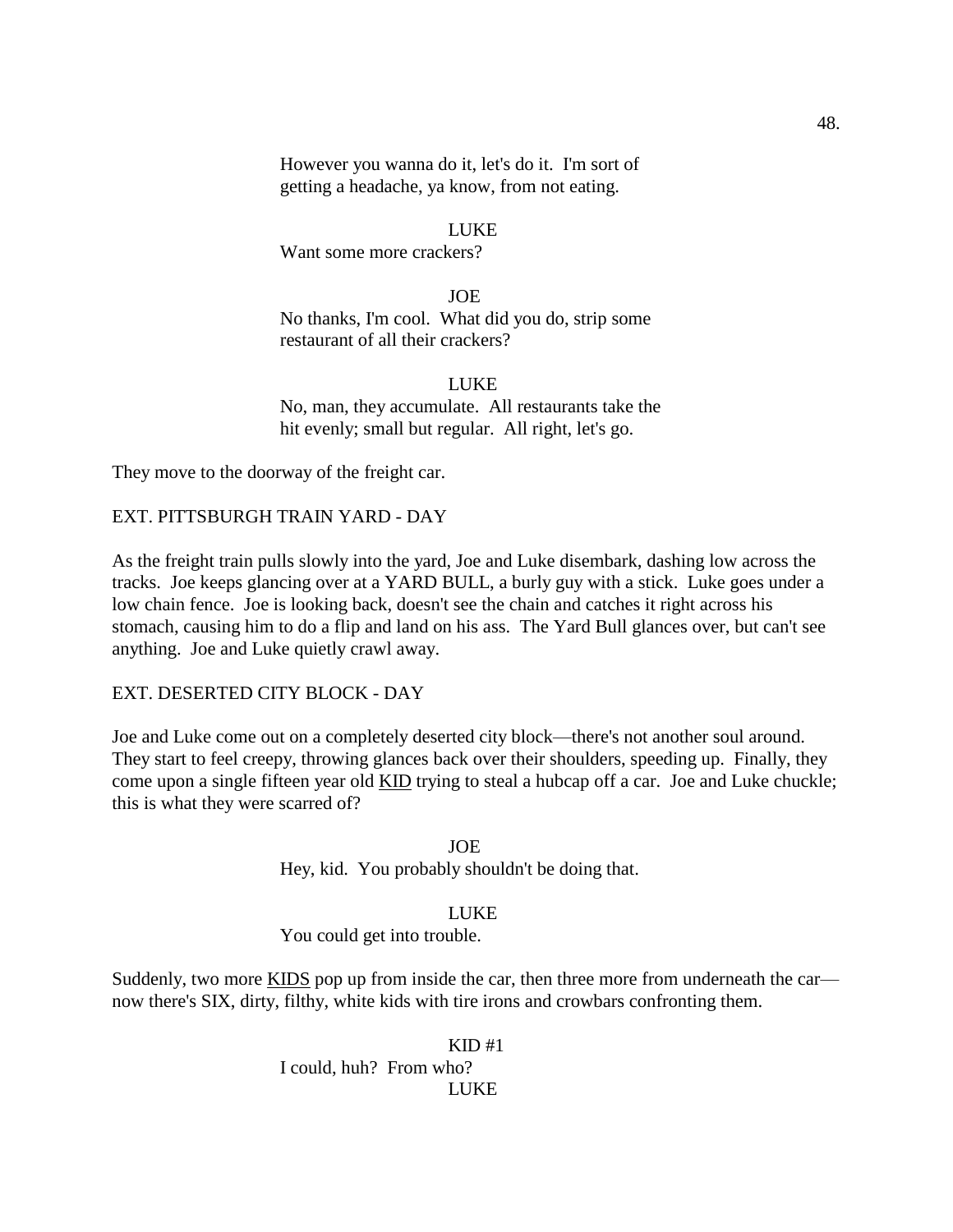However you wanna do it, let's do it. I'm sort of getting a headache, ya know, from not eating.

LUKE

Want some more crackers?

JOE

No thanks, I'm cool. What did you do, strip some restaurant of all their crackers?

LUKE

No, man, they accumulate. All restaurants take the hit evenly; small but regular. All right, let's go.

They move to the doorway of the freight car.

EXT. PITTSBURGH TRAIN YARD - DAY

As the freight train pulls slowly into the yard, Joe and Luke disembark, dashing low across the tracks. Joe keeps glancing over at a YARD BULL, a burly guy with a stick. Luke goes under a low chain fence. Joe is looking back, doesn't see the chain and catches it right across his stomach, causing him to do a flip and land on his ass. The Yard Bull glances over, but can't see anything. Joe and Luke quietly crawl away.

EXT. DESERTED CITY BLOCK - DAY

Joe and Luke come out on a completely deserted city block—there's not another soul around. They start to feel creepy, throwing glances back over their shoulders, speeding up. Finally, they come upon a single fifteen year old KID trying to steal a hubcap off a car. Joe and Luke chuckle; this is what they were scarred of?

JOE

Hey, kid. You probably shouldn't be doing that.

LUKE

You could get into trouble.

Suddenly, two more KIDS pop up from inside the car, then three more from underneath the car—now there's SIX, dirty, filthy, white kids with tire irons and crowbars confronting them.

KID #1

I could, huh? From who?

LUKE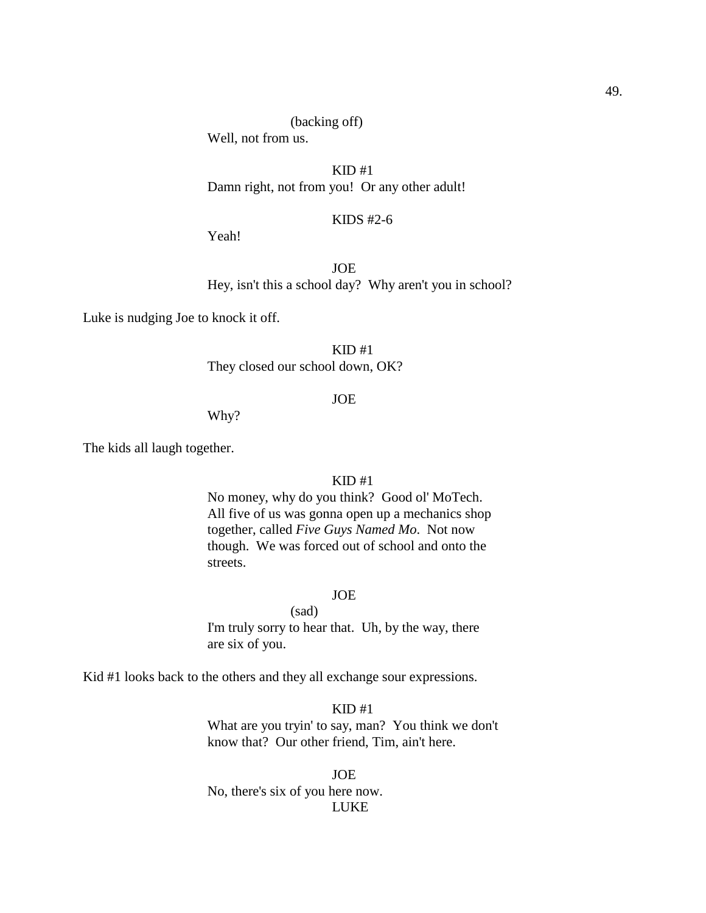(backing off)
Well, not from us.

KID #1
Damn right, not from you! Or any other adult!

KIDS #2-6
Yeah!

JOE
Hey, isn't this a school day? Why aren't you in school?

Luke is nudging Joe to knock it off.

KID #1
They closed our school down, OK?

JOE
Why?

The kids all laugh together.

KID #1
No money, why do you think? Good ol' MoTech. All five of us was gonna open up a mechanics shop together, called *Five Guys Named Mo*. Not now though. We was forced out of school and onto the streets.

JOE
(sad)
I'm truly sorry to hear that. Uh, by the way, there are six of you.

Kid #1 looks back to the others and they all exchange sour expressions.

KID #1
What are you tryin' to say, man? You think we don't know that? Our other friend, Tim, ain't here.

JOE
No, there's six of you here now.

LUKE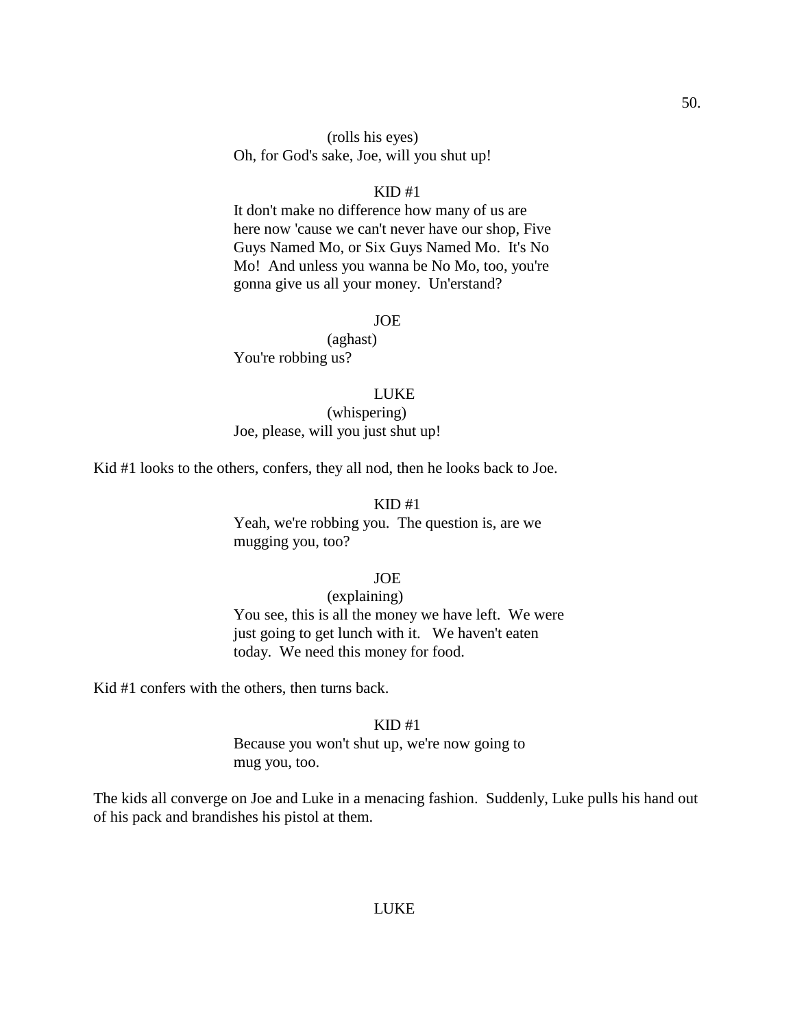(rolls his eyes)
Oh, for God's sake, Joe, will you shut up!

KID #1
It don't make no difference how many of us are here now 'cause we can't never have our shop, Five Guys Named Mo, or Six Guys Named Mo. It's No Mo! And unless you wanna be No Mo, too, you're gonna give us all your money. Un'erstand?

JOE
(aghast)
You're robbing us?

LUKE
(whispering)
Joe, please, will you just shut up!

Kid #1 looks to the others, confers, they all nod, then he looks back to Joe.

KID #1
Yeah, we're robbing you. The question is, are we mugging you, too?

JOE
(explaining)
You see, this is all the money we have left. We were just going to get lunch with it. We haven't eaten today. We need this money for food.

Kid #1 confers with the others, then turns back.

KID #1
Because you won't shut up, we're now going to mug you, too.

The kids all converge on Joe and Luke in a menacing fashion. Suddenly, Luke pulls his hand out of his pack and brandishes his pistol at them.

LUKE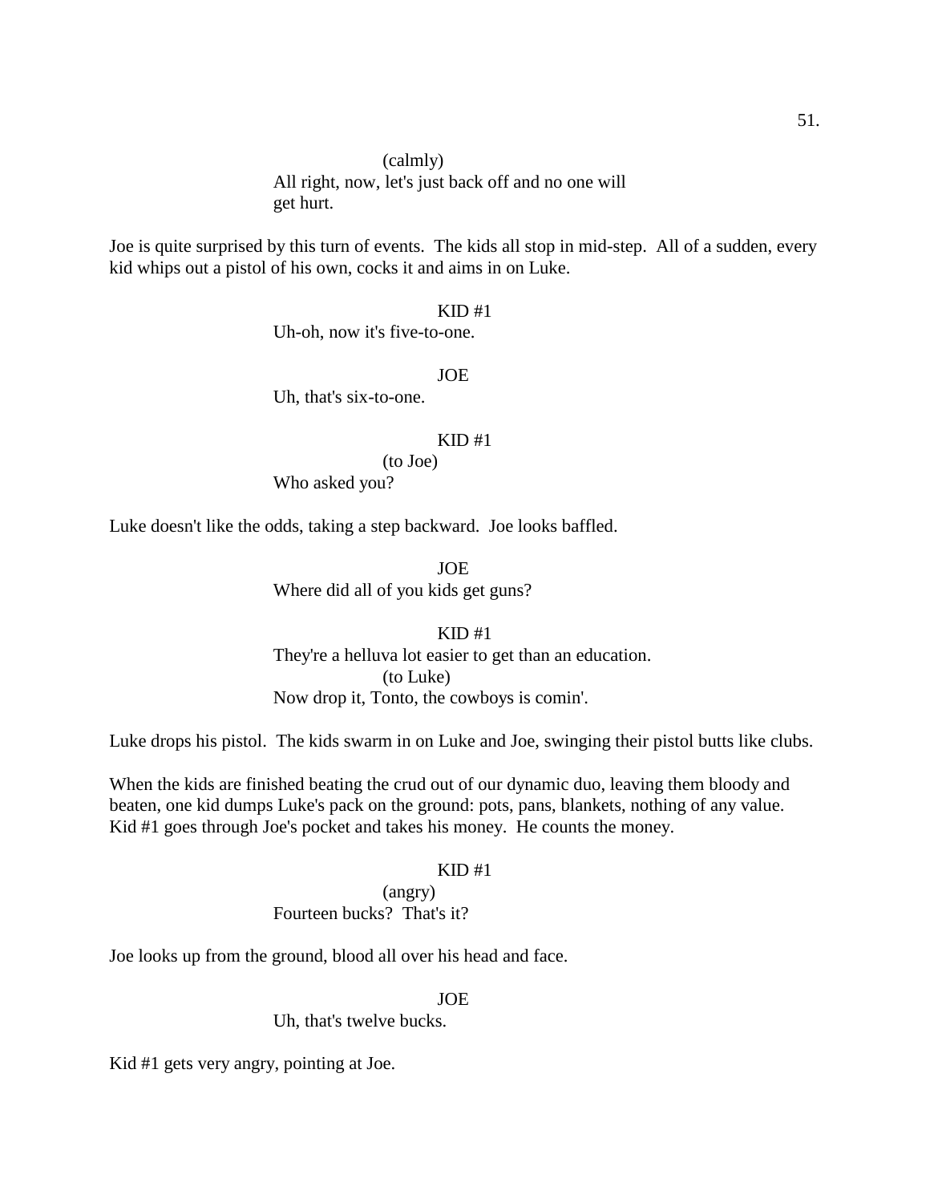(calmly)
All right, now, let's just back off and no one will get hurt.

Joe is quite surprised by this turn of events. The kids all stop in mid-step. All of a sudden, every kid whips out a pistol of his own, cocks it and aims in on Luke.

KID #1
Uh-oh, now it's five-to-one.

JOE
Uh, that's six-to-one.

KID #1
(to Joe)
Who asked you?

Luke doesn't like the odds, taking a step backward. Joe looks baffled.

JOE
Where did all of you kids get guns?

KID #1
They're a helluva lot easier to get than an education.
(to Luke)
Now drop it, Tonto, the cowboys is comin'.

Luke drops his pistol. The kids swarm in on Luke and Joe, swinging their pistol butts like clubs.

When the kids are finished beating the crud out of our dynamic duo, leaving them bloody and beaten, one kid dumps Luke's pack on the ground: pots, pans, blankets, nothing of any value. Kid #1 goes through Joe's pocket and takes his money. He counts the money.

KID #1
(angry)
Fourteen bucks? That's it?

Joe looks up from the ground, blood all over his head and face.

JOE
Uh, that's twelve bucks.

Kid #1 gets very angry, pointing at Joe.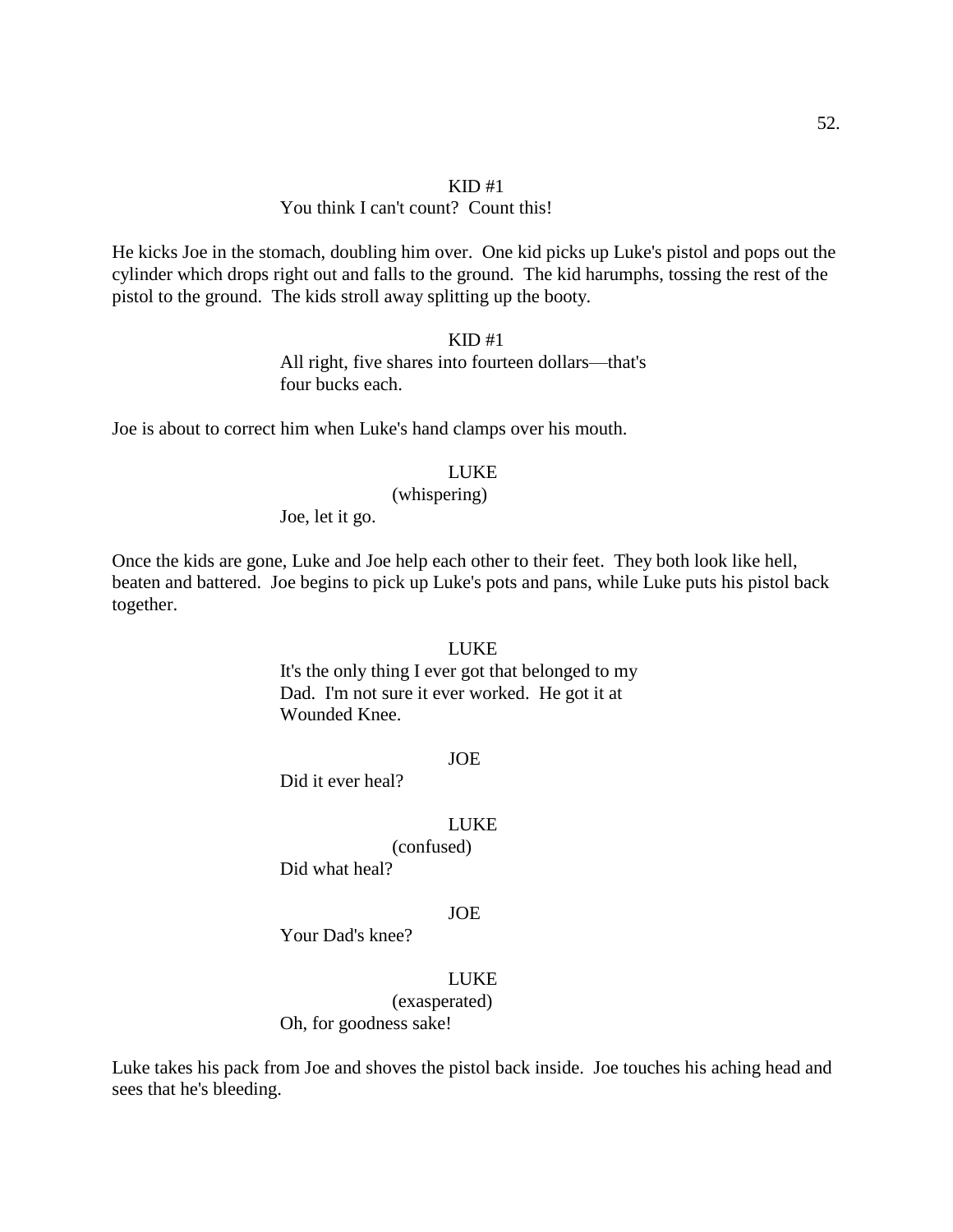KID #1

You think I can't count?  Count this!

He kicks Joe in the stomach, doubling him over.  One kid picks up Luke's pistol and pops out the cylinder which drops right out and falls to the ground.  The kid harumphs, tossing the rest of the pistol to the ground.  The kids stroll away splitting up the booty.

KID #1

All right, five shares into fourteen dollars—that's four bucks each.

Joe is about to correct him when Luke's hand clamps over his mouth.

LUKE

(whispering)

Joe, let it go.

Once the kids are gone, Luke and Joe help each other to their feet.  They both look like hell, beaten and battered.  Joe begins to pick up Luke's pots and pans, while Luke puts his pistol back together.

LUKE

It's the only thing I ever got that belonged to my Dad.  I'm not sure it ever worked.  He got it at Wounded Knee.

JOE

Did it ever heal?

LUKE

(confused)

Did what heal?

JOE

Your Dad's knee?

LUKE

(exasperated)

Oh, for goodness sake!

Luke takes his pack from Joe and shoves the pistol back inside.  Joe touches his aching head and sees that he's bleeding.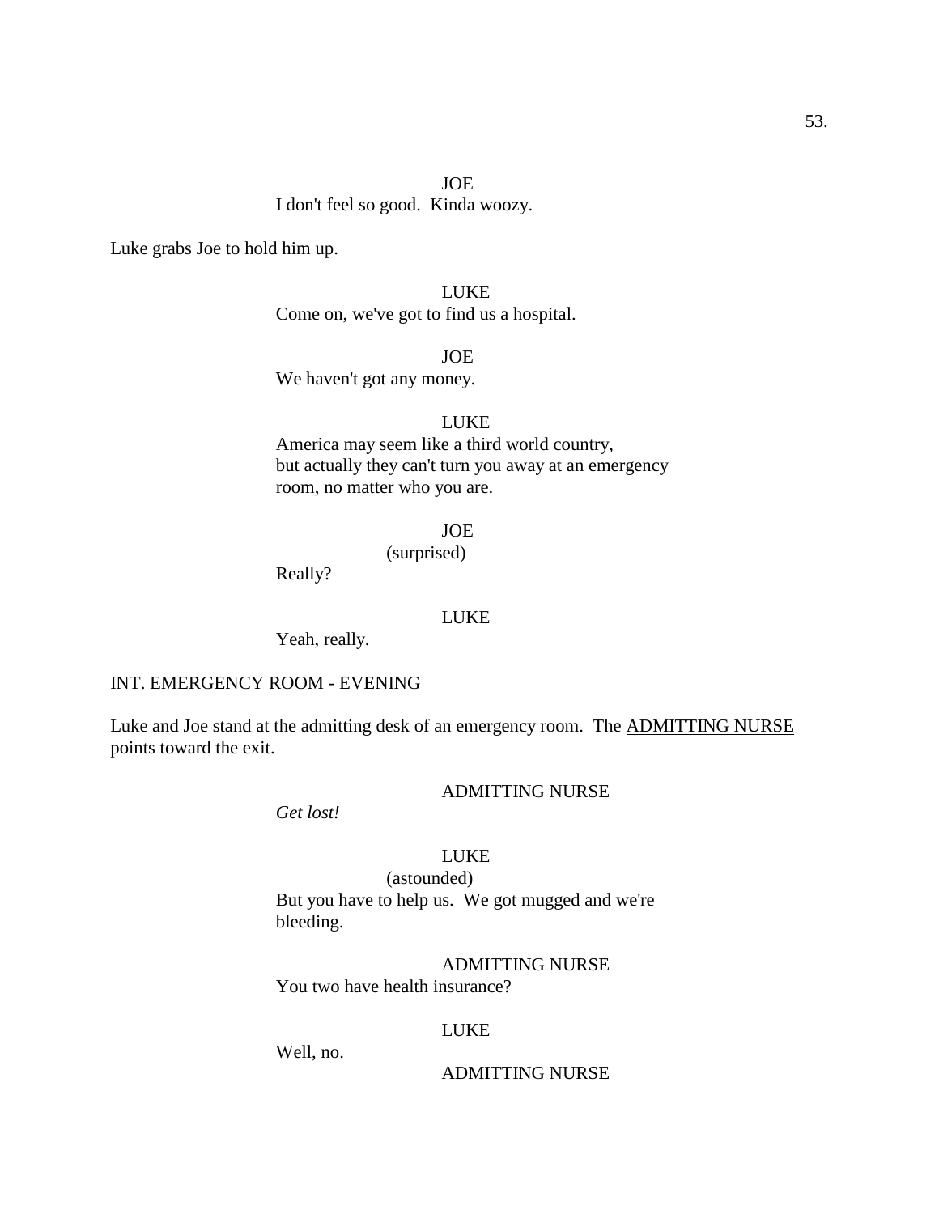JOE

I don't feel so good.  Kinda woozy.

Luke grabs Joe to hold him up.

LUKE

Come on, we've got to find us a hospital.

JOE

We haven't got any money.

LUKE

America may seem like a third world country, but actually they can't turn you away at an emergency room, no matter who you are.

JOE

(surprised)

Really?

LUKE

Yeah, really.

INT. EMERGENCY ROOM - EVENING

Luke and Joe stand at the admitting desk of an emergency room.  The <u>ADMITTING NURSE</u> points toward the exit.

ADMITTING NURSE

*Get lost!*

LUKE

(astounded)

But you have to help us.  We got mugged and we're bleeding.

ADMITTING NURSE

You two have health insurance?

LUKE

Well, no.

ADMITTING NURSE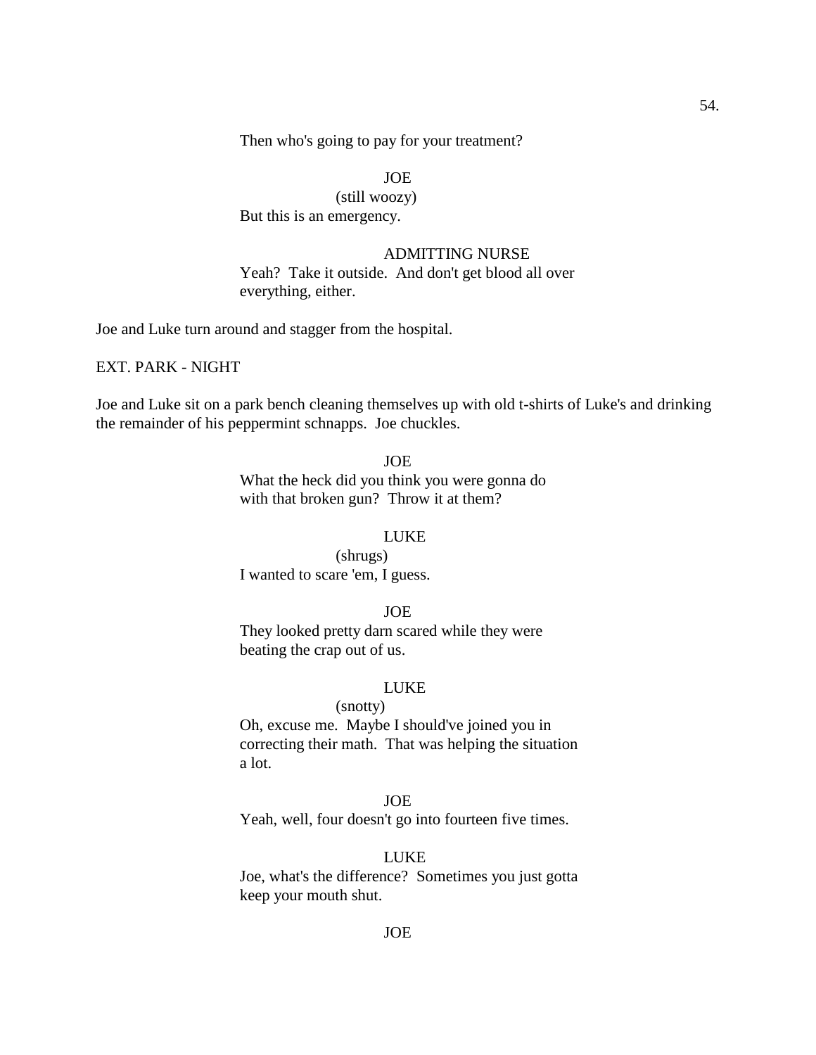Then who's going to pay for your treatment?

JOE
(still woozy)
But this is an emergency.

ADMITTING NURSE
Yeah? Take it outside. And don't get blood all over everything, either.

Joe and Luke turn around and stagger from the hospital.

EXT. PARK - NIGHT

Joe and Luke sit on a park bench cleaning themselves up with old t-shirts of Luke's and drinking the remainder of his peppermint schnapps. Joe chuckles.

JOE
What the heck did you think you were gonna do with that broken gun? Throw it at them?

LUKE
(shrugs)
I wanted to scare 'em, I guess.

JOE
They looked pretty darn scared while they were beating the crap out of us.

LUKE
(snotty)
Oh, excuse me. Maybe I should've joined you in correcting their math. That was helping the situation a lot.

JOE
Yeah, well, four doesn't go into fourteen five times.

LUKE
Joe, what's the difference? Sometimes you just gotta keep your mouth shut.

JOE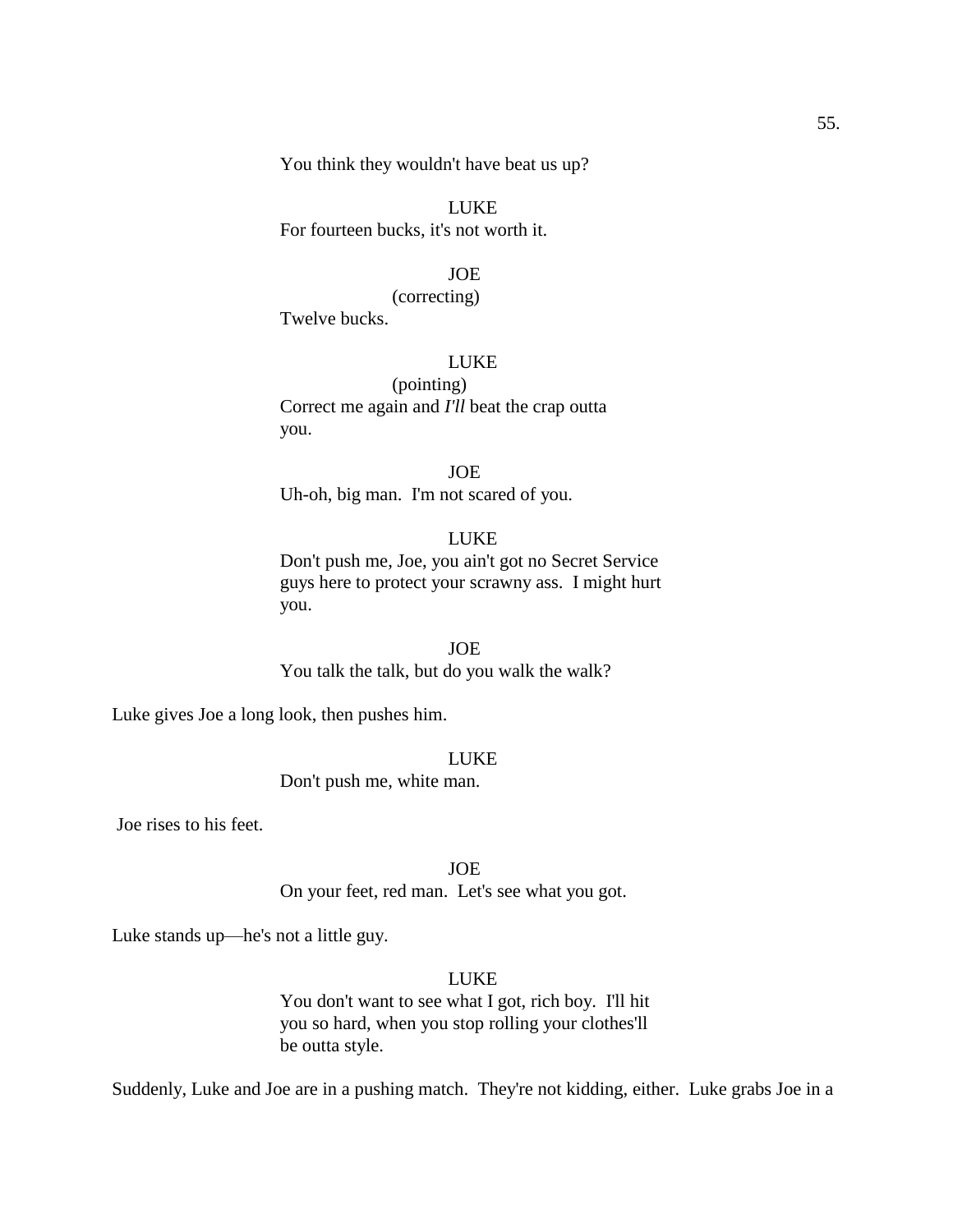You think they wouldn't have beat us up?

LUKE
For fourteen bucks, it's not worth it.

JOE
(correcting)
Twelve bucks.

LUKE
(pointing)
Correct me again and *I'll* beat the crap outta you.

JOE
Uh-oh, big man. I'm not scared of you.

LUKE
Don't push me, Joe, you ain't got no Secret Service guys here to protect your scrawny ass. I might hurt you.

JOE
You talk the talk, but do you walk the walk?

Luke gives Joe a long look, then pushes him.

LUKE
Don't push me, white man.

Joe rises to his feet.

JOE
On your feet, red man. Let's see what you got.

Luke stands up—he's not a little guy.

LUKE
You don't want to see what I got, rich boy. I'll hit you so hard, when you stop rolling your clothes'll be outta style.

Suddenly, Luke and Joe are in a pushing match. They're not kidding, either. Luke grabs Joe in a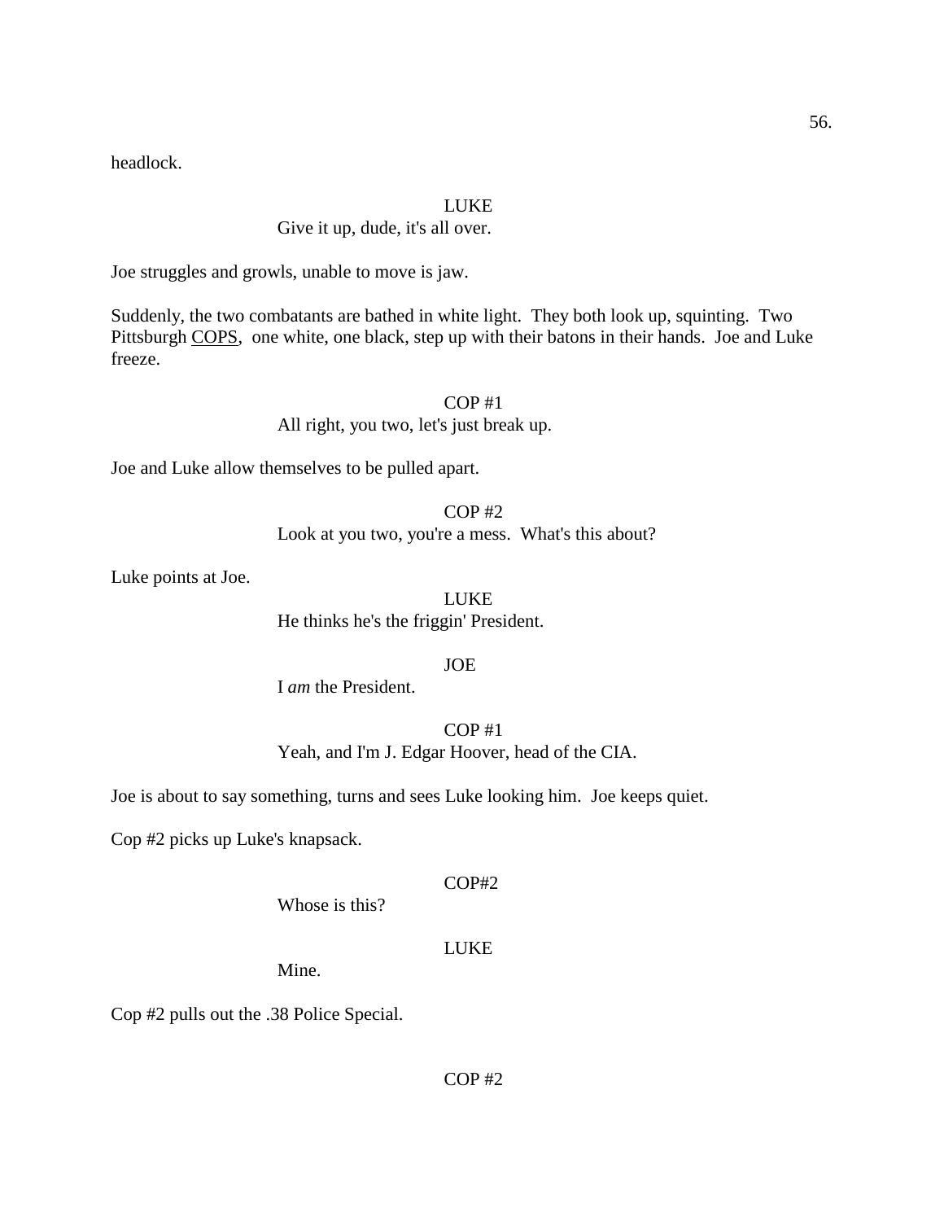headlock.

LUKE
Give it up, dude, it's all over.

Joe struggles and growls, unable to move is jaw.

Suddenly, the two combatants are bathed in white light. They both look up, squinting. Two Pittsburgh <u>COPS</u>, one white, one black, step up with their batons in their hands. Joe and Luke freeze.

COP #1
All right, you two, let's just break up.

Joe and Luke allow themselves to be pulled apart.

COP #2
Look at you two, you're a mess. What's this about?

Luke points at Joe.

LUKE
He thinks he's the friggin' President.

JOE
I *am* the President.

COP #1
Yeah, and I'm J. Edgar Hoover, head of the CIA.

Joe is about to say something, turns and sees Luke looking him. Joe keeps quiet.

Cop #2 picks up Luke's knapsack.

COP#2
Whose is this?

LUKE
Mine.

Cop #2 pulls out the .38 Police Special.

COP #2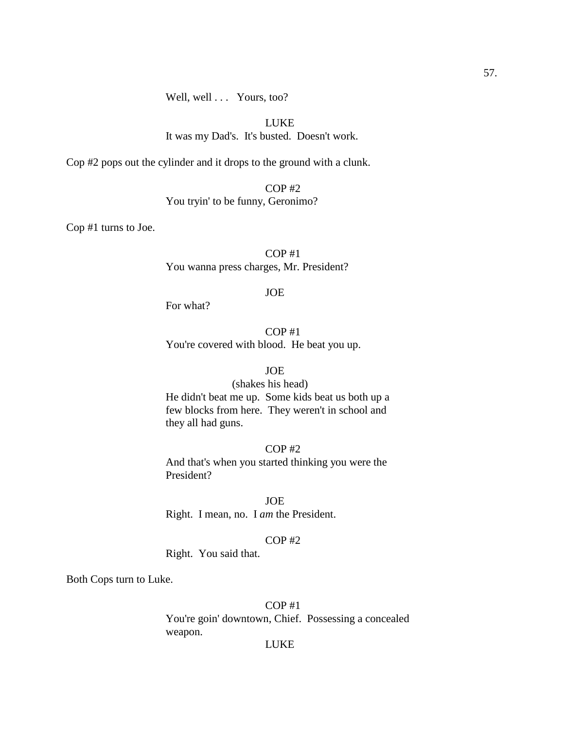Well, well . . .   Yours, too?

LUKE

It was my Dad's.  It's busted.  Doesn't work.

Cop #2 pops out the cylinder and it drops to the ground with a clunk.

COP #2

You tryin' to be funny, Geronimo?

Cop #1 turns to Joe.

COP #1

You wanna press charges, Mr. President?

JOE

For what?

COP #1

You're covered with blood.  He beat you up.

JOE

(shakes his head)

He didn't beat me up.  Some kids beat us both up a few blocks from here.  They weren't in school and they all had guns.

COP #2

And that's when you started thinking you were the President?

JOE

Right.  I mean, no.  I *am* the President.

COP #2

Right.  You said that.

Both Cops turn to Luke.

COP #1

You're goin' downtown, Chief.  Possessing a concealed weapon.

LUKE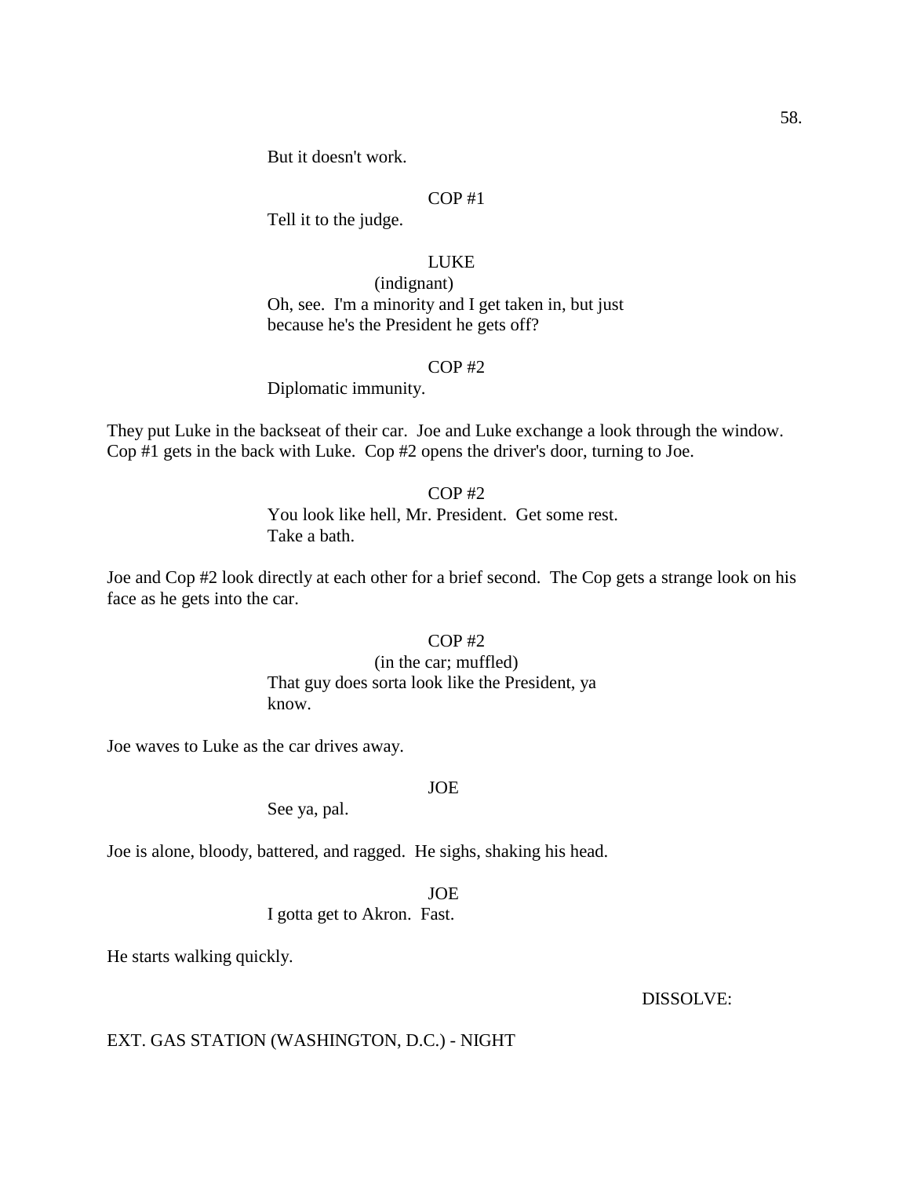But it doesn't work.

COP #1

Tell it to the judge.

LUKE

(indignant)

Oh, see. I'm a minority and I get taken in, but just because he's the President he gets off?

COP #2

Diplomatic immunity.

They put Luke in the backseat of their car. Joe and Luke exchange a look through the window. Cop #1 gets in the back with Luke. Cop #2 opens the driver's door, turning to Joe.

COP #2

You look like hell, Mr. President. Get some rest. Take a bath.

Joe and Cop #2 look directly at each other for a brief second. The Cop gets a strange look on his face as he gets into the car.

COP #2

(in the car; muffled)

That guy does sorta look like the President, ya know.

Joe waves to Luke as the car drives away.

JOE

See ya, pal.

Joe is alone, bloody, battered, and ragged. He sighs, shaking his head.

JOE

I gotta get to Akron. Fast.

He starts walking quickly.

DISSOLVE:

EXT. GAS STATION (WASHINGTON, D.C.) - NIGHT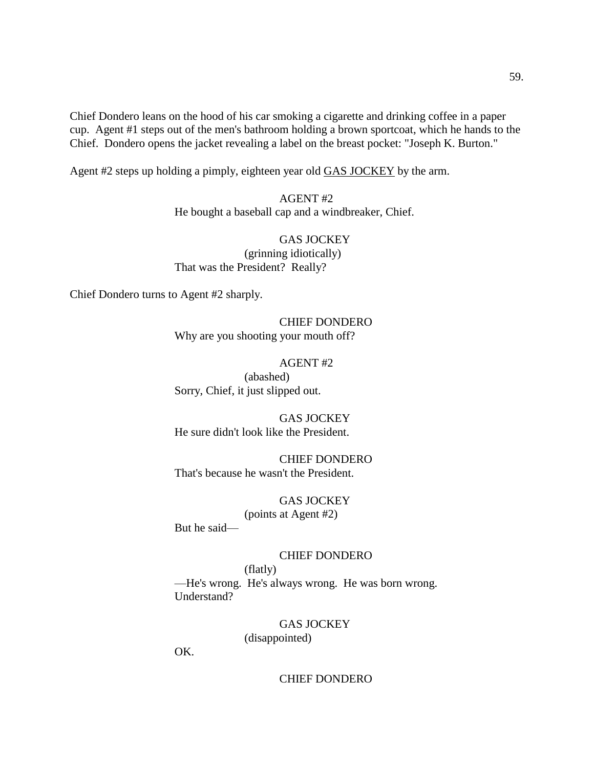Chief Dondero leans on the hood of his car smoking a cigarette and drinking coffee in a paper cup. Agent #1 steps out of the men's bathroom holding a brown sportcoat, which he hands to the Chief. Dondero opens the jacket revealing a label on the breast pocket: "Joseph K. Burton."

Agent #2 steps up holding a pimply, eighteen year old GAS JOCKEY by the arm.

AGENT #2
He bought a baseball cap and a windbreaker, Chief.

GAS JOCKEY
(grinning idiotically)
That was the President? Really?

Chief Dondero turns to Agent #2 sharply.

CHIEF DONDERO
Why are you shooting your mouth off?

AGENT #2
(abashed)
Sorry, Chief, it just slipped out.

GAS JOCKEY
He sure didn't look like the President.

CHIEF DONDERO
That's because he wasn't the President.

GAS JOCKEY
(points at Agent #2)
But he said—

CHIEF DONDERO
(flatly)
—He's wrong. He's always wrong. He was born wrong. Understand?

GAS JOCKEY
(disappointed)
OK.

CHIEF DONDERO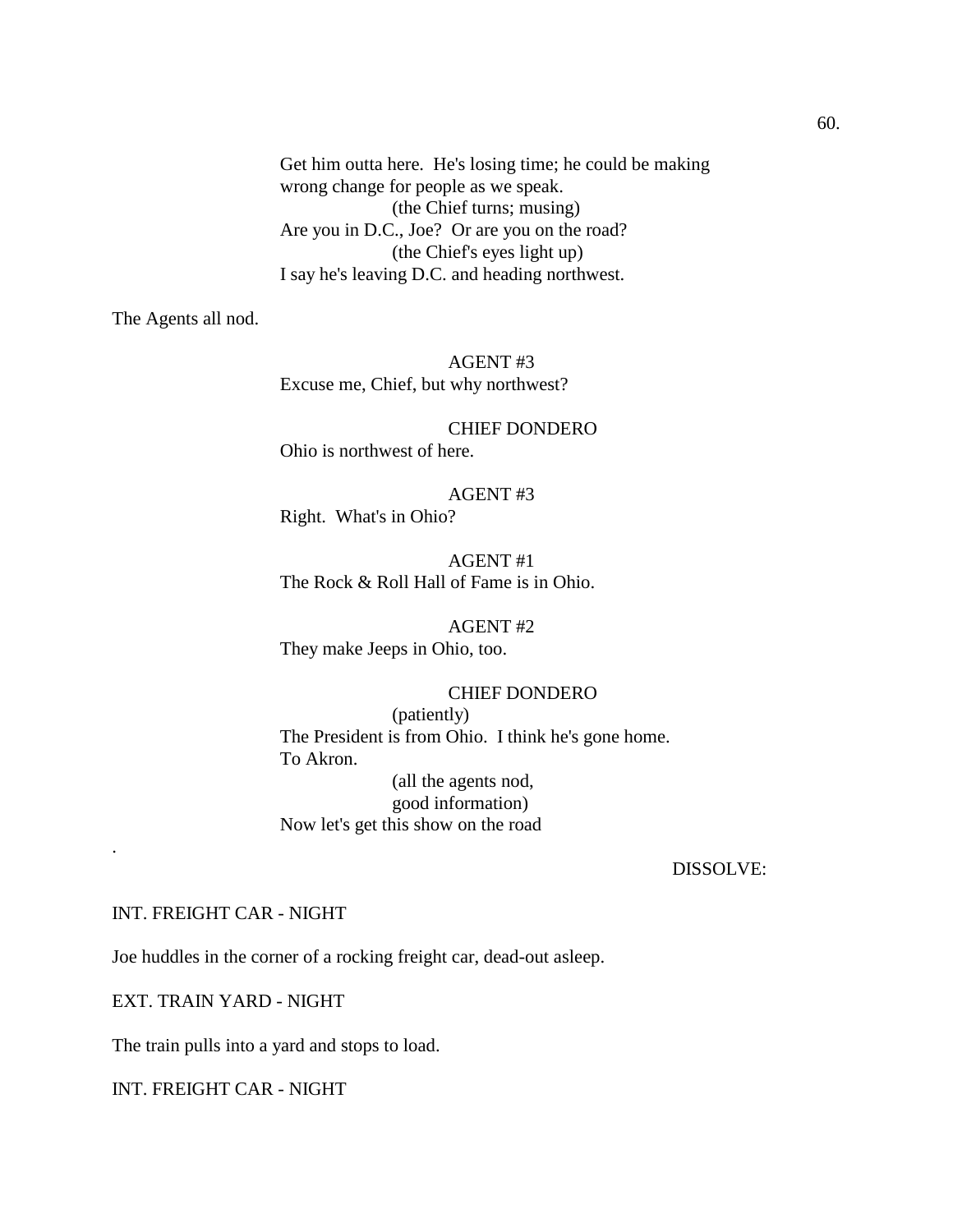Get him outta here. He's losing time; he could be making wrong change for people as we speak.

(the Chief turns; musing)

Are you in D.C., Joe? Or are you on the road?

(the Chief's eyes light up)

I say he's leaving D.C. and heading northwest.

The Agents all nod.

AGENT #3

Excuse me, Chief, but why northwest?

CHIEF DONDERO

Ohio is northwest of here.

AGENT #3

Right. What's in Ohio?

AGENT #1

The Rock & Roll Hall of Fame is in Ohio.

AGENT #2

They make Jeeps in Ohio, too.

CHIEF DONDERO

(patiently)

The President is from Ohio. I think he's gone home. To Akron.

(all the agents nod, good information)

Now let's get this show on the road

.

DISSOLVE:

INT. FREIGHT CAR - NIGHT

Joe huddles in the corner of a rocking freight car, dead-out asleep.

EXT. TRAIN YARD - NIGHT

The train pulls into a yard and stops to load.

INT. FREIGHT CAR - NIGHT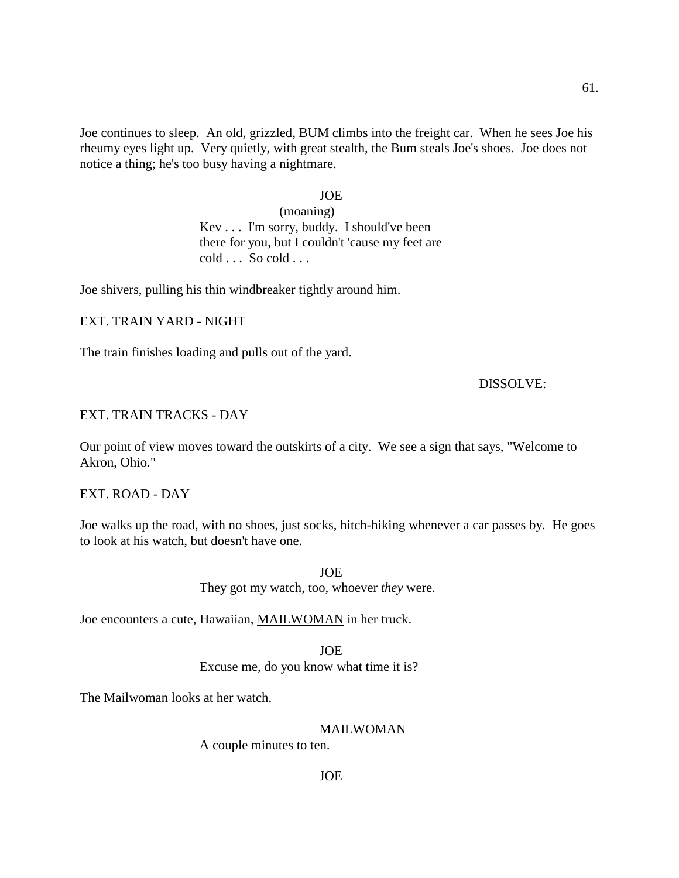Joe continues to sleep. An old, grizzled, BUM climbs into the freight car. When he sees Joe his rheumy eyes light up. Very quietly, with great stealth, the Bum steals Joe's shoes. Joe does not notice a thing; he's too busy having a nightmare.

JOE
(moaning)
Kev . . . I'm sorry, buddy. I should've been there for you, but I couldn't 'cause my feet are cold . . . So cold . . .

Joe shivers, pulling his thin windbreaker tightly around him.

EXT. TRAIN YARD - NIGHT

The train finishes loading and pulls out of the yard.

DISSOLVE:

EXT. TRAIN TRACKS - DAY

Our point of view moves toward the outskirts of a city. We see a sign that says, "Welcome to Akron, Ohio."

EXT. ROAD - DAY

Joe walks up the road, with no shoes, just socks, hitch-hiking whenever a car passes by. He goes to look at his watch, but doesn't have one.

JOE
They got my watch, too, whoever *they* were.

Joe encounters a cute, Hawaiian, <u>MAILWOMAN</u> in her truck.

JOE
Excuse me, do you know what time it is?

The Mailwoman looks at her watch.

MAILWOMAN
A couple minutes to ten.

JOE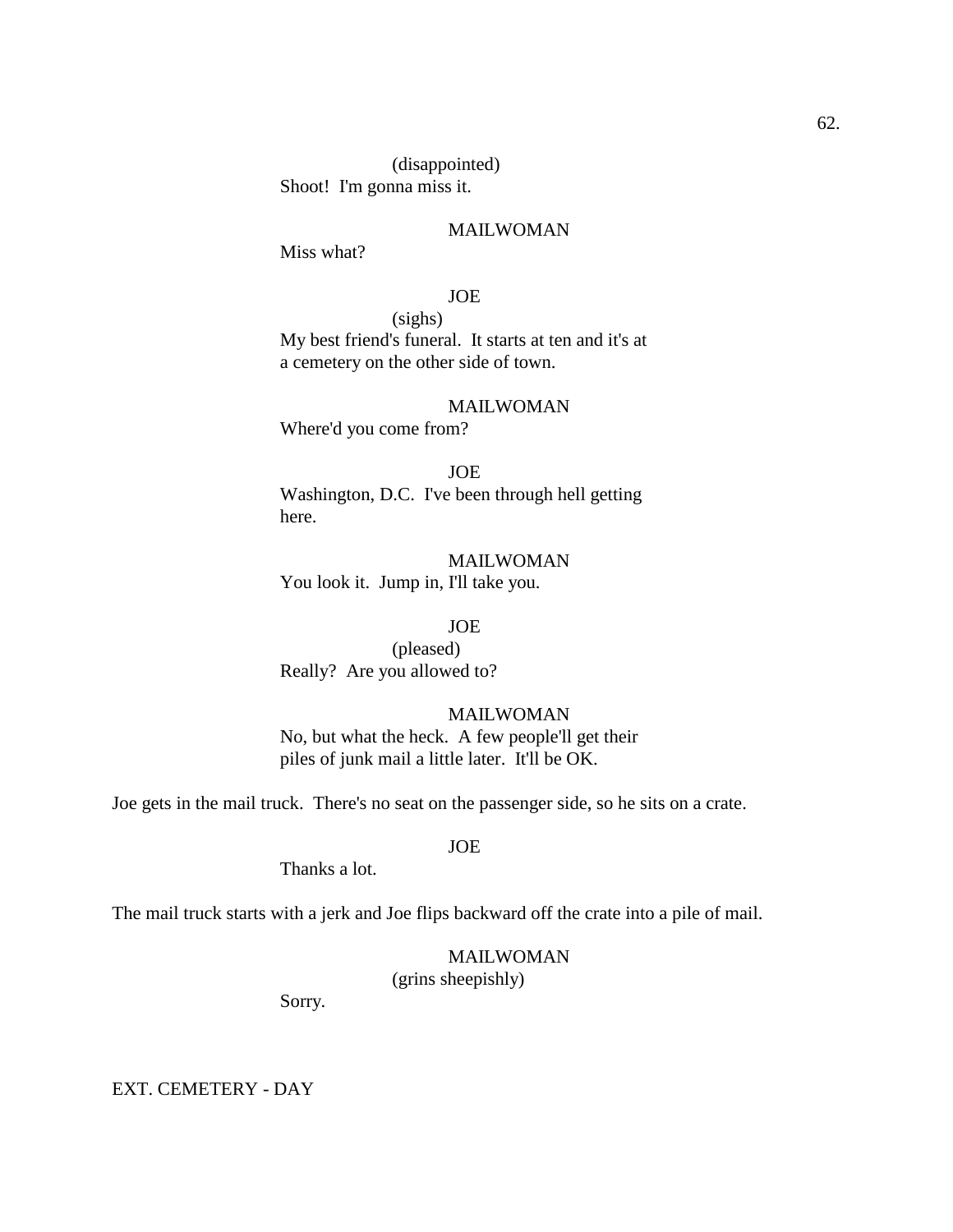(disappointed)
Shoot!  I'm gonna miss it.

MAILWOMAN
Miss what?

JOE
(sighs)
My best friend's funeral.  It starts at ten and it's at a cemetery on the other side of town.

MAILWOMAN
Where'd you come from?

JOE
Washington, D.C.  I've been through hell getting here.

MAILWOMAN
You look it.  Jump in, I'll take you.

JOE
(pleased)
Really?  Are you allowed to?

MAILWOMAN
No, but what the heck.  A few people'll get their piles of junk mail a little later.  It'll be OK.

Joe gets in the mail truck.  There's no seat on the passenger side, so he sits on a crate.

JOE
Thanks a lot.

The mail truck starts with a jerk and Joe flips backward off the crate into a pile of mail.

MAILWOMAN
(grins sheepishly)
Sorry.

EXT. CEMETERY - DAY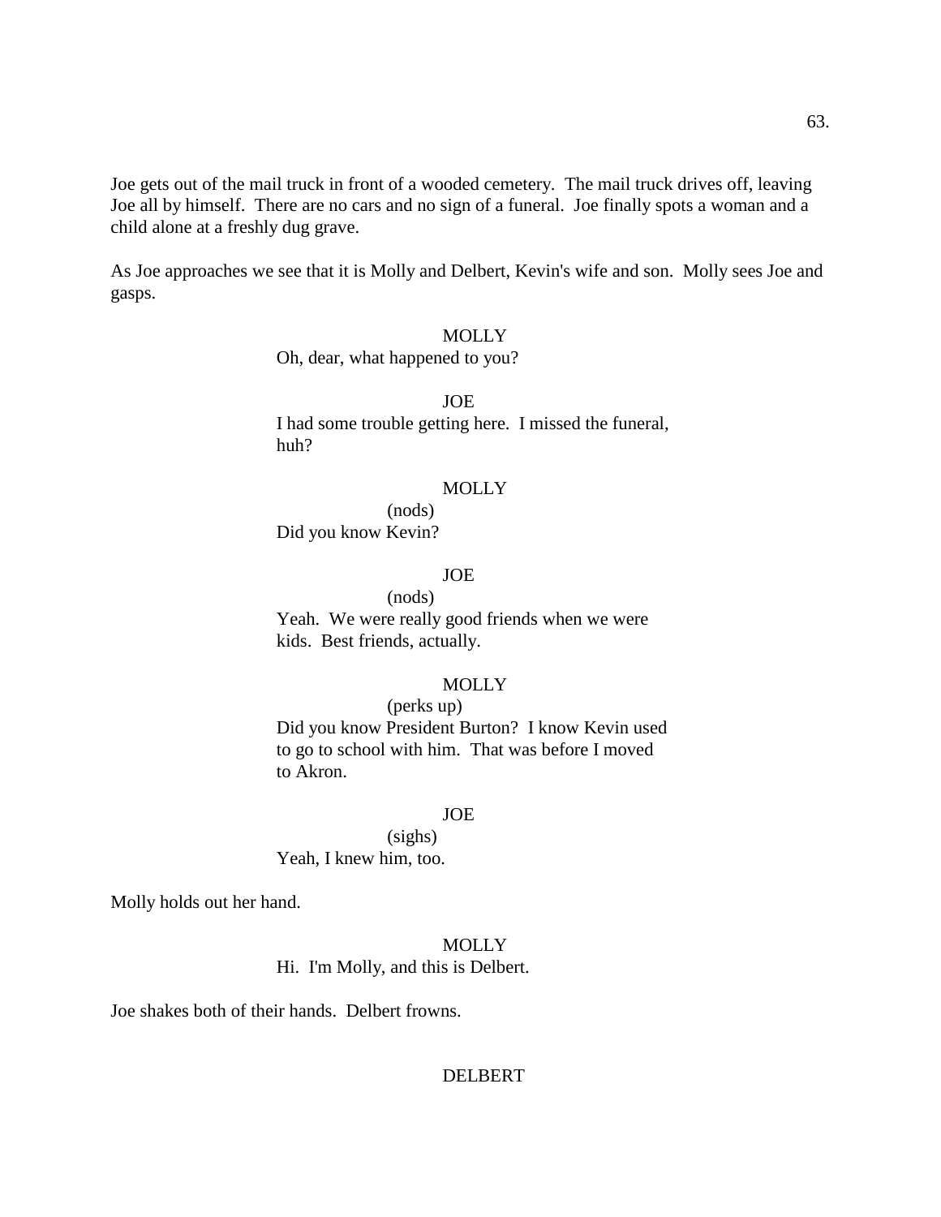Joe gets out of the mail truck in front of a wooded cemetery. The mail truck drives off, leaving Joe all by himself. There are no cars and no sign of a funeral. Joe finally spots a woman and a child alone at a freshly dug grave.

As Joe approaches we see that it is Molly and Delbert, Kevin's wife and son. Molly sees Joe and gasps.

MOLLY
Oh, dear, what happened to you?

JOE
I had some trouble getting here. I missed the funeral, huh?

MOLLY
(nods)
Did you know Kevin?

JOE
(nods)
Yeah. We were really good friends when we were kids. Best friends, actually.

MOLLY
(perks up)
Did you know President Burton? I know Kevin used to go to school with him. That was before I moved to Akron.

JOE
(sighs)
Yeah, I knew him, too.

Molly holds out her hand.

MOLLY
Hi. I'm Molly, and this is Delbert.

Joe shakes both of their hands. Delbert frowns.

DELBERT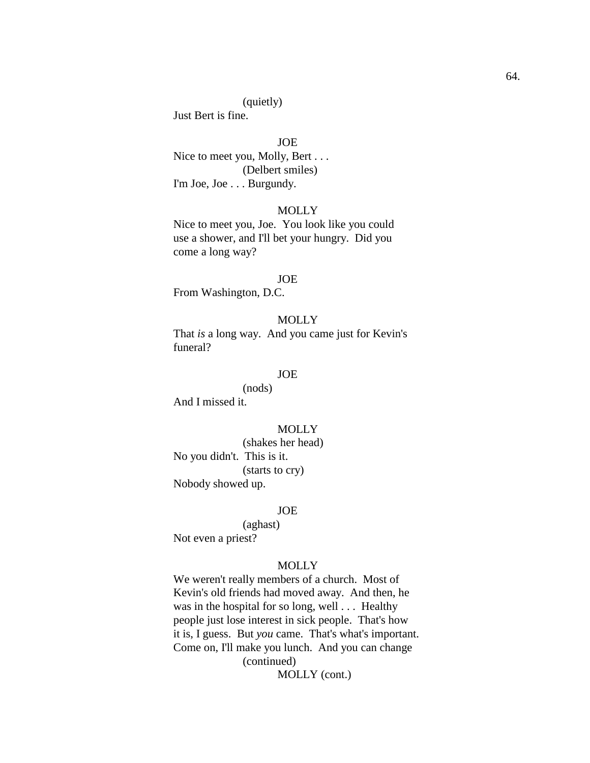(quietly)
Just Bert is fine.

JOE
Nice to meet you, Molly, Bert . . .
(Delbert smiles)
I'm Joe, Joe . . . Burgundy.

MOLLY
Nice to meet you, Joe. You look like you could use a shower, and I'll bet your hungry. Did you come a long way?

JOE
From Washington, D.C.

MOLLY
That *is* a long way. And you came just for Kevin's funeral?

JOE
(nods)
And I missed it.

MOLLY
(shakes her head)
No you didn't. This is it.
(starts to cry)
Nobody showed up.

JOE
(aghast)
Not even a priest?

MOLLY
We weren't really members of a church. Most of Kevin's old friends had moved away. And then, he was in the hospital for so long, well . . . Healthy people just lose interest in sick people. That's how it is, I guess. But *you* came. That's what's important. Come on, I'll make you lunch. And you can change
(continued)
MOLLY (cont.)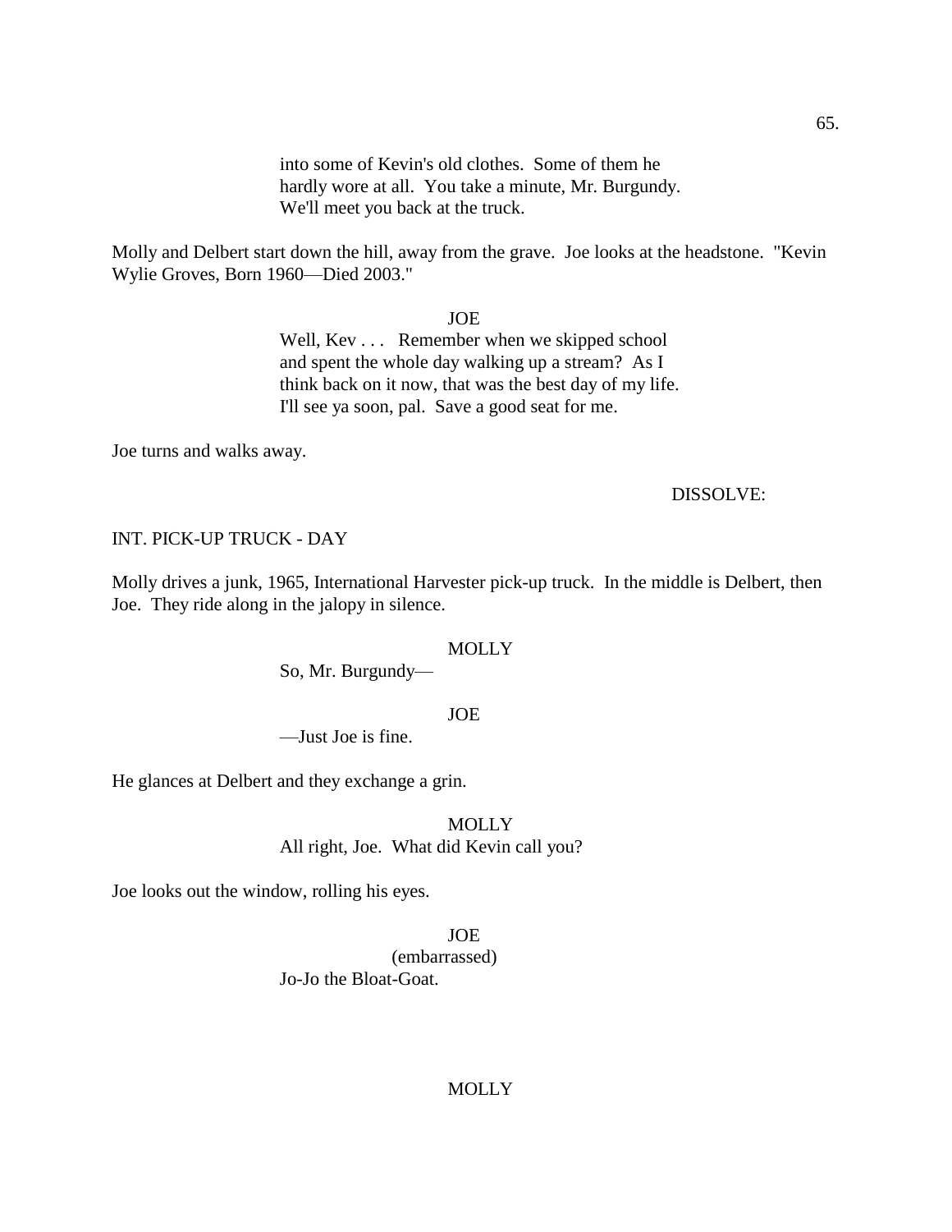into some of Kevin's old clothes. Some of them he hardly wore at all. You take a minute, Mr. Burgundy. We'll meet you back at the truck.

Molly and Delbert start down the hill, away from the grave. Joe looks at the headstone. "Kevin Wylie Groves, Born 1960—Died 2003."

JOE

Well, Kev . . . Remember when we skipped school and spent the whole day walking up a stream? As I think back on it now, that was the best day of my life. I'll see ya soon, pal. Save a good seat for me.

Joe turns and walks away.

DISSOLVE:

INT. PICK-UP TRUCK - DAY

Molly drives a junk, 1965, International Harvester pick-up truck. In the middle is Delbert, then Joe. They ride along in the jalopy in silence.

MOLLY

So, Mr. Burgundy—

JOE

—Just Joe is fine.

He glances at Delbert and they exchange a grin.

MOLLY

All right, Joe. What did Kevin call you?

Joe looks out the window, rolling his eyes.

JOE

(embarrassed)

Jo-Jo the Bloat-Goat.

MOLLY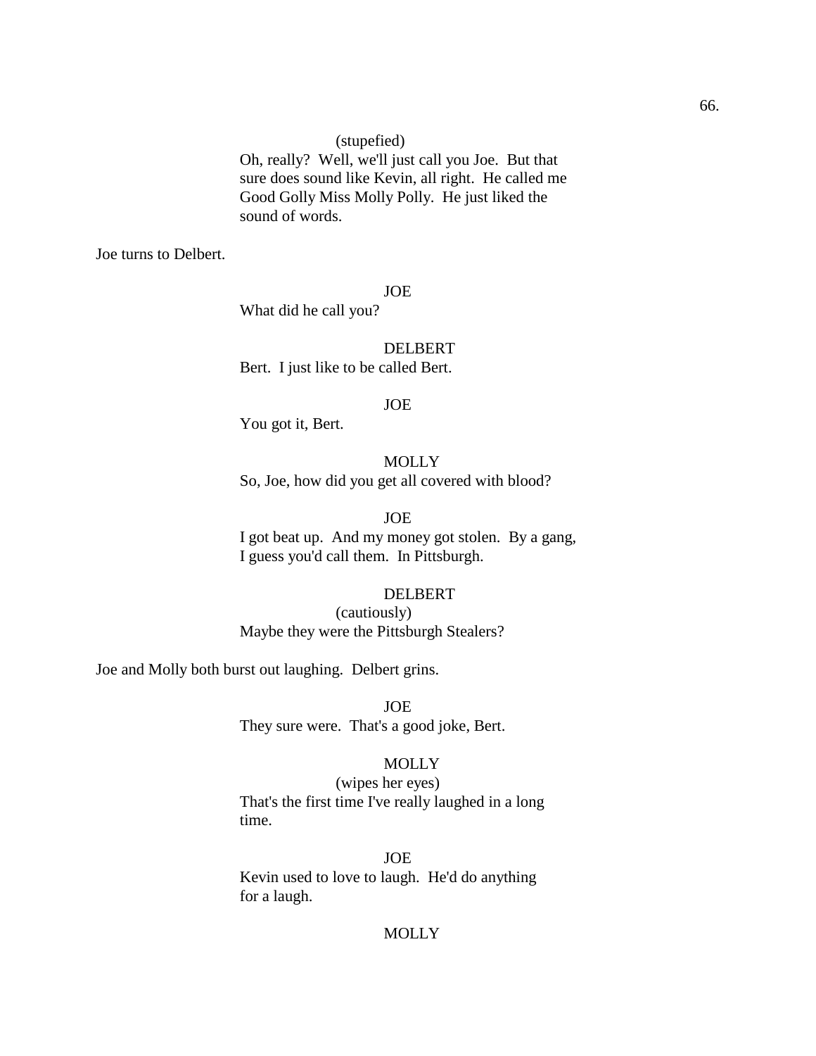(stupefied)
Oh, really? Well, we'll just call you Joe. But that sure does sound like Kevin, all right. He called me Good Golly Miss Molly Polly. He just liked the sound of words.

Joe turns to Delbert.

JOE
What did he call you?

DELBERT
Bert. I just like to be called Bert.

JOE
You got it, Bert.

MOLLY
So, Joe, how did you get all covered with blood?

JOE
I got beat up. And my money got stolen. By a gang, I guess you'd call them. In Pittsburgh.

DELBERT
(cautiously)
Maybe they were the Pittsburgh Stealers?

Joe and Molly both burst out laughing. Delbert grins.

JOE
They sure were. That's a good joke, Bert.

MOLLY
(wipes her eyes)
That's the first time I've really laughed in a long time.

JOE
Kevin used to love to laugh. He'd do anything for a laugh.

MOLLY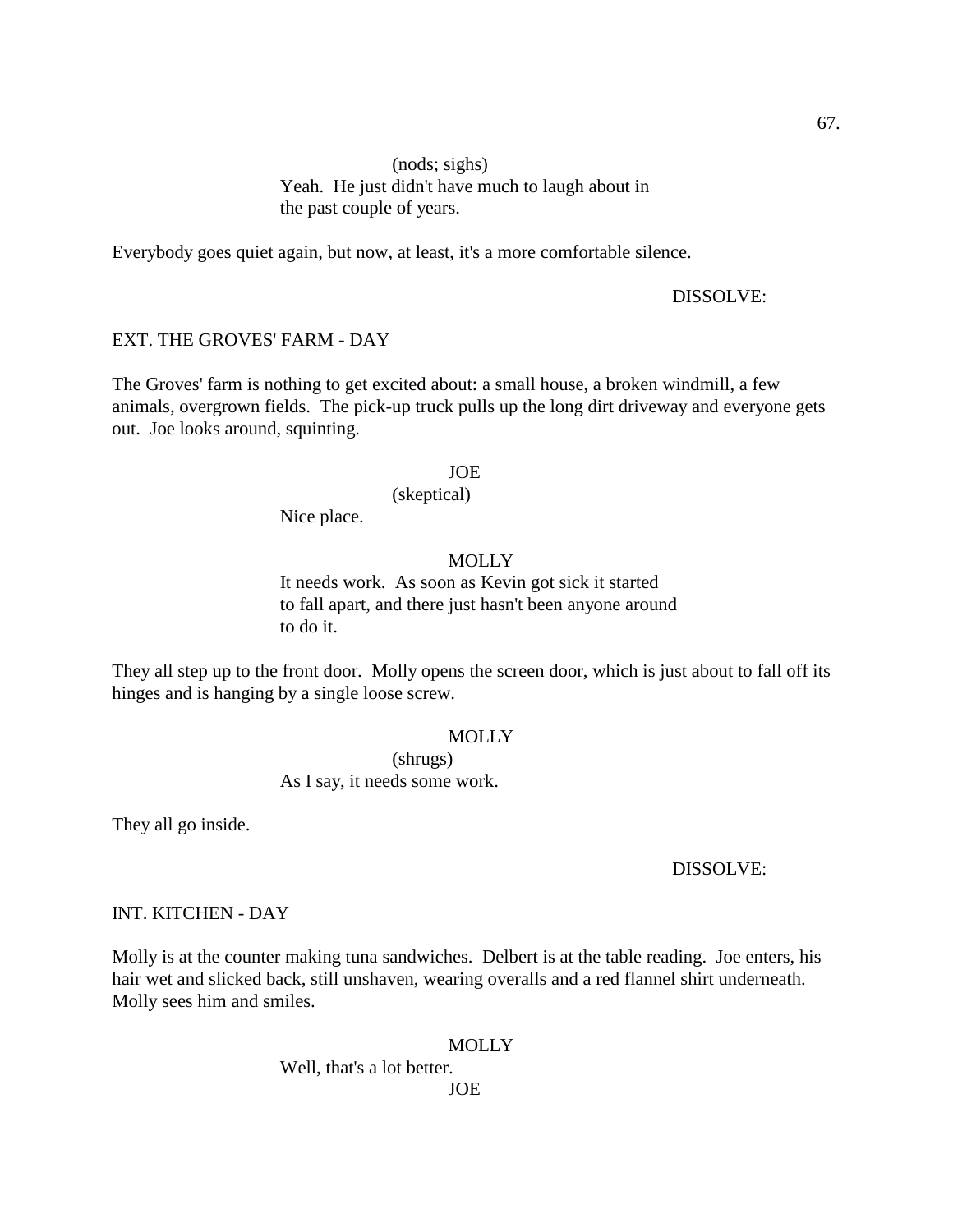(nods; sighs)
Yeah. He just didn't have much to laugh about in the past couple of years.

Everybody goes quiet again, but now, at least, it's a more comfortable silence.

DISSOLVE:

EXT. THE GROVES' FARM - DAY

The Groves' farm is nothing to get excited about: a small house, a broken windmill, a few animals, overgrown fields. The pick-up truck pulls up the long dirt driveway and everyone gets out. Joe looks around, squinting.

JOE
(skeptical)
Nice place.

MOLLY
It needs work. As soon as Kevin got sick it started to fall apart, and there just hasn't been anyone around to do it.

They all step up to the front door. Molly opens the screen door, which is just about to fall off its hinges and is hanging by a single loose screw.

MOLLY
(shrugs)
As I say, it needs some work.

They all go inside.

DISSOLVE:

INT. KITCHEN - DAY

Molly is at the counter making tuna sandwiches. Delbert is at the table reading. Joe enters, his hair wet and slicked back, still unshaven, wearing overalls and a red flannel shirt underneath. Molly sees him and smiles.

MOLLY
Well, that's a lot better.

JOE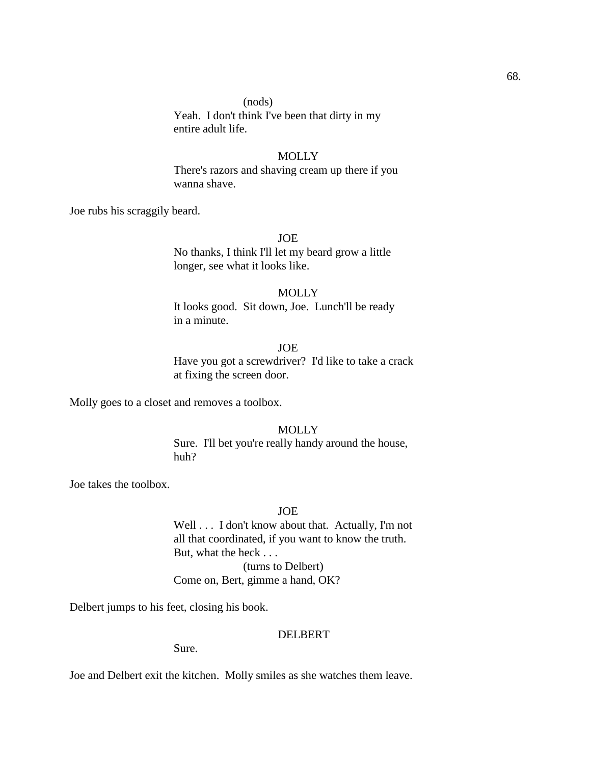(nods)
Yeah.  I don't think I've been that dirty in my entire adult life.

MOLLY
There's razors and shaving cream up there if you wanna shave.

Joe rubs his scraggily beard.

JOE
No thanks, I think I'll let my beard grow a little longer, see what it looks like.

MOLLY
It looks good.  Sit down, Joe.  Lunch'll be ready in a minute.

JOE
Have you got a screwdriver?  I'd like to take a crack at fixing the screen door.

Molly goes to a closet and removes a toolbox.

MOLLY
Sure.  I'll bet you're really handy around the house, huh?

Joe takes the toolbox.

JOE
Well . . .  I don't know about that.  Actually, I'm not all that coordinated, if you want to know the truth.  But, what the heck . . .
(turns to Delbert)
Come on, Bert, gimme a hand, OK?

Delbert jumps to his feet, closing his book.

DELBERT
Sure.

Joe and Delbert exit the kitchen.  Molly smiles as she watches them leave.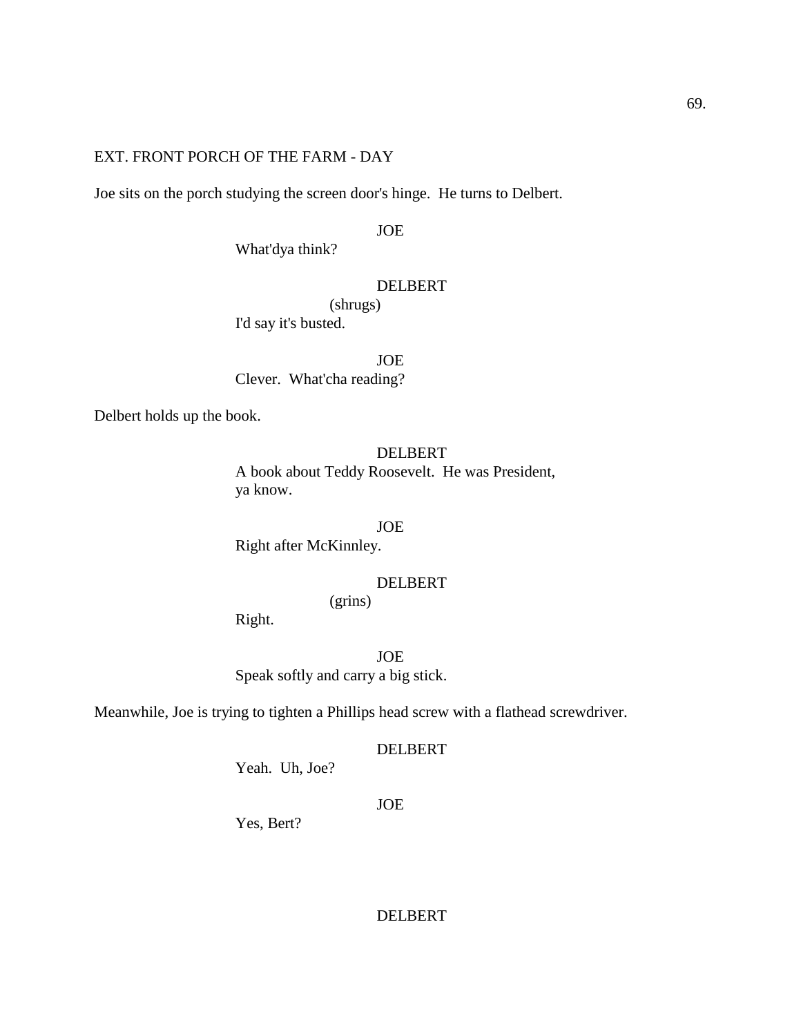EXT. FRONT PORCH OF THE FARM - DAY

Joe sits on the porch studying the screen door's hinge. He turns to Delbert.

JOE
What'dya think?

DELBERT
(shrugs)
I'd say it's busted.

JOE
Clever. What'cha reading?

Delbert holds up the book.

DELBERT
A book about Teddy Roosevelt. He was President, ya know.

JOE
Right after McKinnley.

DELBERT
(grins)
Right.

JOE
Speak softly and carry a big stick.

Meanwhile, Joe is trying to tighten a Phillips head screw with a flathead screwdriver.

DELBERT
Yeah. Uh, Joe?

JOE
Yes, Bert?

DELBERT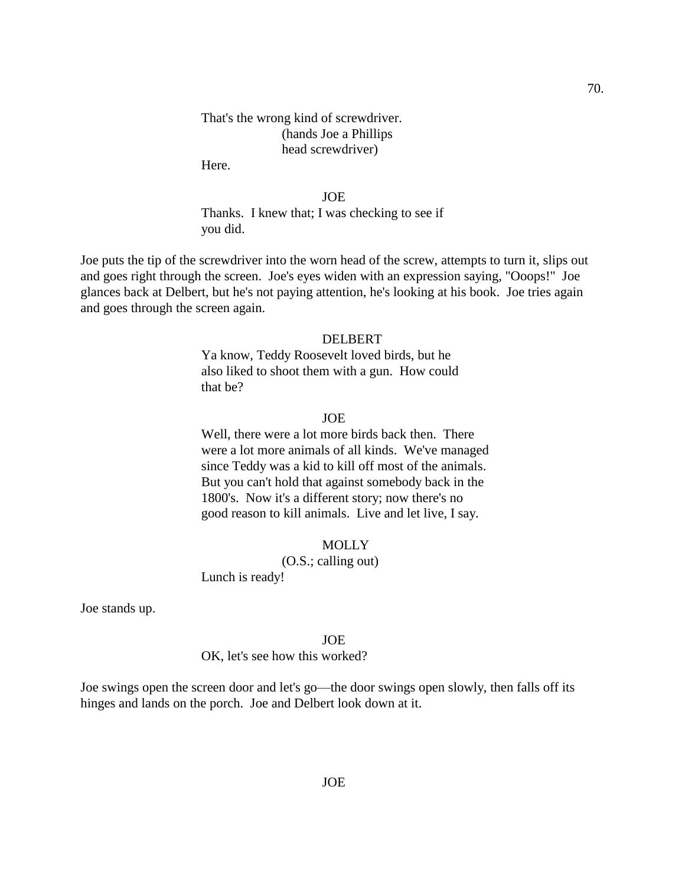That's the wrong kind of screwdriver.
(hands Joe a Phillips head screwdriver)
Here.

JOE
Thanks. I knew that; I was checking to see if you did.

Joe puts the tip of the screwdriver into the worn head of the screw, attempts to turn it, slips out and goes right through the screen. Joe's eyes widen with an expression saying, "Ooops!" Joe glances back at Delbert, but he's not paying attention, he's looking at his book. Joe tries again and goes through the screen again.

DELBERT
Ya know, Teddy Roosevelt loved birds, but he also liked to shoot them with a gun. How could that be?

JOE
Well, there were a lot more birds back then. There were a lot more animals of all kinds. We've managed since Teddy was a kid to kill off most of the animals. But you can't hold that against somebody back in the 1800's. Now it's a different story; now there's no good reason to kill animals. Live and let live, I say.

MOLLY
(O.S.; calling out)
Lunch is ready!

Joe stands up.

JOE
OK, let's see how this worked?

Joe swings open the screen door and let's go—the door swings open slowly, then falls off its hinges and lands on the porch. Joe and Delbert look down at it.

JOE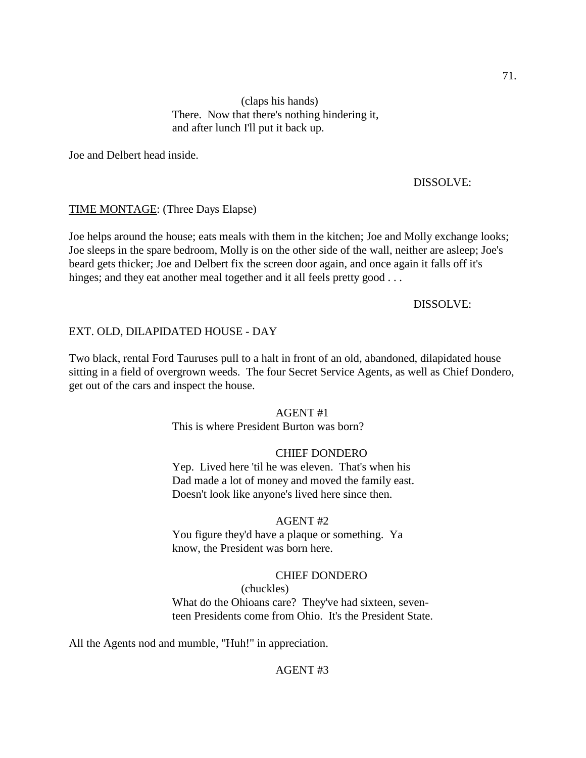(claps his hands)
There.  Now that there's nothing hindering it, and after lunch I'll put it back up.

Joe and Delbert head inside.

DISSOLVE:

TIME MONTAGE: (Three Days Elapse)

Joe helps around the house; eats meals with them in the kitchen; Joe and Molly exchange looks; Joe sleeps in the spare bedroom, Molly is on the other side of the wall, neither are asleep; Joe's beard gets thicker; Joe and Delbert fix the screen door again, and once again it falls off it's hinges; and they eat another meal together and it all feels pretty good . . .

DISSOLVE:

EXT. OLD, DILAPIDATED HOUSE - DAY

Two black, rental Ford Tauruses pull to a halt in front of an old, abandoned, dilapidated house sitting in a field of overgrown weeds.  The four Secret Service Agents, as well as Chief Dondero, get out of the cars and inspect the house.

AGENT #1
This is where President Burton was born?

CHIEF DONDERO
Yep.  Lived here 'til he was eleven.  That's when his Dad made a lot of money and moved the family east.  Doesn't look like anyone's lived here since then.

AGENT #2
You figure they'd have a plaque or something.  Ya know, the President was born here.

CHIEF DONDERO
(chuckles)
What do the Ohioans care?  They've had sixteen, seventeen Presidents come from Ohio.  It's the President State.

All the Agents nod and mumble, "Huh!" in appreciation.

AGENT #3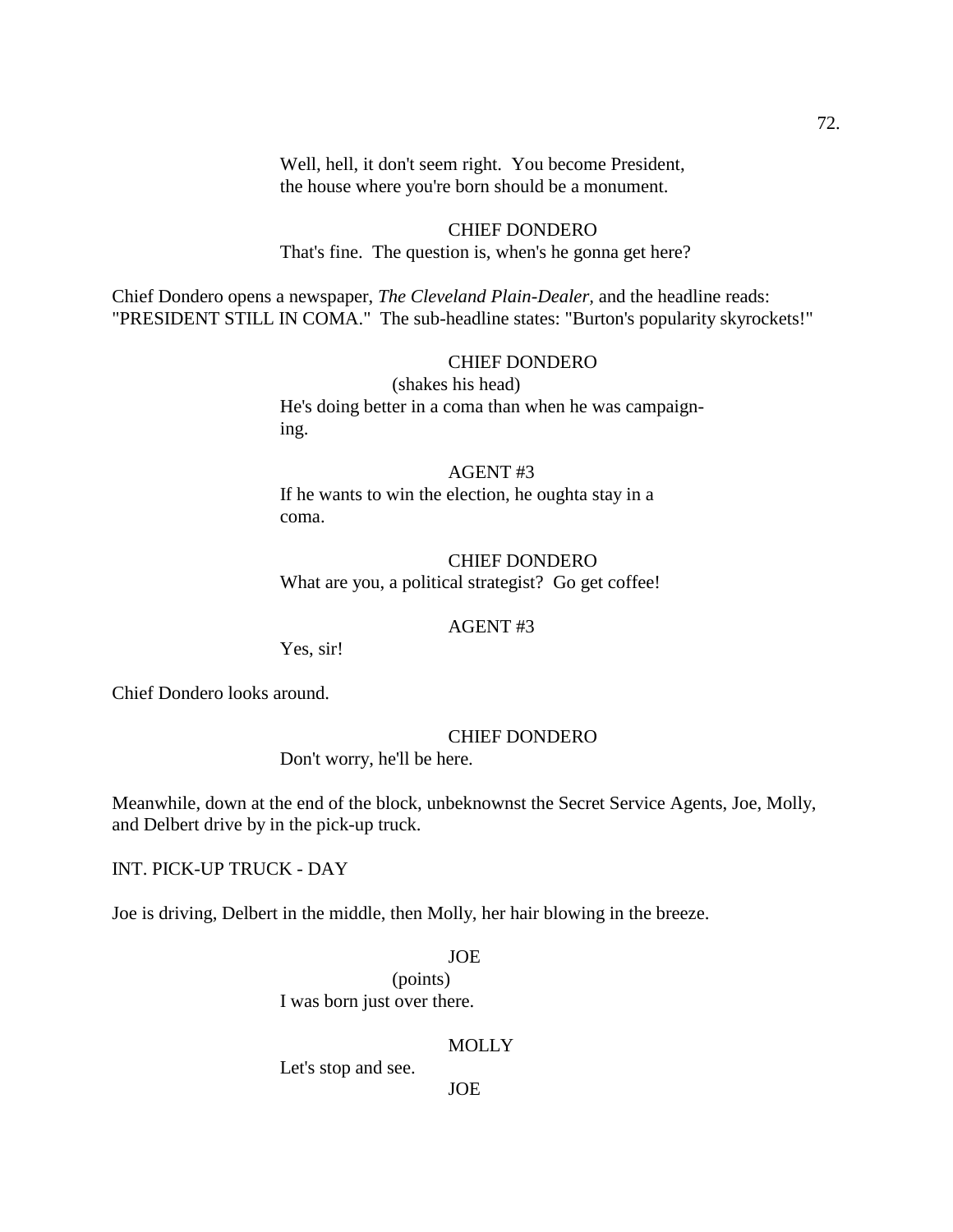Well, hell, it don't seem right. You become President, the house where you're born should be a monument.

CHIEF DONDERO
That's fine. The question is, when's he gonna get here?

Chief Dondero opens a newspaper, *The Cleveland Plain-Dealer,* and the headline reads: "PRESIDENT STILL IN COMA." The sub-headline states: "Burton's popularity skyrockets!"

CHIEF DONDERO
(shakes his head)
He's doing better in a coma than when he was campaigning.

AGENT #3
If he wants to win the election, he oughta stay in a coma.

CHIEF DONDERO
What are you, a political strategist? Go get coffee!

AGENT #3
Yes, sir!

Chief Dondero looks around.

CHIEF DONDERO
Don't worry, he'll be here.

Meanwhile, down at the end of the block, unbeknownst the Secret Service Agents, Joe, Molly, and Delbert drive by in the pick-up truck.

INT. PICK-UP TRUCK - DAY

Joe is driving, Delbert in the middle, then Molly, her hair blowing in the breeze.

JOE
(points)
I was born just over there.

MOLLY
Let's stop and see.

JOE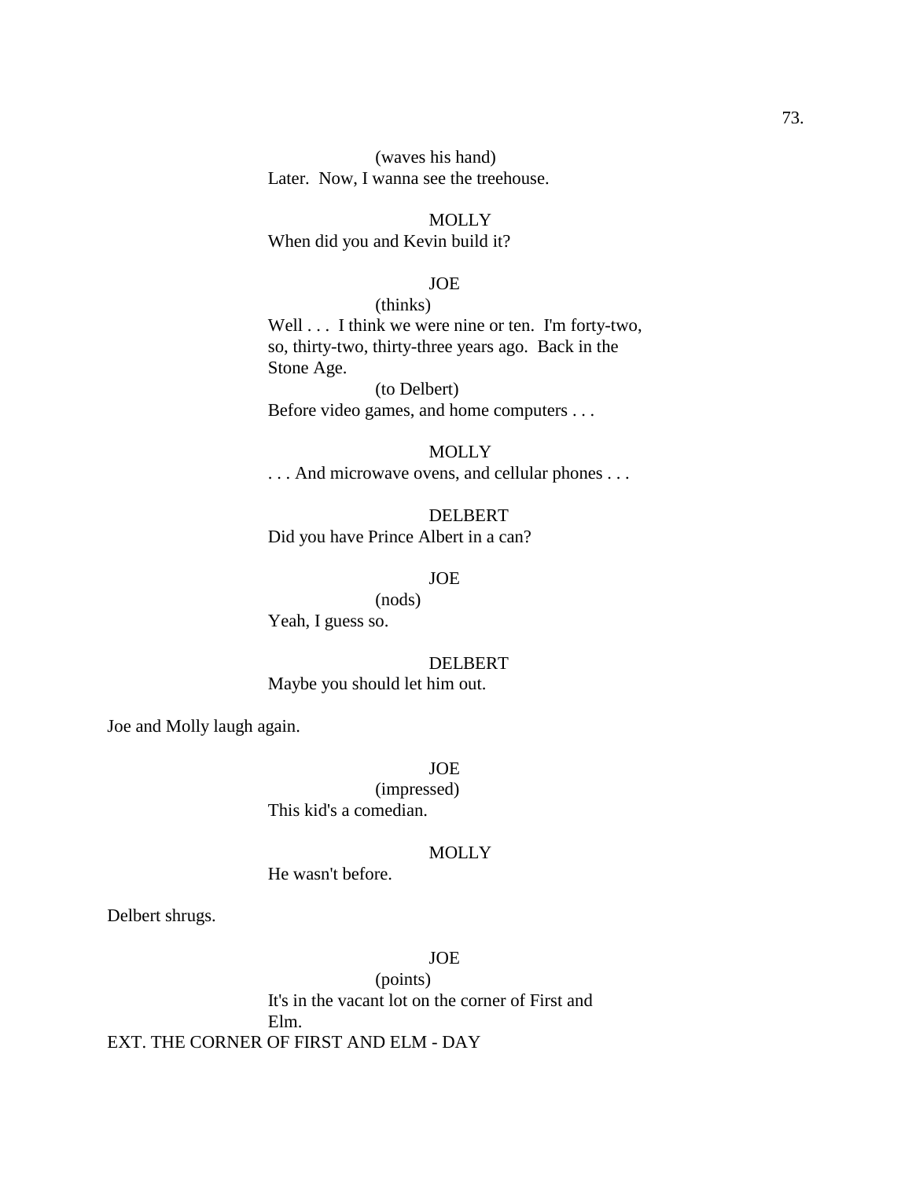(waves his hand)
Later.  Now, I wanna see the treehouse.

MOLLY
When did you and Kevin build it?

JOE
(thinks)
Well . . .  I think we were nine or ten.  I'm forty-two, so, thirty-two, thirty-three years ago.  Back in the Stone Age.
(to Delbert)
Before video games, and home computers . . .

MOLLY
. . . And microwave ovens, and cellular phones . . .

DELBERT
Did you have Prince Albert in a can?

JOE
(nods)
Yeah, I guess so.

DELBERT
Maybe you should let him out.

Joe and Molly laugh again.

JOE
(impressed)
This kid's a comedian.

MOLLY
He wasn't before.

Delbert shrugs.

JOE
(points)
It's in the vacant lot on the corner of First and Elm.

EXT. THE CORNER OF FIRST AND ELM - DAY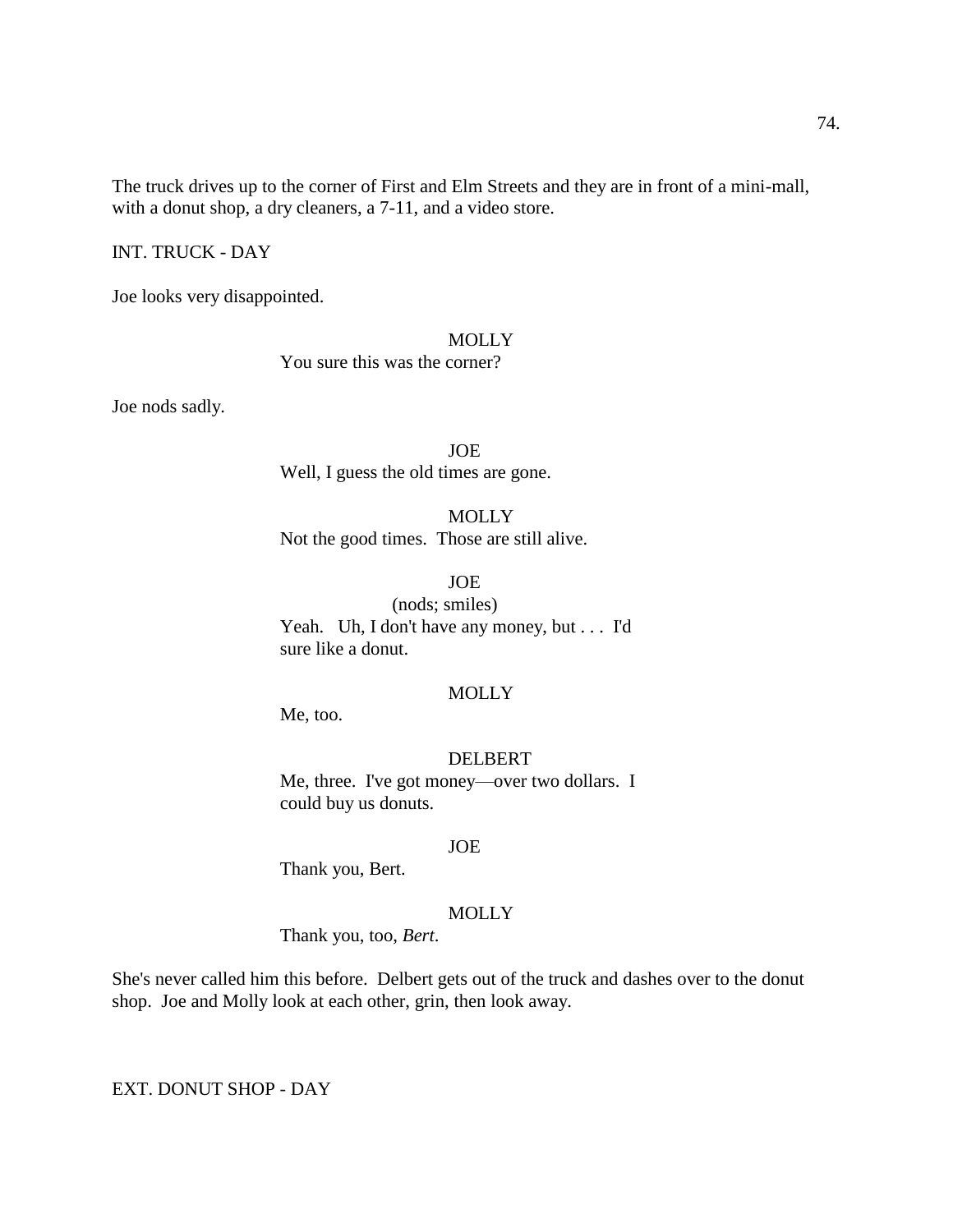The truck drives up to the corner of First and Elm Streets and they are in front of a mini-mall, with a donut shop, a dry cleaners, a 7-11, and a video store.

INT. TRUCK - DAY

Joe looks very disappointed.

MOLLY
You sure this was the corner?

Joe nods sadly.

JOE
Well, I guess the old times are gone.

MOLLY
Not the good times. Those are still alive.

JOE
(nods; smiles)
Yeah. Uh, I don't have any money, but . . . I'd sure like a donut.

MOLLY
Me, too.

DELBERT
Me, three. I've got money—over two dollars. I could buy us donuts.

JOE
Thank you, Bert.

MOLLY
Thank you, too, *Bert*.

She's never called him this before. Delbert gets out of the truck and dashes over to the donut shop. Joe and Molly look at each other, grin, then look away.

EXT. DONUT SHOP - DAY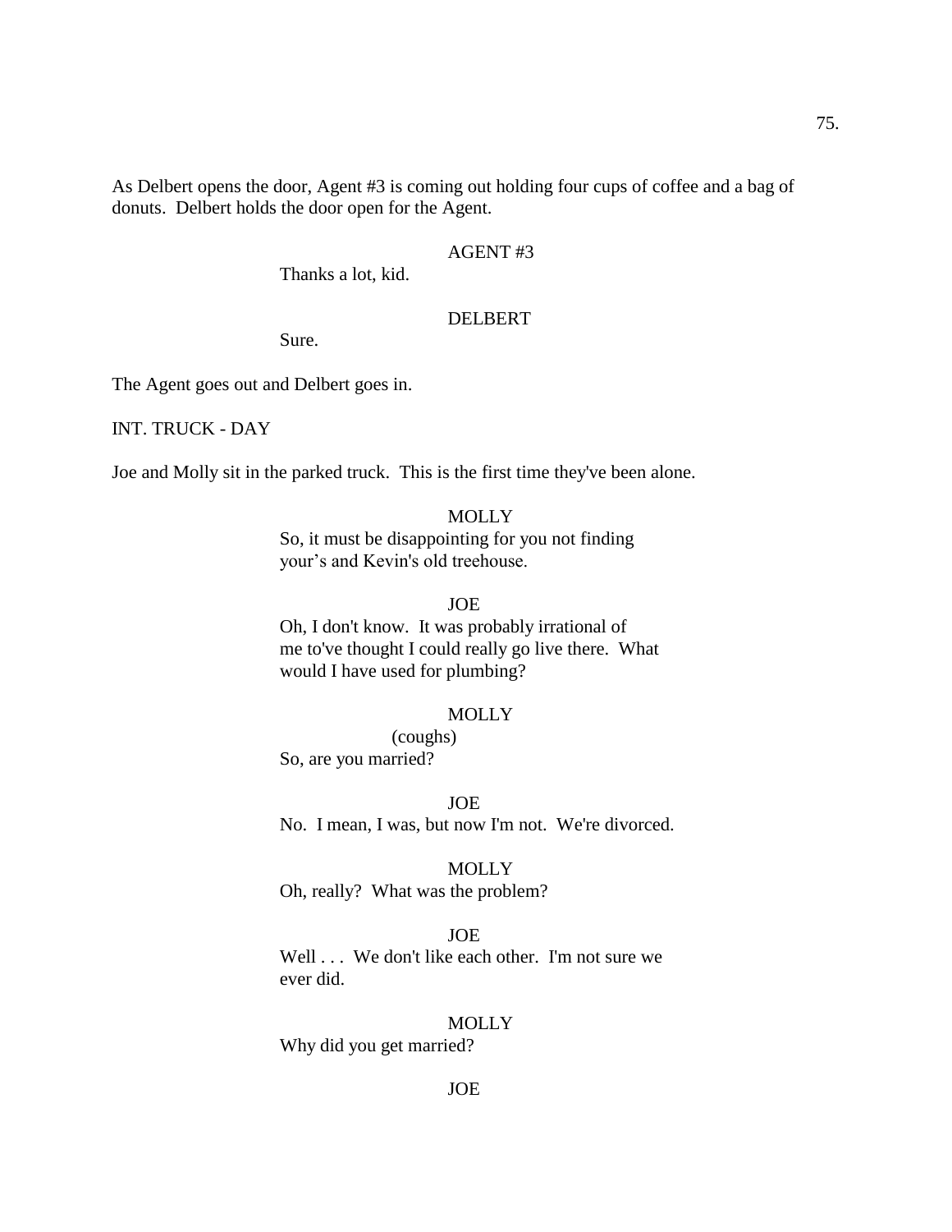As Delbert opens the door, Agent #3 is coming out holding four cups of coffee and a bag of donuts. Delbert holds the door open for the Agent.

AGENT #3

Thanks a lot, kid.

DELBERT

Sure.

The Agent goes out and Delbert goes in.

INT. TRUCK - DAY

Joe and Molly sit in the parked truck. This is the first time they've been alone.

MOLLY

So, it must be disappointing for you not finding your's and Kevin's old treehouse.

JOE

Oh, I don't know. It was probably irrational of me to've thought I could really go live there. What would I have used for plumbing?

MOLLY

(coughs)

So, are you married?

JOE

No. I mean, I was, but now I'm not. We're divorced.

MOLLY

Oh, really? What was the problem?

JOE

Well . . . We don't like each other. I'm not sure we ever did.

MOLLY

Why did you get married?

JOE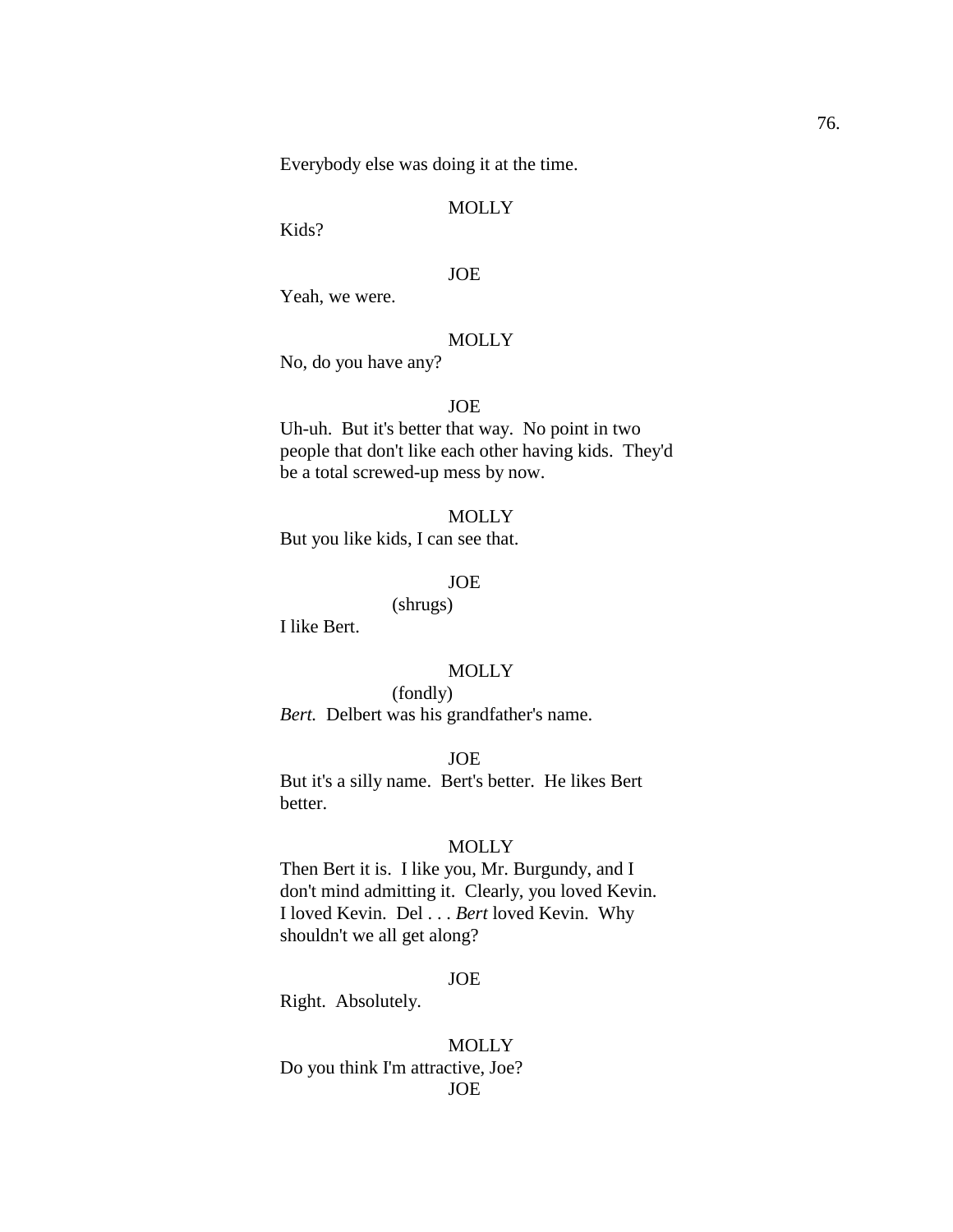Everybody else was doing it at the time.

MOLLY
Kids?

JOE
Yeah, we were.

MOLLY
No, do you have any?

JOE
Uh-uh. But it's better that way. No point in two people that don't like each other having kids. They'd be a total screwed-up mess by now.

MOLLY
But you like kids, I can see that.

JOE
(shrugs)
I like Bert.

MOLLY
(fondly)
*Bert.* Delbert was his grandfather's name.

JOE
But it's a silly name. Bert's better. He likes Bert better.

MOLLY
Then Bert it is. I like you, Mr. Burgundy, and I don't mind admitting it. Clearly, you loved Kevin. I loved Kevin. Del . . . *Bert* loved Kevin. Why shouldn't we all get along?

JOE
Right. Absolutely.

MOLLY
Do you think I'm attractive, Joe?

JOE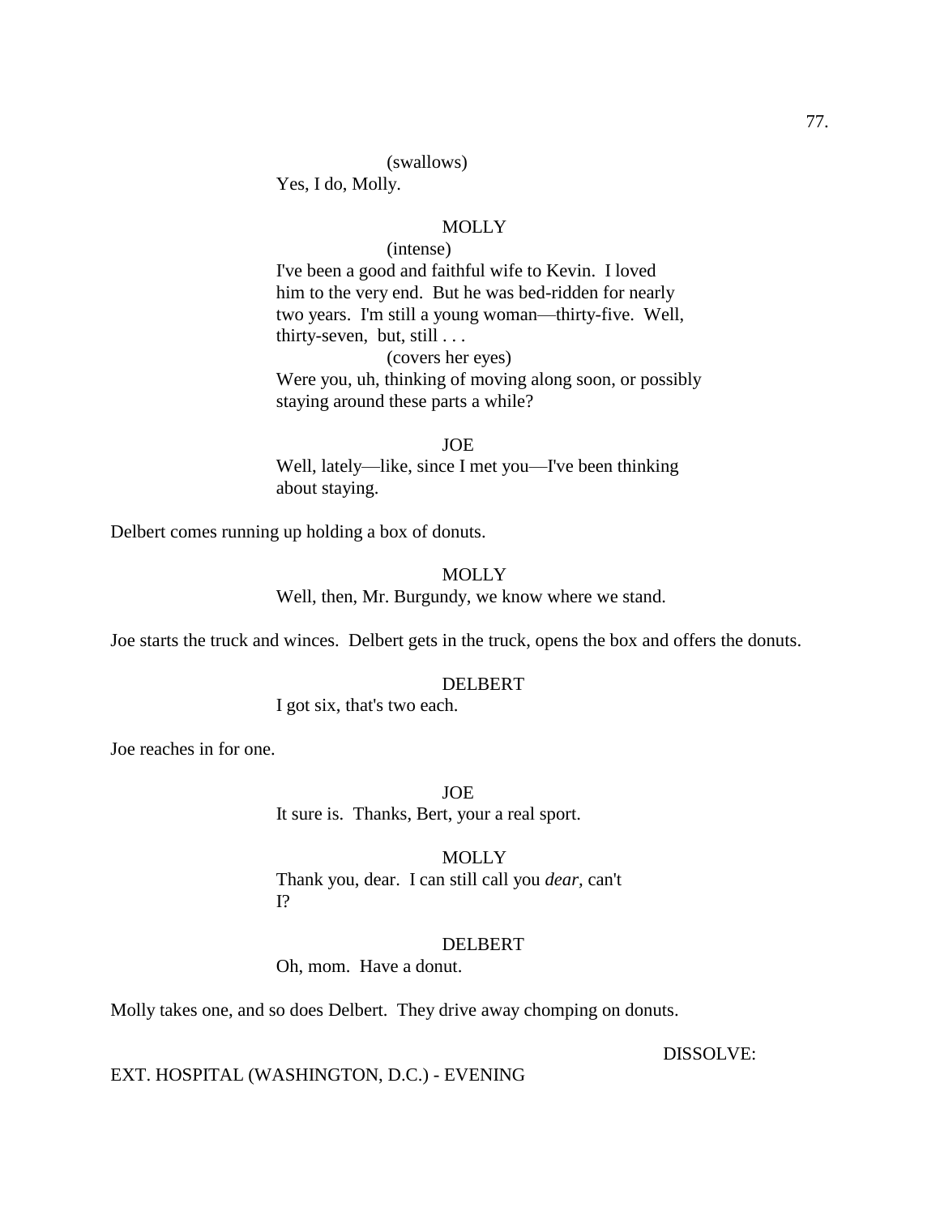(swallows)

Yes, I do, Molly.

MOLLY

(intense)

I've been a good and faithful wife to Kevin. I loved him to the very end. But he was bed-ridden for nearly two years. I'm still a young woman—thirty-five. Well, thirty-seven, but, still . . .

(covers her eyes)

Were you, uh, thinking of moving along soon, or possibly staying around these parts a while?

JOE

Well, lately—like, since I met you—I've been thinking about staying.

Delbert comes running up holding a box of donuts.

MOLLY

Well, then, Mr. Burgundy, we know where we stand.

Joe starts the truck and winces. Delbert gets in the truck, opens the box and offers the donuts.

DELBERT

I got six, that's two each.

Joe reaches in for one.

JOE

It sure is. Thanks, Bert, your a real sport.

MOLLY

Thank you, dear. I can still call you *dear,* can't I?

DELBERT

Oh, mom. Have a donut.

Molly takes one, and so does Delbert. They drive away chomping on donuts.

DISSOLVE:

EXT. HOSPITAL (WASHINGTON, D.C.) - EVENING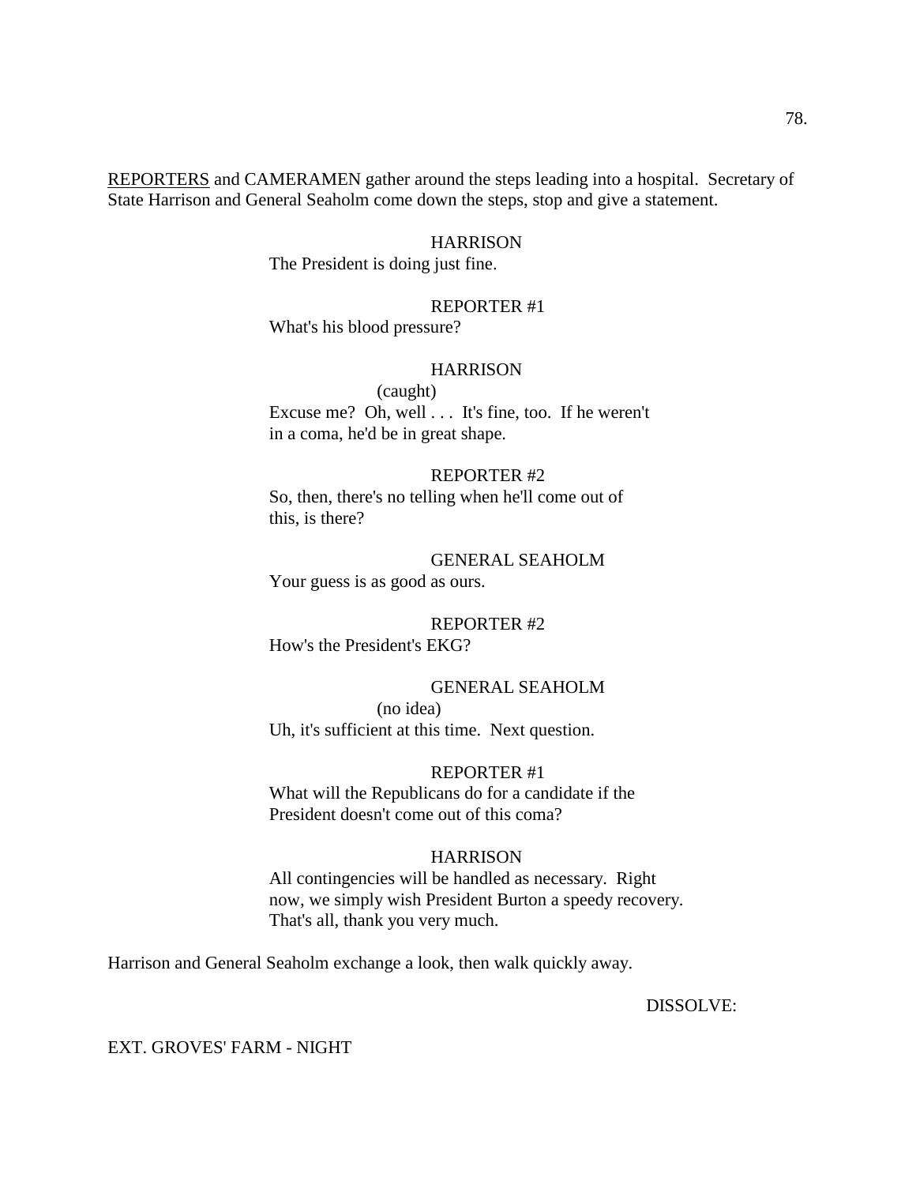REPORTERS and CAMERAMEN gather around the steps leading into a hospital. Secretary of State Harrison and General Seaholm come down the steps, stop and give a statement.

HARRISON
The President is doing just fine.

REPORTER #1
What's his blood pressure?

HARRISON
(caught)
Excuse me? Oh, well . . . It's fine, too. If he weren't in a coma, he'd be in great shape.

REPORTER #2
So, then, there's no telling when he'll come out of this, is there?

GENERAL SEAHOLM
Your guess is as good as ours.

REPORTER #2
How's the President's EKG?

GENERAL SEAHOLM
(no idea)
Uh, it's sufficient at this time. Next question.

REPORTER #1
What will the Republicans do for a candidate if the President doesn't come out of this coma?

HARRISON
All contingencies will be handled as necessary. Right now, we simply wish President Burton a speedy recovery. That's all, thank you very much.

Harrison and General Seaholm exchange a look, then walk quickly away.

DISSOLVE:

EXT. GROVES' FARM - NIGHT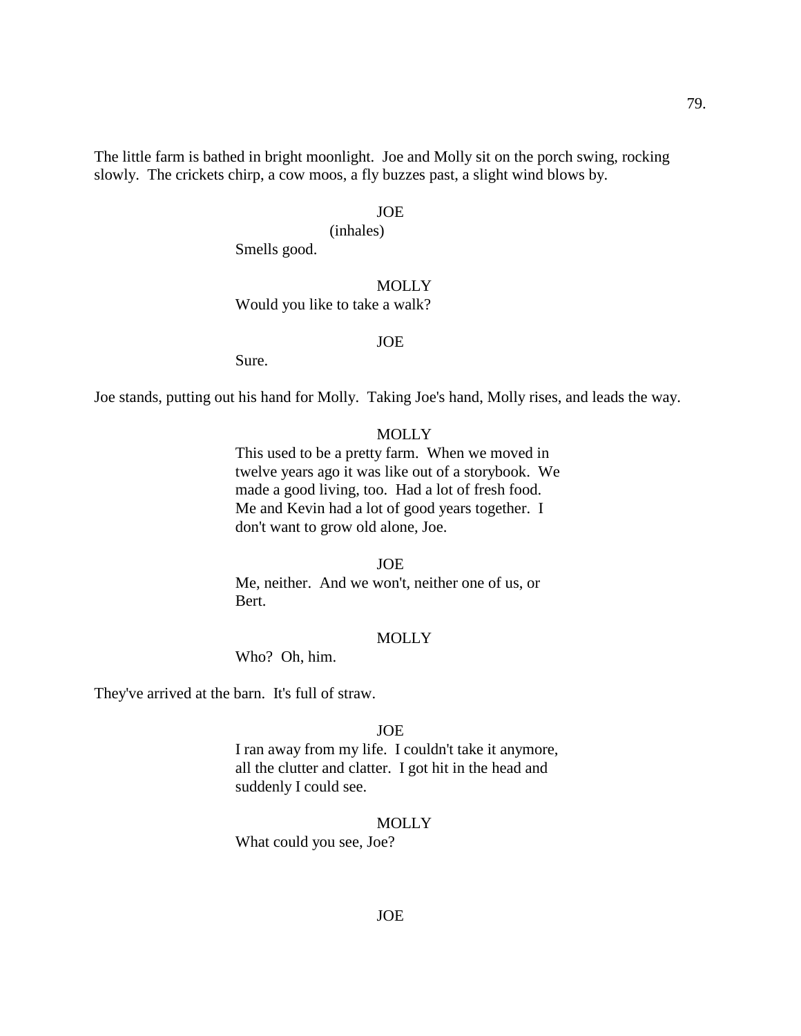The little farm is bathed in bright moonlight. Joe and Molly sit on the porch swing, rocking slowly. The crickets chirp, a cow moos, a fly buzzes past, a slight wind blows by.

JOE
(inhales)
Smells good.

MOLLY
Would you like to take a walk?

JOE
Sure.

Joe stands, putting out his hand for Molly. Taking Joe's hand, Molly rises, and leads the way.

MOLLY
This used to be a pretty farm. When we moved in twelve years ago it was like out of a storybook. We made a good living, too. Had a lot of fresh food. Me and Kevin had a lot of good years together. I don't want to grow old alone, Joe.

JOE
Me, neither. And we won't, neither one of us, or Bert.

MOLLY
Who? Oh, him.

They've arrived at the barn. It's full of straw.

JOE
I ran away from my life. I couldn't take it anymore, all the clutter and clatter. I got hit in the head and suddenly I could see.

MOLLY
What could you see, Joe?

JOE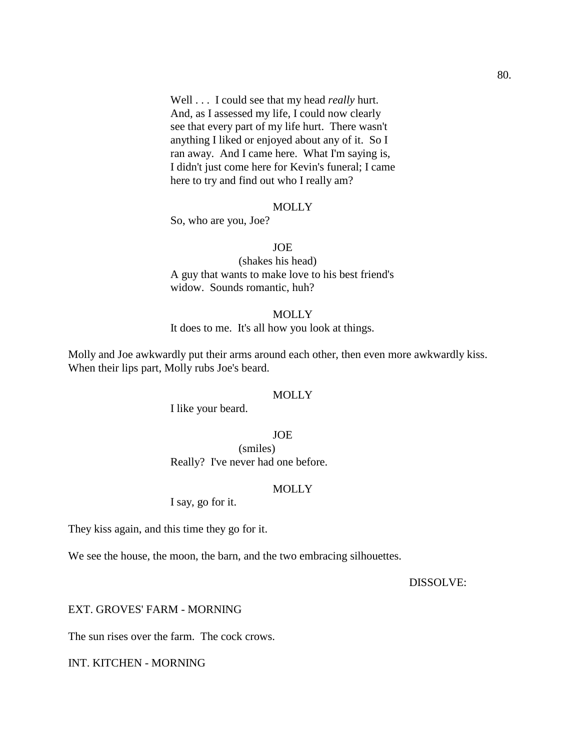Well . . . I could see that my head *really* hurt. And, as I assessed my life, I could now clearly see that every part of my life hurt. There wasn't anything I liked or enjoyed about any of it. So I ran away. And I came here. What I'm saying is, I didn't just come here for Kevin's funeral; I came here to try and find out who I really am?

MOLLY
So, who are you, Joe?

JOE
(shakes his head)
A guy that wants to make love to his best friend's widow. Sounds romantic, huh?

MOLLY
It does to me. It's all how you look at things.

Molly and Joe awkwardly put their arms around each other, then even more awkwardly kiss. When their lips part, Molly rubs Joe's beard.

MOLLY
I like your beard.

JOE
(smiles)
Really? I've never had one before.

MOLLY
I say, go for it.

They kiss again, and this time they go for it.

We see the house, the moon, the barn, and the two embracing silhouettes.

DISSOLVE:

EXT. GROVES' FARM - MORNING

The sun rises over the farm. The cock crows.

INT. KITCHEN - MORNING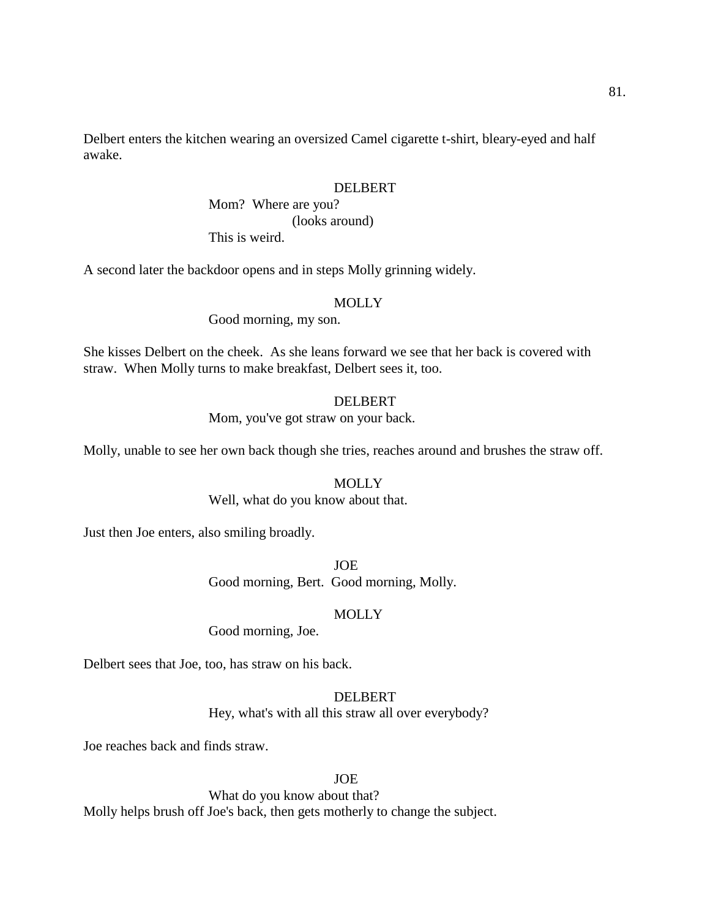Delbert enters the kitchen wearing an oversized Camel cigarette t-shirt, bleary-eyed and half awake.

DELBERT

Mom? Where are you?

(looks around)

This is weird.

A second later the backdoor opens and in steps Molly grinning widely.

MOLLY

Good morning, my son.

She kisses Delbert on the cheek. As she leans forward we see that her back is covered with straw. When Molly turns to make breakfast, Delbert sees it, too.

DELBERT

Mom, you've got straw on your back.

Molly, unable to see her own back though she tries, reaches around and brushes the straw off.

MOLLY

Well, what do you know about that.

Just then Joe enters, also smiling broadly.

JOE

Good morning, Bert. Good morning, Molly.

MOLLY

Good morning, Joe.

Delbert sees that Joe, too, has straw on his back.

DELBERT

Hey, what's with all this straw all over everybody?

Joe reaches back and finds straw.

JOE

What do you know about that?

Molly helps brush off Joe's back, then gets motherly to change the subject.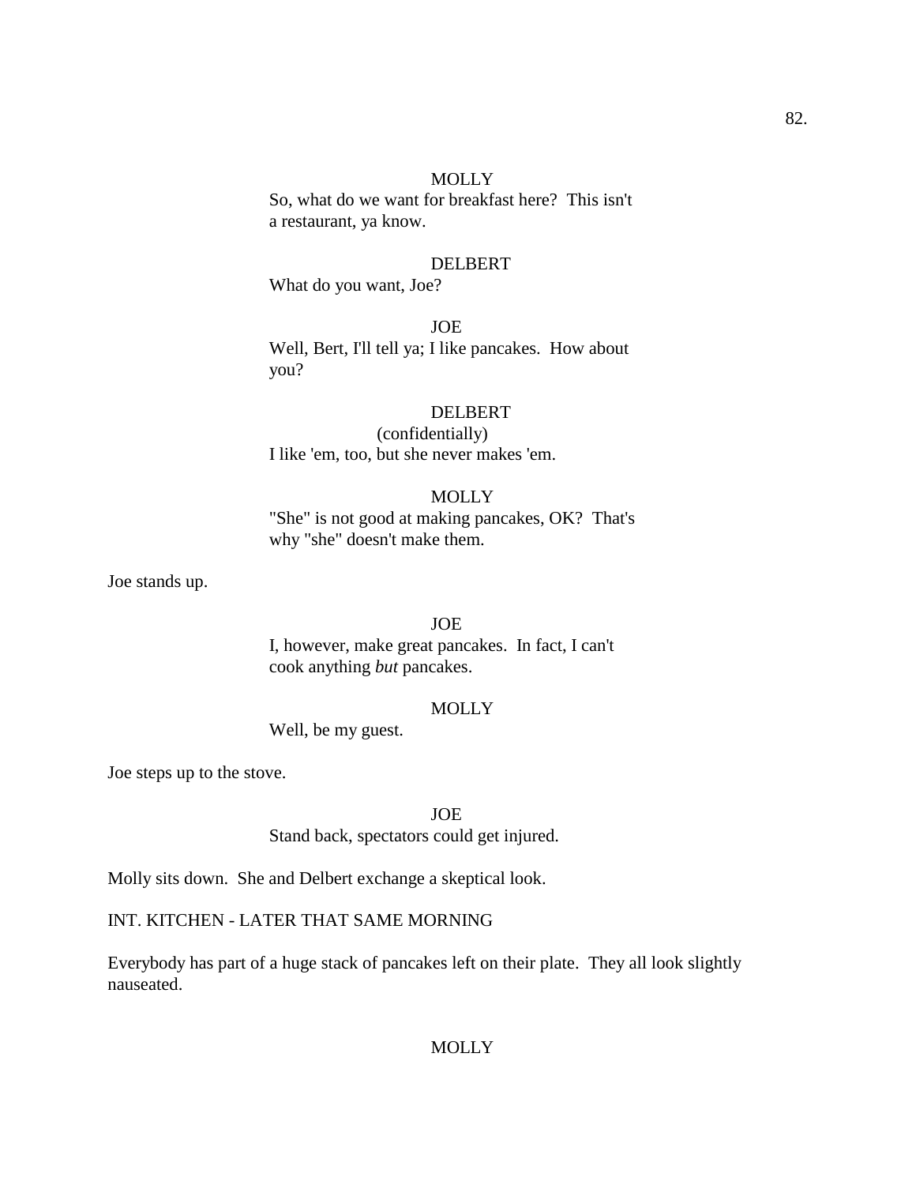MOLLY
So, what do we want for breakfast here? This isn't a restaurant, ya know.

DELBERT
What do you want, Joe?

JOE
Well, Bert, I'll tell ya; I like pancakes. How about you?

DELBERT
(confidentially)
I like 'em, too, but she never makes 'em.

MOLLY
"She" is not good at making pancakes, OK? That's why "she" doesn't make them.

Joe stands up.

JOE
I, however, make great pancakes. In fact, I can't cook anything *but* pancakes.

MOLLY
Well, be my guest.

Joe steps up to the stove.

JOE
Stand back, spectators could get injured.

Molly sits down. She and Delbert exchange a skeptical look.

INT. KITCHEN - LATER THAT SAME MORNING

Everybody has part of a huge stack of pancakes left on their plate. They all look slightly nauseated.

MOLLY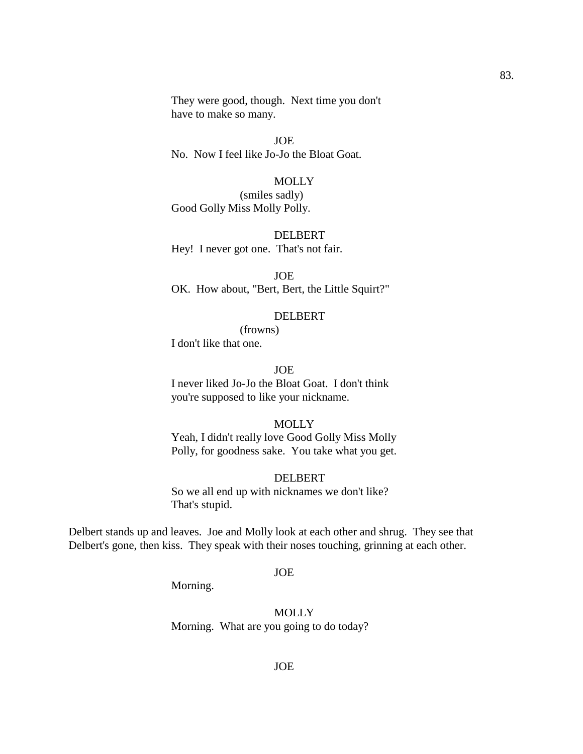They were good, though. Next time you don't have to make so many.

JOE

No. Now I feel like Jo-Jo the Bloat Goat.

MOLLY

(smiles sadly)

Good Golly Miss Molly Polly.

DELBERT

Hey! I never got one. That's not fair.

JOE

OK. How about, "Bert, Bert, the Little Squirt?"

DELBERT

(frowns)

I don't like that one.

JOE

I never liked Jo-Jo the Bloat Goat. I don't think you're supposed to like your nickname.

MOLLY

Yeah, I didn't really love Good Golly Miss Molly Polly, for goodness sake. You take what you get.

DELBERT

So we all end up with nicknames we don't like? That's stupid.

Delbert stands up and leaves. Joe and Molly look at each other and shrug. They see that Delbert's gone, then kiss. They speak with their noses touching, grinning at each other.

JOE

Morning.

MOLLY

Morning. What are you going to do today?

JOE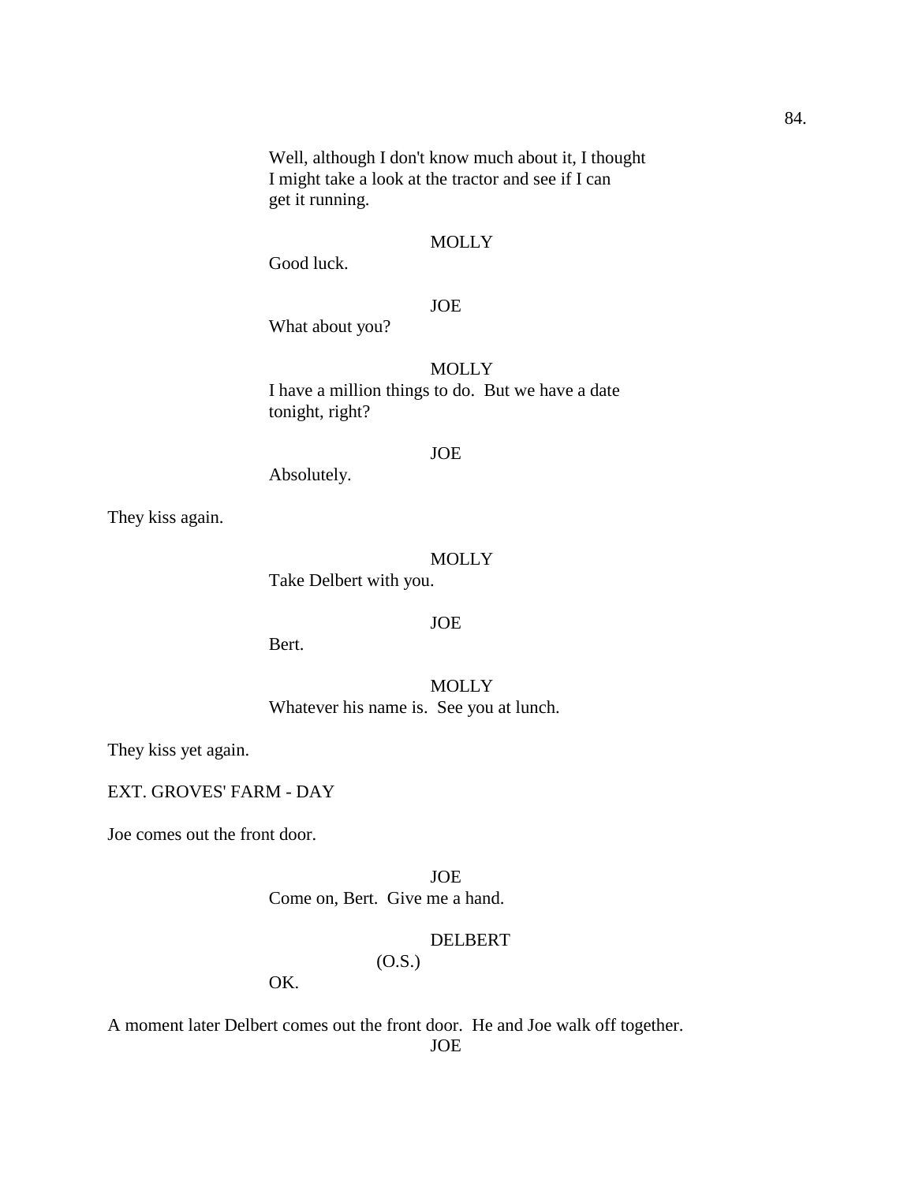Well, although I don't know much about it, I thought I might take a look at the tractor and see if I can get it running.

MOLLY

Good luck.

JOE

What about you?

MOLLY

I have a million things to do. But we have a date tonight, right?

JOE

Absolutely.

They kiss again.

MOLLY

Take Delbert with you.

JOE

Bert.

MOLLY

Whatever his name is. See you at lunch.

They kiss yet again.

EXT. GROVES' FARM - DAY

Joe comes out the front door.

JOE

Come on, Bert. Give me a hand.

DELBERT

(O.S.)

OK.

A moment later Delbert comes out the front door. He and Joe walk off together.

JOE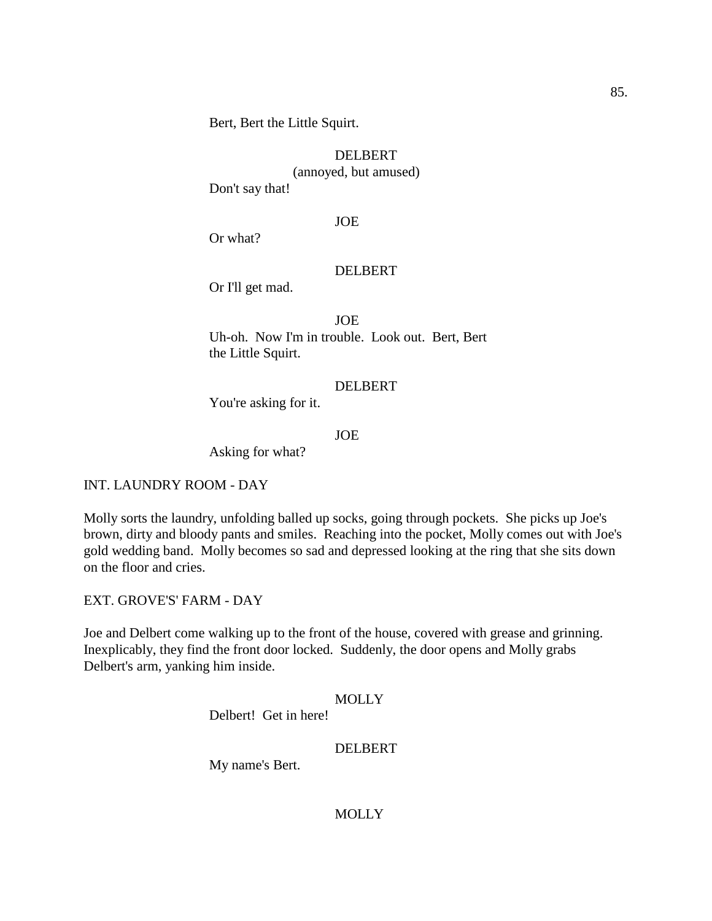Bert, Bert the Little Squirt.

DELBERT
(annoyed, but amused)
Don't say that!

JOE
Or what?

DELBERT
Or I'll get mad.

JOE
Uh-oh. Now I'm in trouble. Look out. Bert, Bert the Little Squirt.

DELBERT
You're asking for it.

JOE
Asking for what?

INT. LAUNDRY ROOM - DAY

Molly sorts the laundry, unfolding balled up socks, going through pockets. She picks up Joe's brown, dirty and bloody pants and smiles. Reaching into the pocket, Molly comes out with Joe's gold wedding band. Molly becomes so sad and depressed looking at the ring that she sits down on the floor and cries.

EXT. GROVE'S' FARM - DAY

Joe and Delbert come walking up to the front of the house, covered with grease and grinning. Inexplicably, they find the front door locked. Suddenly, the door opens and Molly grabs Delbert's arm, yanking him inside.

MOLLY
Delbert! Get in here!

DELBERT
My name's Bert.

MOLLY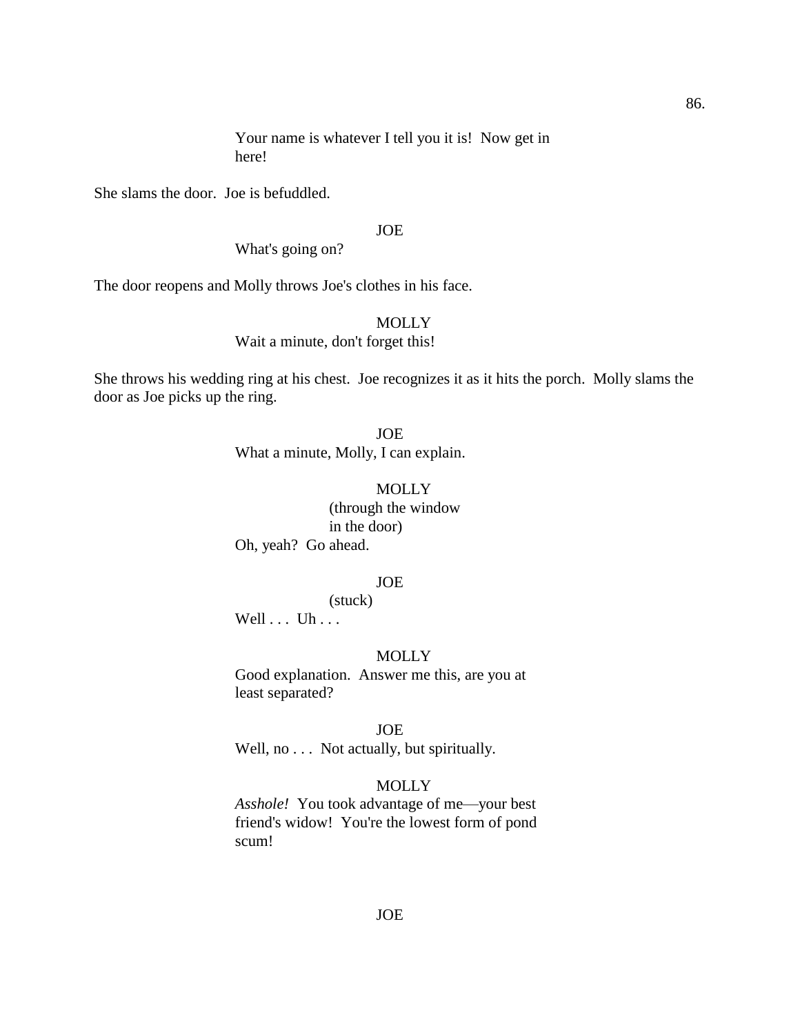Your name is whatever I tell you it is!  Now get in here!

She slams the door.  Joe is befuddled.

JOE

What's going on?

The door reopens and Molly throws Joe's clothes in his face.

MOLLY

Wait a minute, don't forget this!

She throws his wedding ring at his chest.  Joe recognizes it as it hits the porch.  Molly slams the door as Joe picks up the ring.

JOE

What a minute, Molly, I can explain.

MOLLY

(through the window in the door)

Oh, yeah?  Go ahead.

JOE

(stuck)

Well . . .  Uh . . .

MOLLY

Good explanation.  Answer me this, are you at least separated?

JOE

Well, no . . .  Not actually, but spiritually.

MOLLY

*Asshole!*  You took advantage of me—your best friend's widow!  You're the lowest form of pond scum!

JOE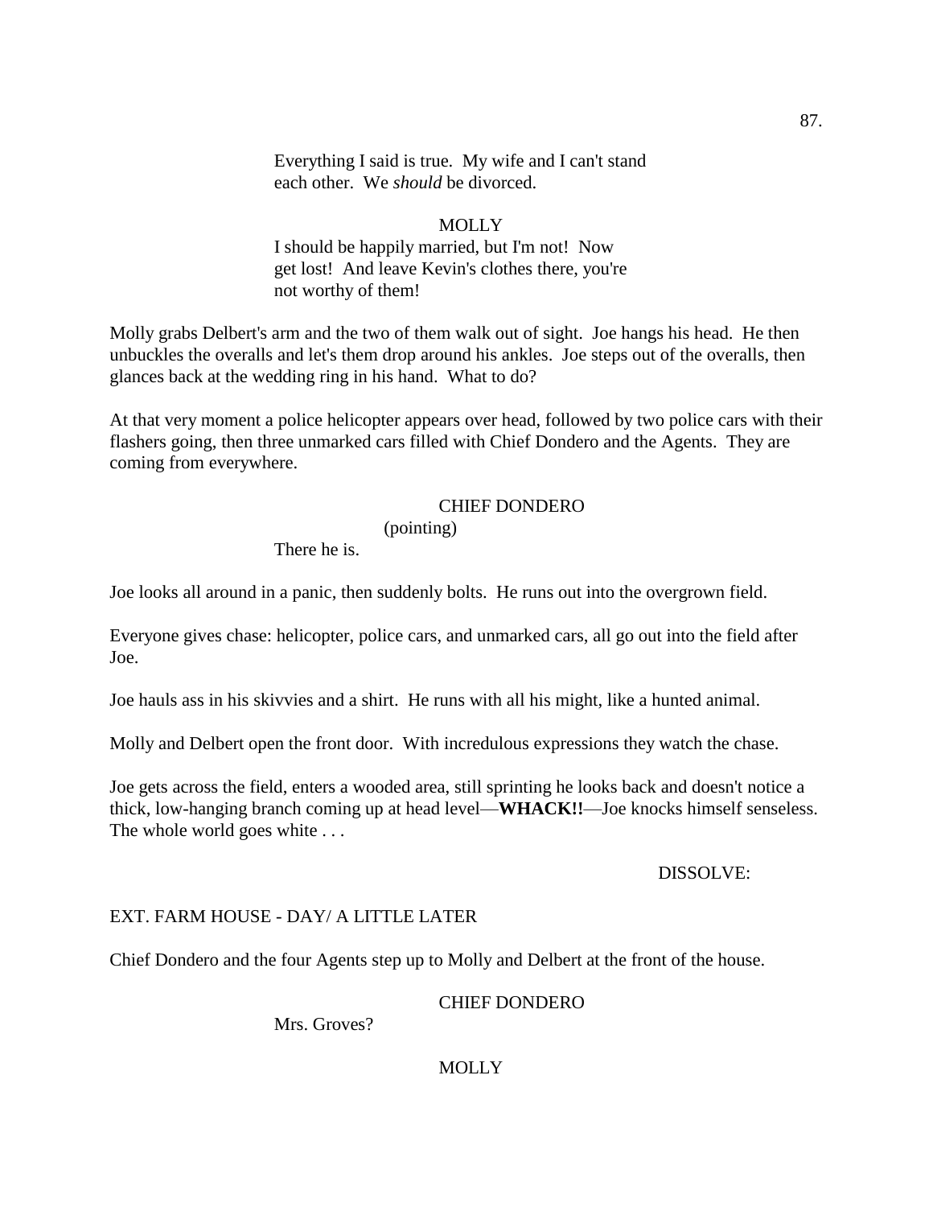Everything I said is true.  My wife and I can't stand each other.  We *should* be divorced.

MOLLY

I should be happily married, but I'm not!  Now get lost!  And leave Kevin's clothes there, you're not worthy of them!

Molly grabs Delbert's arm and the two of them walk out of sight.  Joe hangs his head.  He then unbuckles the overalls and let's them drop around his ankles.  Joe steps out of the overalls, then glances back at the wedding ring in his hand.  What to do?

At that very moment a police helicopter appears over head, followed by two police cars with their flashers going, then three unmarked cars filled with Chief Dondero and the Agents.  They are coming from everywhere.

CHIEF DONDERO

(pointing)

There he is.

Joe looks all around in a panic, then suddenly bolts.  He runs out into the overgrown field.

Everyone gives chase: helicopter, police cars, and unmarked cars, all go out into the field after Joe.

Joe hauls ass in his skivvies and a shirt.  He runs with all his might, like a hunted animal.

Molly and Delbert open the front door.  With incredulous expressions they watch the chase.

Joe gets across the field, enters a wooded area, still sprinting he looks back and doesn't notice a thick, low-hanging branch coming up at head level—**WHACK!!**—Joe knocks himself senseless.  The whole world goes white . . .

DISSOLVE:

EXT. FARM HOUSE - DAY/ A LITTLE LATER

Chief Dondero and the four Agents step up to Molly and Delbert at the front of the house.

CHIEF DONDERO

Mrs. Groves?

MOLLY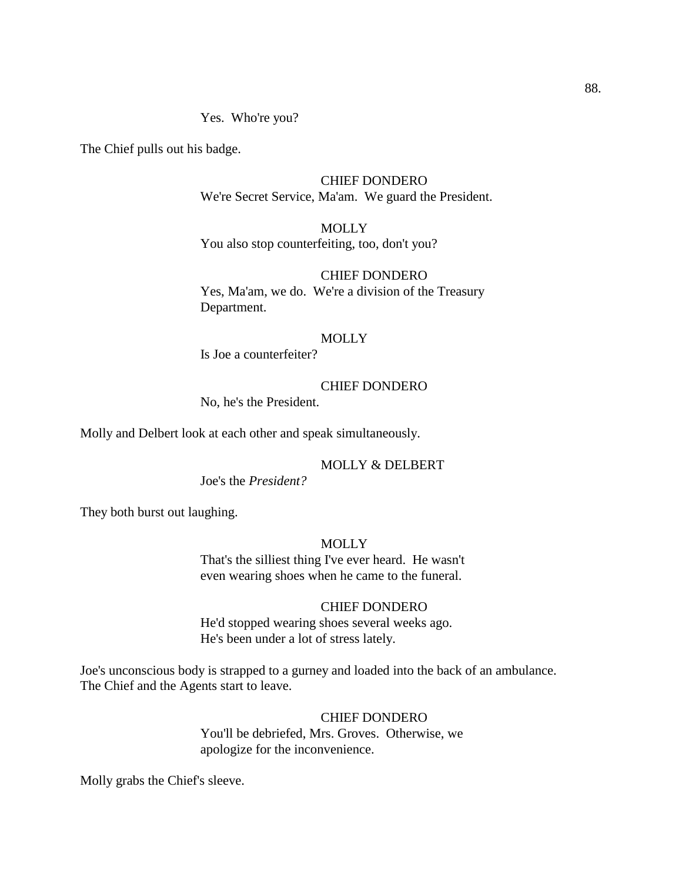Yes.  Who're you?

The Chief pulls out his badge.

CHIEF DONDERO
We're Secret Service, Ma'am.  We guard the President.

MOLLY
You also stop counterfeiting, too, don't you?

CHIEF DONDERO
Yes, Ma'am, we do.  We're a division of the Treasury Department.

MOLLY
Is Joe a counterfeiter?

CHIEF DONDERO
No, he's the President.

Molly and Delbert look at each other and speak simultaneously.

MOLLY & DELBERT
Joe's the *President?*

They both burst out laughing.

MOLLY
That's the silliest thing I've ever heard.  He wasn't even wearing shoes when he came to the funeral.

CHIEF DONDERO
He'd stopped wearing shoes several weeks ago.  He's been under a lot of stress lately.

Joe's unconscious body is strapped to a gurney and loaded into the back of an ambulance.  The Chief and the Agents start to leave.

CHIEF DONDERO
You'll be debriefed, Mrs. Groves.  Otherwise, we apologize for the inconvenience.

Molly grabs the Chief's sleeve.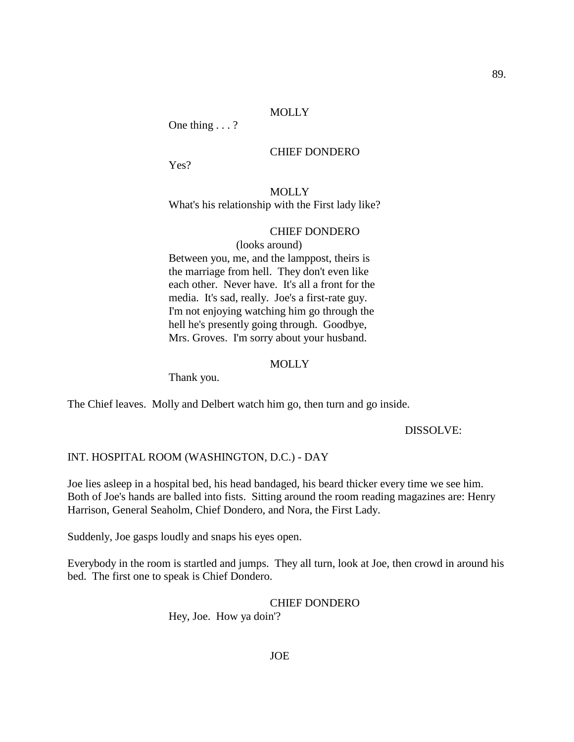MOLLY

One thing . . . ?

CHIEF DONDERO

Yes?

MOLLY

What's his relationship with the First lady like?

CHIEF DONDERO

(looks around)

Between you, me, and the lamppost, theirs is the marriage from hell. They don't even like each other. Never have. It's all a front for the media. It's sad, really. Joe's a first-rate guy. I'm not enjoying watching him go through the hell he's presently going through. Goodbye, Mrs. Groves. I'm sorry about your husband.

MOLLY

Thank you.

The Chief leaves. Molly and Delbert watch him go, then turn and go inside.

DISSOLVE:

INT. HOSPITAL ROOM (WASHINGTON, D.C.) - DAY

Joe lies asleep in a hospital bed, his head bandaged, his beard thicker every time we see him. Both of Joe's hands are balled into fists. Sitting around the room reading magazines are: Henry Harrison, General Seaholm, Chief Dondero, and Nora, the First Lady.

Suddenly, Joe gasps loudly and snaps his eyes open.

Everybody in the room is startled and jumps. They all turn, look at Joe, then crowd in around his bed. The first one to speak is Chief Dondero.

CHIEF DONDERO

Hey, Joe. How ya doin'?

JOE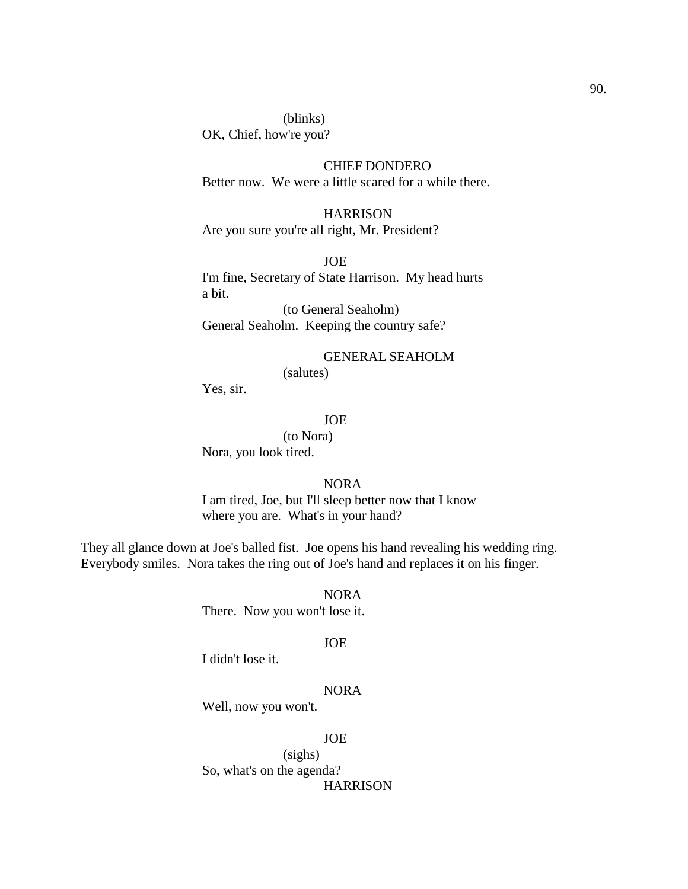(blinks)
OK, Chief, how're you?

CHIEF DONDERO
Better now. We were a little scared for a while there.

HARRISON
Are you sure you're all right, Mr. President?

JOE
I'm fine, Secretary of State Harrison. My head hurts a bit.
(to General Seaholm)
General Seaholm. Keeping the country safe?

GENERAL SEAHOLM
(salutes)
Yes, sir.

JOE
(to Nora)
Nora, you look tired.

NORA
I am tired, Joe, but I'll sleep better now that I know where you are. What's in your hand?

They all glance down at Joe's balled fist. Joe opens his hand revealing his wedding ring. Everybody smiles. Nora takes the ring out of Joe's hand and replaces it on his finger.

NORA
There. Now you won't lose it.

JOE
I didn't lose it.

NORA
Well, now you won't.

JOE
(sighs)
So, what's on the agenda?

HARRISON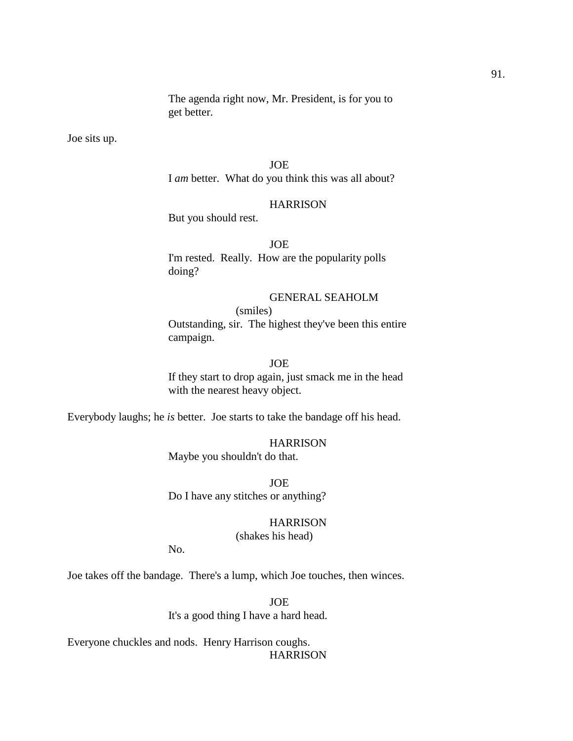The agenda right now, Mr. President, is for you to get better.

Joe sits up.

JOE

I *am* better. What do you think this was all about?

HARRISON

But you should rest.

JOE

I'm rested. Really. How are the popularity polls doing?

GENERAL SEAHOLM

(smiles)

Outstanding, sir. The highest they've been this entire campaign.

JOE

If they start to drop again, just smack me in the head with the nearest heavy object.

Everybody laughs; he *is* better. Joe starts to take the bandage off his head.

HARRISON

Maybe you shouldn't do that.

JOE

Do I have any stitches or anything?

HARRISON

(shakes his head)

No.

Joe takes off the bandage. There's a lump, which Joe touches, then winces.

JOE

It's a good thing I have a hard head.

Everyone chuckles and nods. Henry Harrison coughs.

HARRISON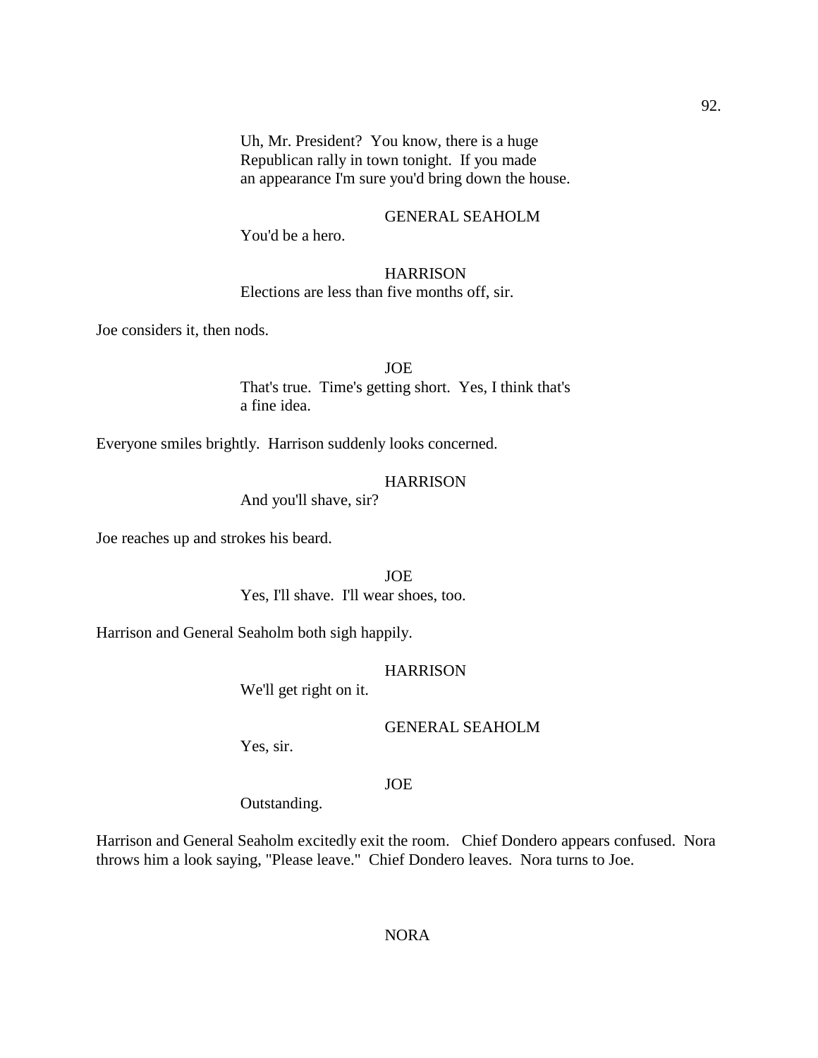Uh, Mr. President? You know, there is a huge Republican rally in town tonight. If you made an appearance I'm sure you'd bring down the house.

GENERAL SEAHOLM

You'd be a hero.

HARRISON

Elections are less than five months off, sir.

Joe considers it, then nods.

JOE

That's true. Time's getting short. Yes, I think that's a fine idea.

Everyone smiles brightly. Harrison suddenly looks concerned.

HARRISON

And you'll shave, sir?

Joe reaches up and strokes his beard.

JOE

Yes, I'll shave. I'll wear shoes, too.

Harrison and General Seaholm both sigh happily.

HARRISON

We'll get right on it.

GENERAL SEAHOLM

Yes, sir.

JOE

Outstanding.

Harrison and General Seaholm excitedly exit the room. Chief Dondero appears confused. Nora throws him a look saying, "Please leave." Chief Dondero leaves. Nora turns to Joe.

NORA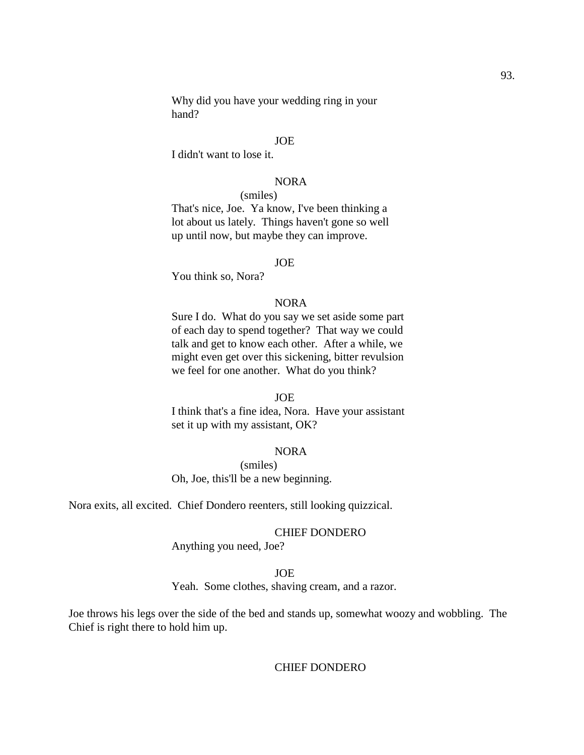Why did you have your wedding ring in your hand?

JOE

I didn't want to lose it.

NORA

(smiles)

That's nice, Joe. Ya know, I've been thinking a lot about us lately. Things haven't gone so well up until now, but maybe they can improve.

JOE

You think so, Nora?

NORA

Sure I do. What do you say we set aside some part of each day to spend together? That way we could talk and get to know each other. After a while, we might even get over this sickening, bitter revulsion we feel for one another. What do you think?

JOE

I think that's a fine idea, Nora. Have your assistant set it up with my assistant, OK?

NORA

(smiles)

Oh, Joe, this'll be a new beginning.

Nora exits, all excited. Chief Dondero reenters, still looking quizzical.

CHIEF DONDERO

Anything you need, Joe?

JOE

Yeah. Some clothes, shaving cream, and a razor.

Joe throws his legs over the side of the bed and stands up, somewhat woozy and wobbling. The Chief is right there to hold him up.

CHIEF DONDERO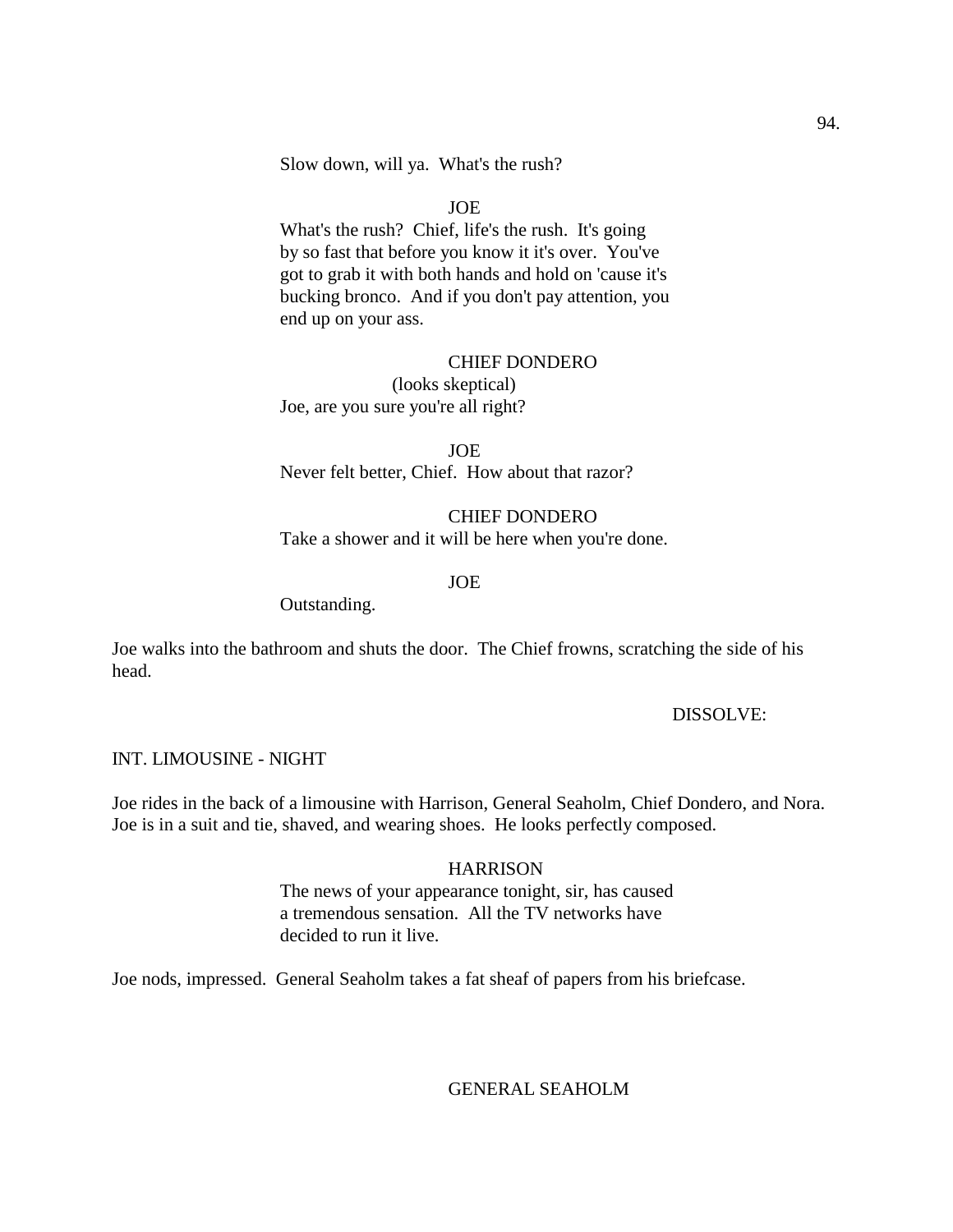Slow down, will ya.  What's the rush?

JOE

What's the rush?  Chief, life's the rush.  It's going by so fast that before you know it it's over.  You've got to grab it with both hands and hold on 'cause it's bucking bronco.  And if you don't pay attention, you end up on your ass.

CHIEF DONDERO

(looks skeptical)

Joe, are you sure you're all right?

JOE

Never felt better, Chief.  How about that razor?

CHIEF DONDERO

Take a shower and it will be here when you're done.

JOE

Outstanding.

Joe walks into the bathroom and shuts the door.  The Chief frowns, scratching the side of his head.

DISSOLVE:

INT. LIMOUSINE - NIGHT

Joe rides in the back of a limousine with Harrison, General Seaholm, Chief Dondero, and Nora.  Joe is in a suit and tie, shaved, and wearing shoes.  He looks perfectly composed.

HARRISON

The news of your appearance tonight, sir, has caused a tremendous sensation.  All the TV networks have decided to run it live.

Joe nods, impressed.  General Seaholm takes a fat sheaf of papers from his briefcase.

GENERAL SEAHOLM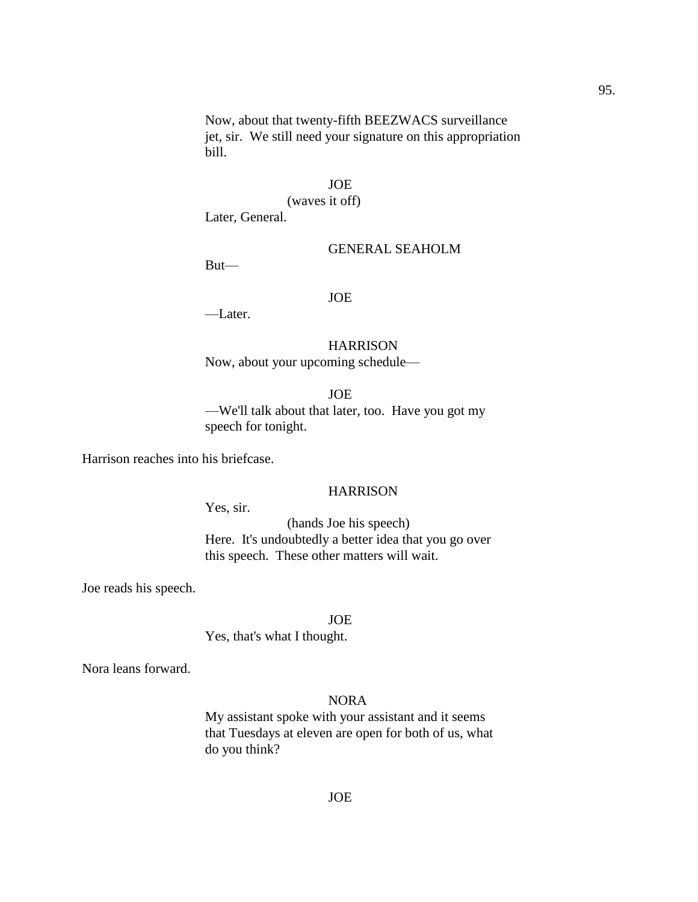Now, about that twenty-fifth BEEZWACS surveillance jet, sir. We still need your signature on this appropriation bill.

JOE

(waves it off)

Later, General.

GENERAL SEAHOLM

But—

JOE

—Later.

HARRISON

Now, about your upcoming schedule—

JOE

—We'll talk about that later, too. Have you got my speech for tonight.

Harrison reaches into his briefcase.

HARRISON

Yes, sir.

(hands Joe his speech)

Here. It's undoubtedly a better idea that you go over this speech. These other matters will wait.

Joe reads his speech.

JOE

Yes, that's what I thought.

Nora leans forward.

NORA

My assistant spoke with your assistant and it seems that Tuesdays at eleven are open for both of us, what do you think?

JOE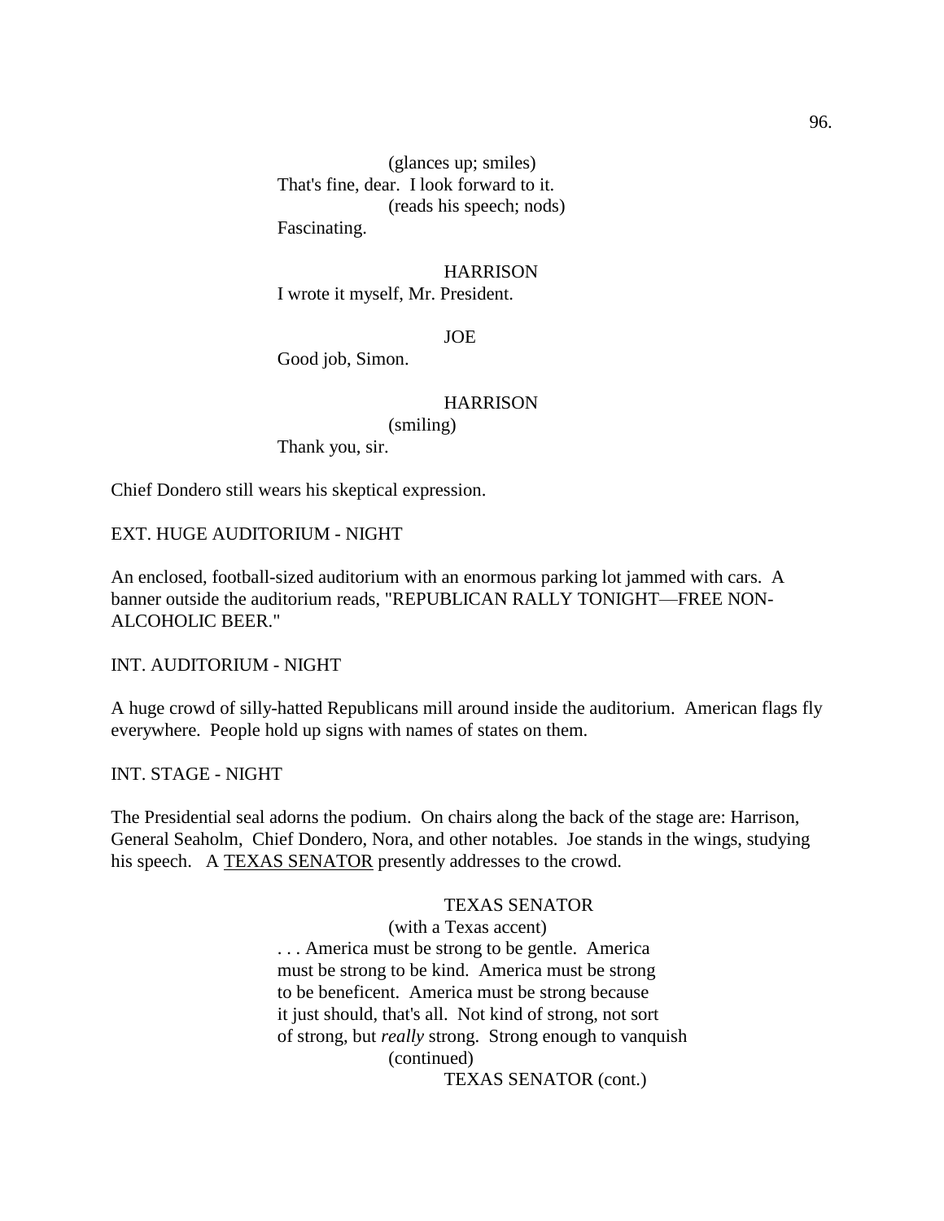(glances up; smiles)
That's fine, dear. I look forward to it.
(reads his speech; nods)
Fascinating.

HARRISON
I wrote it myself, Mr. President.

JOE
Good job, Simon.

HARRISON
(smiling)
Thank you, sir.

Chief Dondero still wears his skeptical expression.

EXT. HUGE AUDITORIUM - NIGHT

An enclosed, football-sized auditorium with an enormous parking lot jammed with cars. A banner outside the auditorium reads, "REPUBLICAN RALLY TONIGHT—FREE NON-ALCOHOLIC BEER."

INT. AUDITORIUM - NIGHT

A huge crowd of silly-hatted Republicans mill around inside the auditorium. American flags fly everywhere. People hold up signs with names of states on them.

INT. STAGE - NIGHT

The Presidential seal adorns the podium. On chairs along the back of the stage are: Harrison, General Seaholm, Chief Dondero, Nora, and other notables. Joe stands in the wings, studying his speech. A TEXAS SENATOR presently addresses to the crowd.

TEXAS SENATOR
(with a Texas accent)
. . . America must be strong to be gentle. America must be strong to be kind. America must be strong to be beneficent. America must be strong because it just should, that's all. Not kind of strong, not sort of strong, but *really* strong. Strong enough to vanquish
(continued)
TEXAS SENATOR (cont.)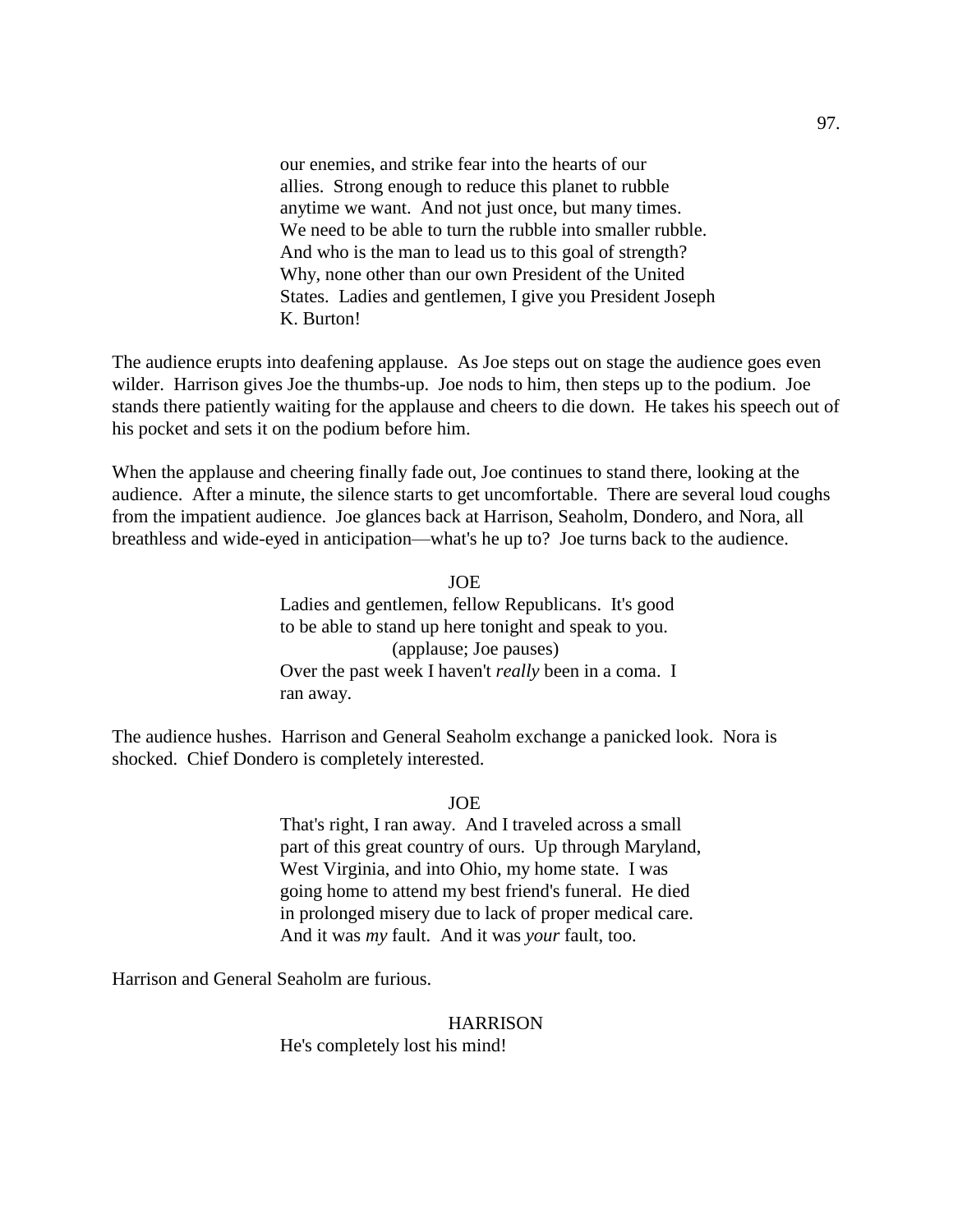our enemies, and strike fear into the hearts of our allies. Strong enough to reduce this planet to rubble anytime we want. And not just once, but many times. We need to be able to turn the rubble into smaller rubble. And who is the man to lead us to this goal of strength? Why, none other than our own President of the United States. Ladies and gentlemen, I give you President Joseph K. Burton!

The audience erupts into deafening applause. As Joe steps out on stage the audience goes even wilder. Harrison gives Joe the thumbs-up. Joe nods to him, then steps up to the podium. Joe stands there patiently waiting for the applause and cheers to die down. He takes his speech out of his pocket and sets it on the podium before him.

When the applause and cheering finally fade out, Joe continues to stand there, looking at the audience. After a minute, the silence starts to get uncomfortable. There are several loud coughs from the impatient audience. Joe glances back at Harrison, Seaholm, Dondero, and Nora, all breathless and wide-eyed in anticipation—what's he up to? Joe turns back to the audience.

JOE

Ladies and gentlemen, fellow Republicans. It's good to be able to stand up here tonight and speak to you.

(applause; Joe pauses)

Over the past week I haven't *really* been in a coma. I ran away.

The audience hushes. Harrison and General Seaholm exchange a panicked look. Nora is shocked. Chief Dondero is completely interested.

JOE

That's right, I ran away. And I traveled across a small part of this great country of ours. Up through Maryland, West Virginia, and into Ohio, my home state. I was going home to attend my best friend's funeral. He died in prolonged misery due to lack of proper medical care. And it was *my* fault. And it was *your* fault, too.

Harrison and General Seaholm are furious.

HARRISON

He's completely lost his mind!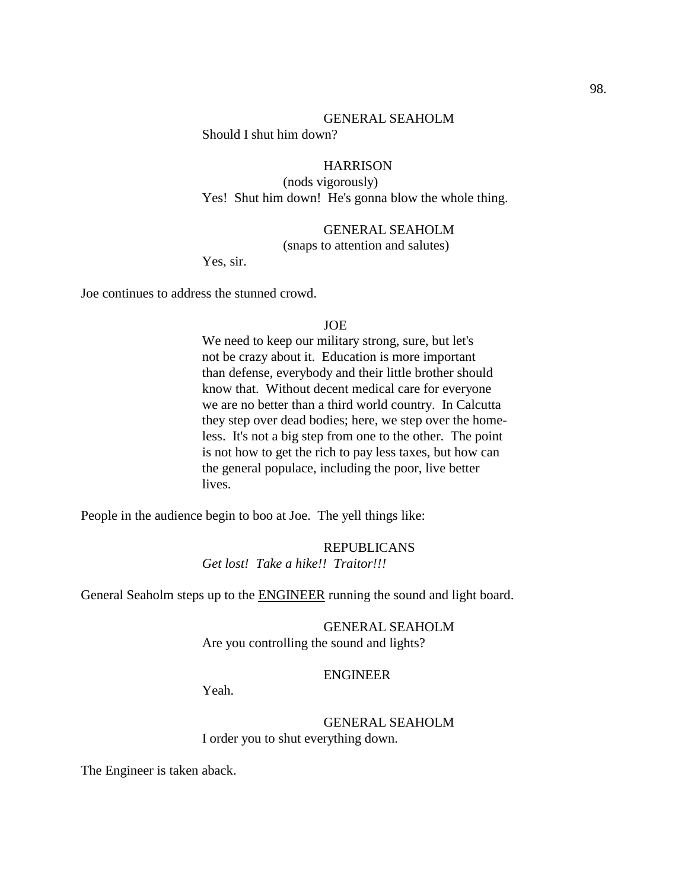GENERAL SEAHOLM

Should I shut him down?

HARRISON

(nods vigorously)

Yes! Shut him down! He's gonna blow the whole thing.

GENERAL SEAHOLM

(snaps to attention and salutes)

Yes, sir.

Joe continues to address the stunned crowd.

JOE

We need to keep our military strong, sure, but let's not be crazy about it. Education is more important than defense, everybody and their little brother should know that. Without decent medical care for everyone we are no better than a third world country. In Calcutta they step over dead bodies; here, we step over the homeless. It's not a big step from one to the other. The point is not how to get the rich to pay less taxes, but how can the general populace, including the poor, live better lives.

People in the audience begin to boo at Joe. The yell things like:

REPUBLICANS

*Get lost! Take a hike!! Traitor!!!*

General Seaholm steps up to the <u>ENGINEER</u> running the sound and light board.

GENERAL SEAHOLM

Are you controlling the sound and lights?

ENGINEER

Yeah.

GENERAL SEAHOLM

I order you to shut everything down.

The Engineer is taken aback.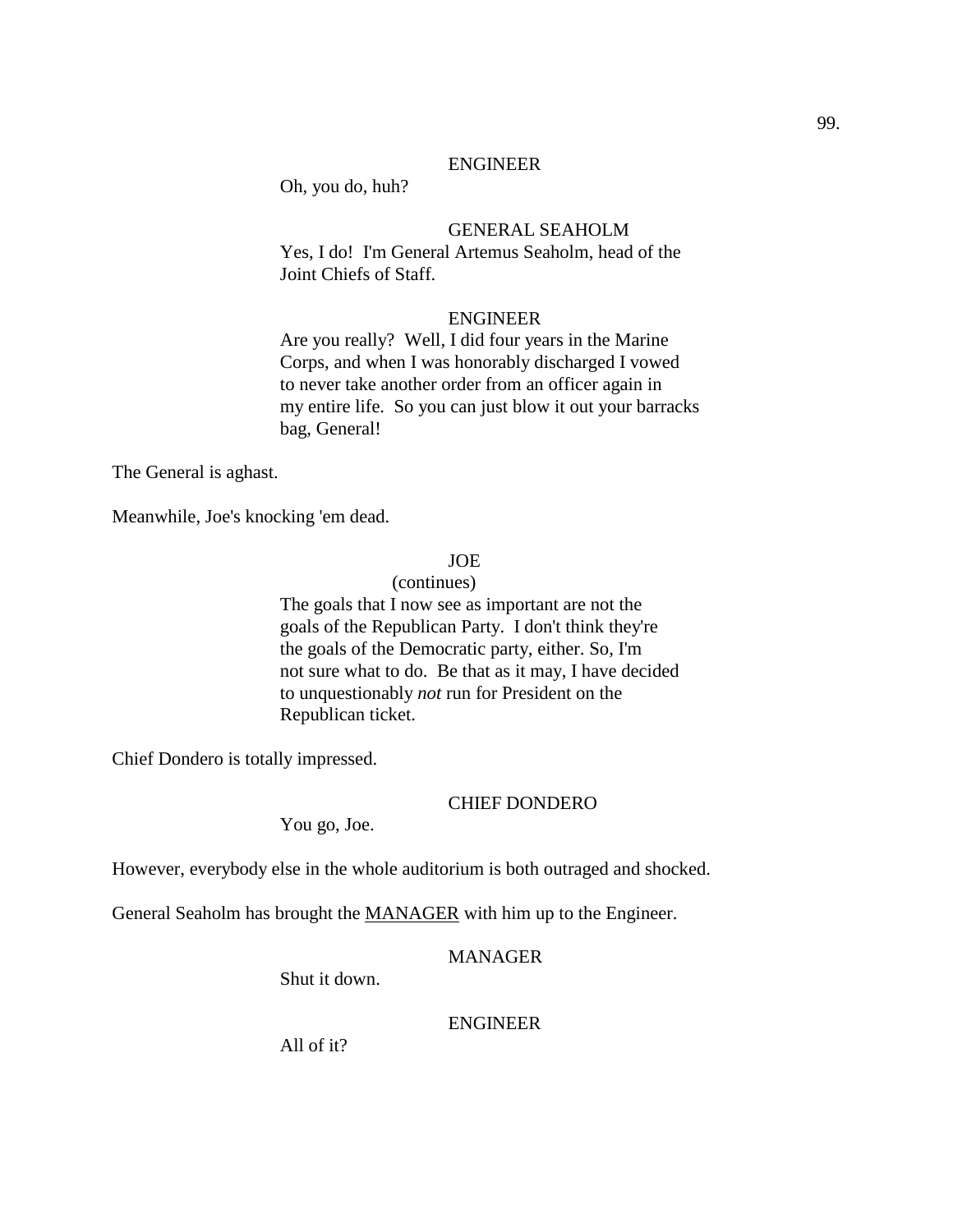ENGINEER

Oh, you do, huh?

GENERAL SEAHOLM

Yes, I do! I'm General Artemus Seaholm, head of the Joint Chiefs of Staff.

ENGINEER

Are you really? Well, I did four years in the Marine Corps, and when I was honorably discharged I vowed to never take another order from an officer again in my entire life. So you can just blow it out your barracks bag, General!

The General is aghast.

Meanwhile, Joe's knocking 'em dead.

JOE

(continues)

The goals that I now see as important are not the goals of the Republican Party. I don't think they're the goals of the Democratic party, either. So, I'm not sure what to do. Be that as it may, I have decided to unquestionably *not* run for President on the Republican ticket.

Chief Dondero is totally impressed.

CHIEF DONDERO

You go, Joe.

However, everybody else in the whole auditorium is both outraged and shocked.

General Seaholm has brought the <u>MANAGER</u> with him up to the Engineer.

MANAGER

Shut it down.

ENGINEER

All of it?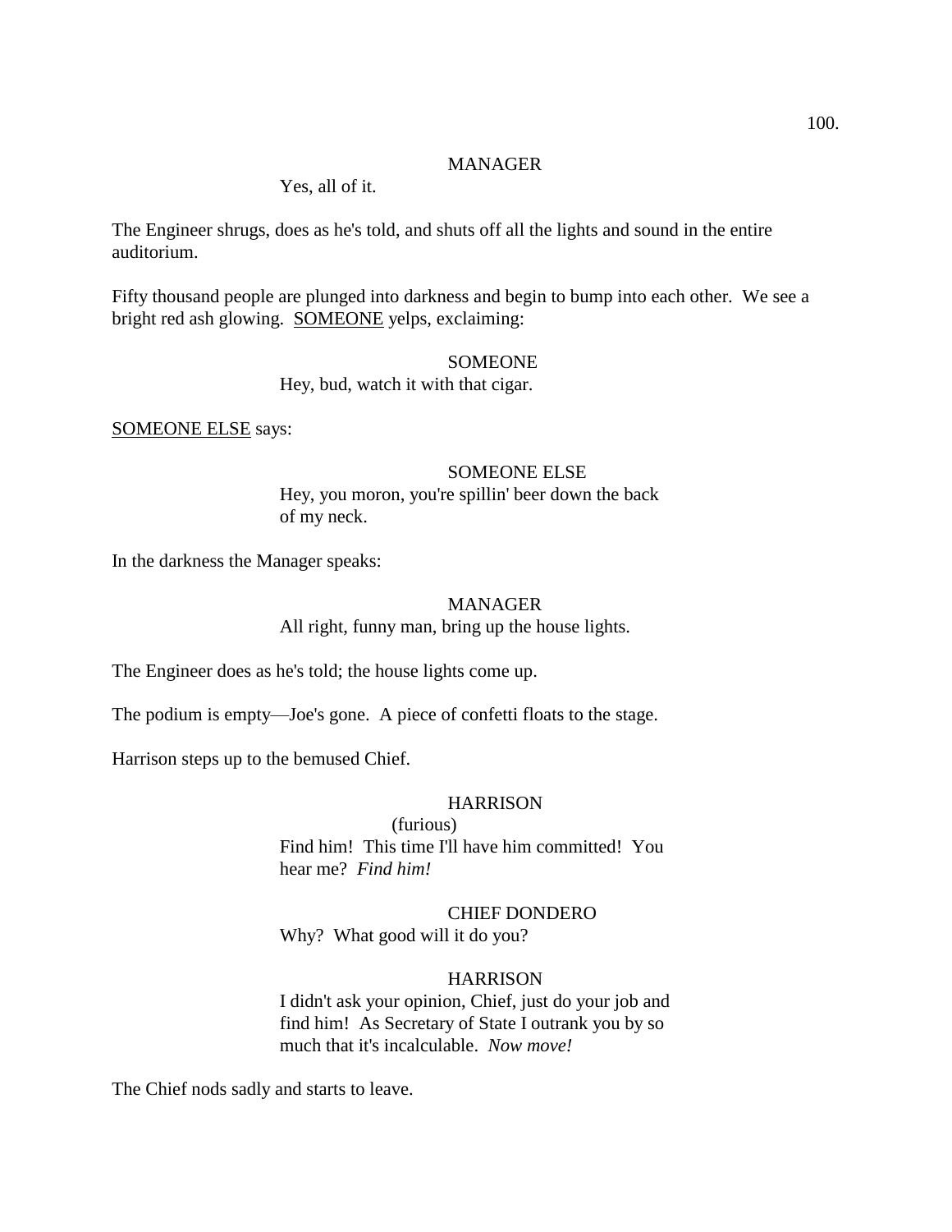MANAGER

Yes, all of it.

The Engineer shrugs, does as he's told, and shuts off all the lights and sound in the entire auditorium.

Fifty thousand people are plunged into darkness and begin to bump into each other. We see a bright red ash glowing. SOMEONE yelps, exclaiming:

SOMEONE

Hey, bud, watch it with that cigar.

SOMEONE ELSE says:

SOMEONE ELSE

Hey, you moron, you're spillin' beer down the back of my neck.

In the darkness the Manager speaks:

MANAGER

All right, funny man, bring up the house lights.

The Engineer does as he's told; the house lights come up.

The podium is empty—Joe's gone. A piece of confetti floats to the stage.

Harrison steps up to the bemused Chief.

HARRISON

(furious)

Find him! This time I'll have him committed! You hear me? *Find him!*

CHIEF DONDERO

Why? What good will it do you?

HARRISON

I didn't ask your opinion, Chief, just do your job and find him! As Secretary of State I outrank you by so much that it's incalculable. *Now move!*

The Chief nods sadly and starts to leave.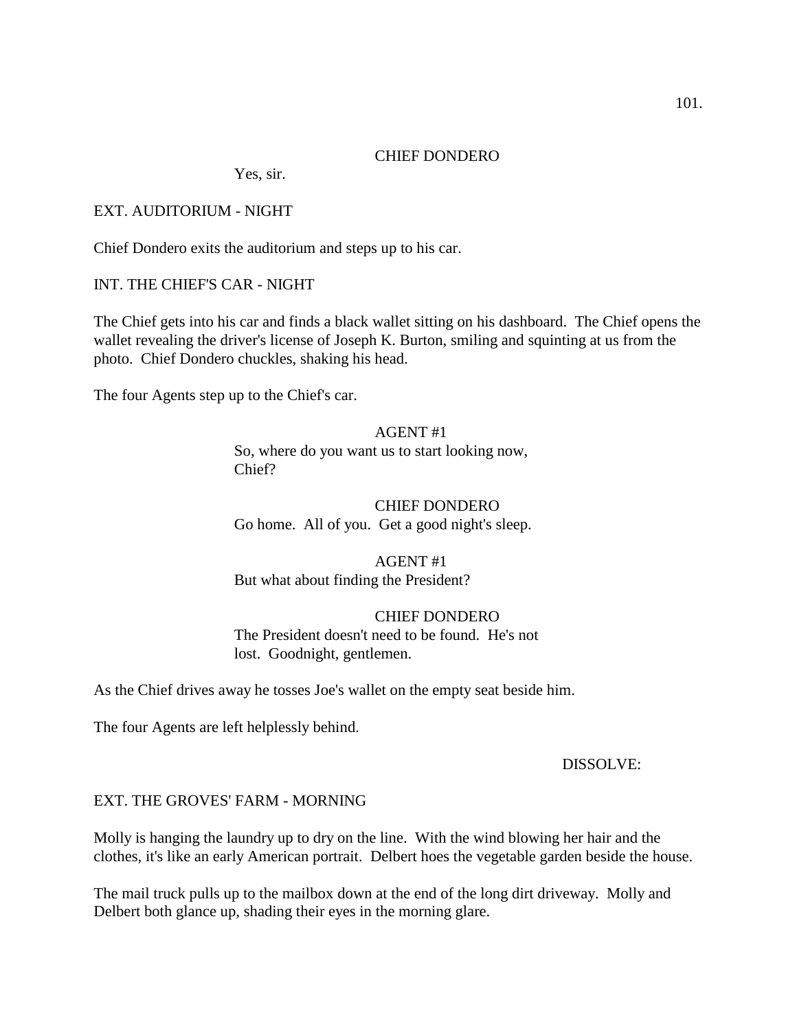CHIEF DONDERO

Yes, sir.

EXT. AUDITORIUM - NIGHT

Chief Dondero exits the auditorium and steps up to his car.

INT. THE CHIEF'S CAR - NIGHT

The Chief gets into his car and finds a black wallet sitting on his dashboard. The Chief opens the wallet revealing the driver's license of Joseph K. Burton, smiling and squinting at us from the photo. Chief Dondero chuckles, shaking his head.

The four Agents step up to the Chief's car.

AGENT #1

So, where do you want us to start looking now, Chief?

CHIEF DONDERO

Go home. All of you. Get a good night's sleep.

AGENT #1

But what about finding the President?

CHIEF DONDERO

The President doesn't need to be found. He's not lost. Goodnight, gentlemen.

As the Chief drives away he tosses Joe's wallet on the empty seat beside him.

The four Agents are left helplessly behind.

DISSOLVE:

EXT. THE GROVES' FARM - MORNING

Molly is hanging the laundry up to dry on the line. With the wind blowing her hair and the clothes, it's like an early American portrait. Delbert hoes the vegetable garden beside the house.

The mail truck pulls up to the mailbox down at the end of the long dirt driveway. Molly and Delbert both glance up, shading their eyes in the morning glare.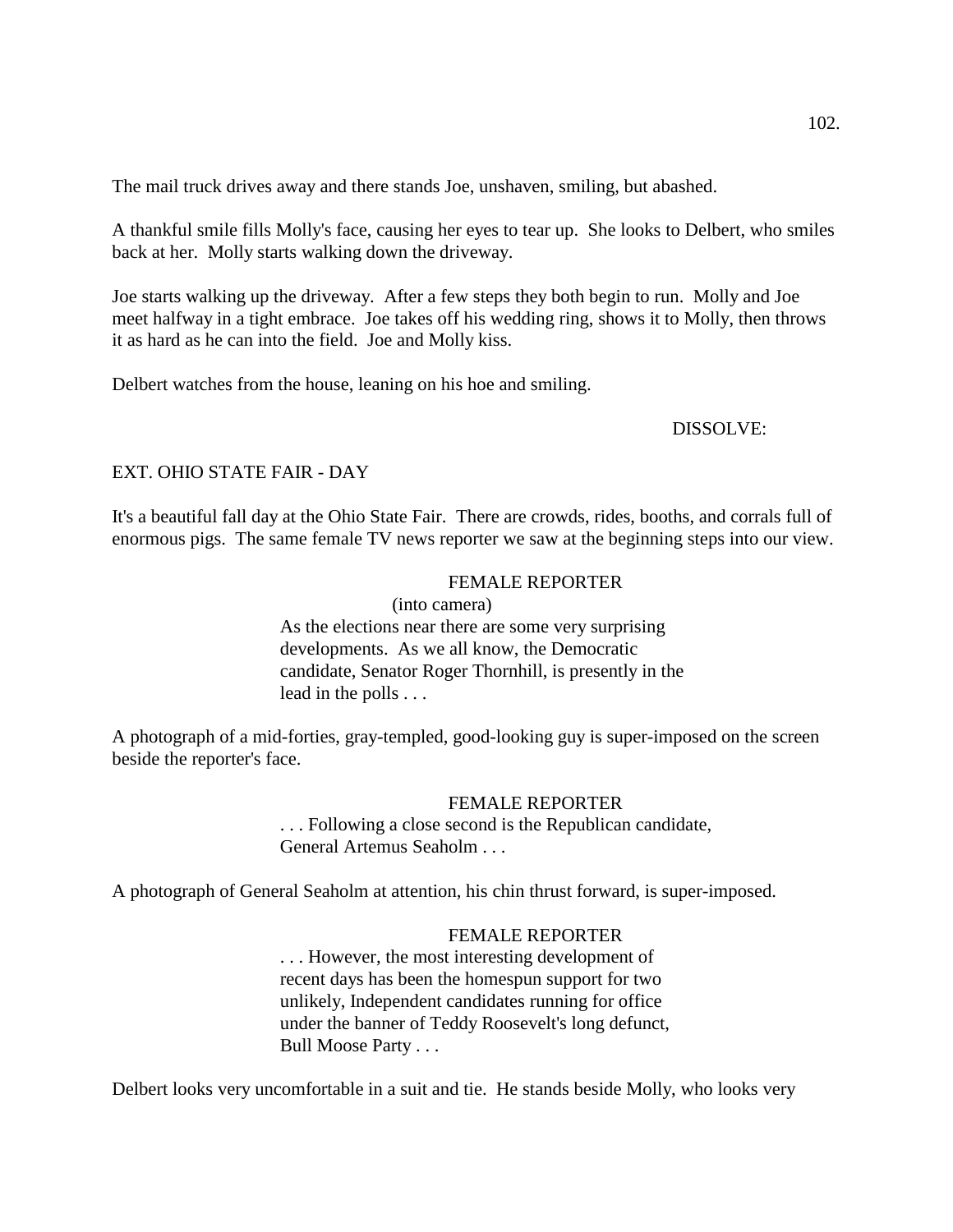The mail truck drives away and there stands Joe, unshaven, smiling, but abashed.

A thankful smile fills Molly's face, causing her eyes to tear up. She looks to Delbert, who smiles back at her. Molly starts walking down the driveway.

Joe starts walking up the driveway. After a few steps they both begin to run. Molly and Joe meet halfway in a tight embrace. Joe takes off his wedding ring, shows it to Molly, then throws it as hard as he can into the field. Joe and Molly kiss.

Delbert watches from the house, leaning on his hoe and smiling.

DISSOLVE:

EXT. OHIO STATE FAIR - DAY

It's a beautiful fall day at the Ohio State Fair. There are crowds, rides, booths, and corrals full of enormous pigs. The same female TV news reporter we saw at the beginning steps into our view.

FEMALE REPORTER
(into camera)
As the elections near there are some very surprising developments. As we all know, the Democratic candidate, Senator Roger Thornhill, is presently in the lead in the polls . . .

A photograph of a mid-forties, gray-templed, good-looking guy is super-imposed on the screen beside the reporter's face.

FEMALE REPORTER
. . . Following a close second is the Republican candidate, General Artemus Seaholm . . .

A photograph of General Seaholm at attention, his chin thrust forward, is super-imposed.

FEMALE REPORTER
. . . However, the most interesting development of recent days has been the homespun support for two unlikely, Independent candidates running for office under the banner of Teddy Roosevelt's long defunct, Bull Moose Party . . .

Delbert looks very uncomfortable in a suit and tie. He stands beside Molly, who looks very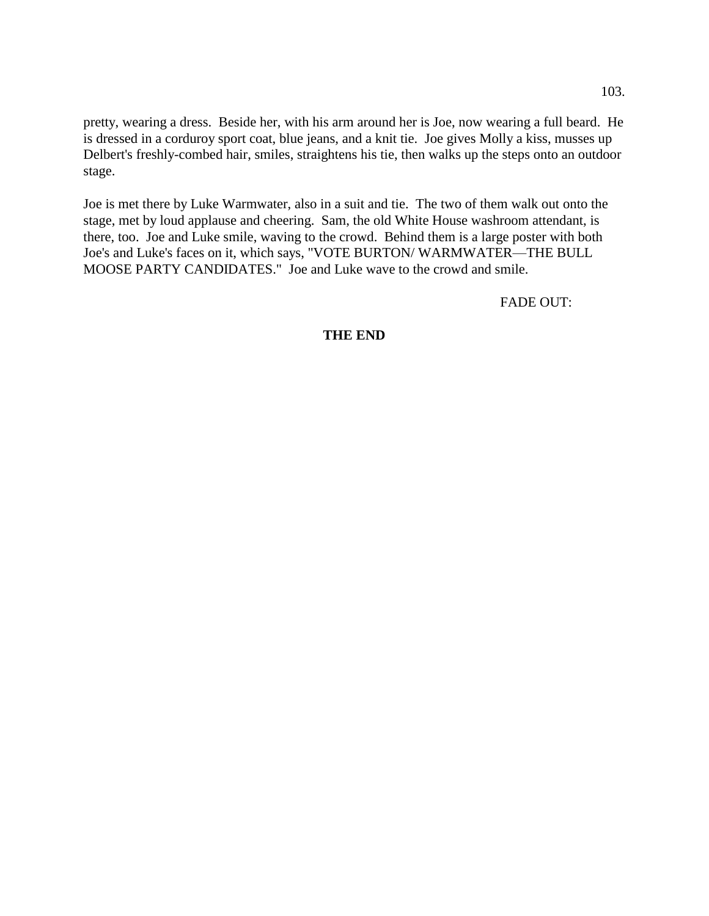pretty, wearing a dress. Beside her, with his arm around her is Joe, now wearing a full beard. He is dressed in a corduroy sport coat, blue jeans, and a knit tie. Joe gives Molly a kiss, musses up Delbert's freshly-combed hair, smiles, straightens his tie, then walks up the steps onto an outdoor stage.

Joe is met there by Luke Warmwater, also in a suit and tie. The two of them walk out onto the stage, met by loud applause and cheering. Sam, the old White House washroom attendant, is there, too. Joe and Luke smile, waving to the crowd. Behind them is a large poster with both Joe's and Luke's faces on it, which says, "VOTE BURTON/ WARMWATER—THE BULL MOOSE PARTY CANDIDATES." Joe and Luke wave to the crowd and smile.

FADE OUT:

**THE END**